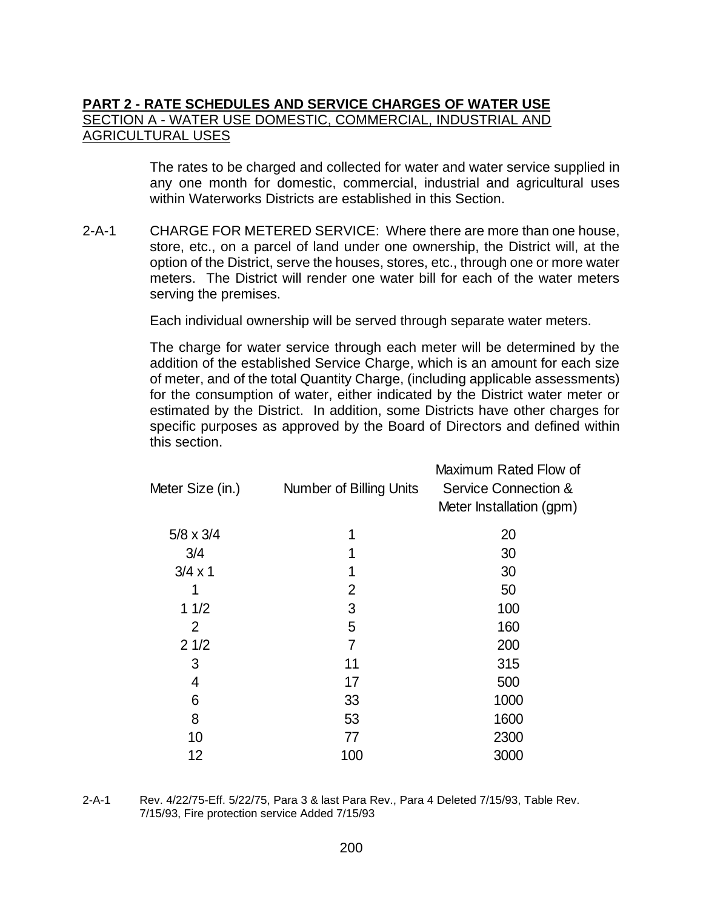**PART 2 - RATE SCHEDULES AND SERVICE CHARGES OF WATER USE**

SECTION A - WATER USE DOMESTIC, COMMERCIAL, INDUSTRIAL AND AGRICULTURAL USES

The rates to be charged and collected for water and water service supplied in any one month for domestic, commercial, industrial and agricultural uses within Waterworks Districts are established in this Section.

2-A-1 CHARGE FOR METERED SERVICE: Where there are more than one house, store, etc., on a parcel of land under one ownership, the District will, at the option of the District, serve the houses, stores, etc., through one or more water meters. The District will render one water bill for each of the water meters serving the premises.

Each individual ownership will be served through separate water meters.

The charge for water service through each meter will be determined by the addition of the established Service Charge, which is an amount for each size of meter, and of the total Quantity Charge, (including applicable assessments) for the consumption of water, either indicated by the District water meter or estimated by the District. In addition, some Districts have other charges for specific purposes as approved by the Board of Directors and defined within this section.

| Meter Size (in.) | Number of Billing Units | Maximum Rated Flow of Service Connection & Meter Installation (gpm) |
|---|---|---|
| 5/8 x 3/4 | 1 | 20 |
| 3/4 | 1 | 30 |
| 3/4 x 1 | 1 | 30 |
| 1 | 2 | 50 |
| 1 1/2 | 3 | 100 |
| 2 | 5 | 160 |
| 2 1/2 | 7 | 200 |
| 3 | 11 | 315 |
| 4 | 17 | 500 |
| 6 | 33 | 1000 |
| 8 | 53 | 1600 |
| 10 | 77 | 2300 |
| 12 | 100 | 3000 |

2-A-1 Rev. 4/22/75-Eff. 5/22/75, Para 3 & last Para Rev., Para 4 Deleted 7/15/93, Table Rev. 7/15/93, Fire protection service Added 7/15/93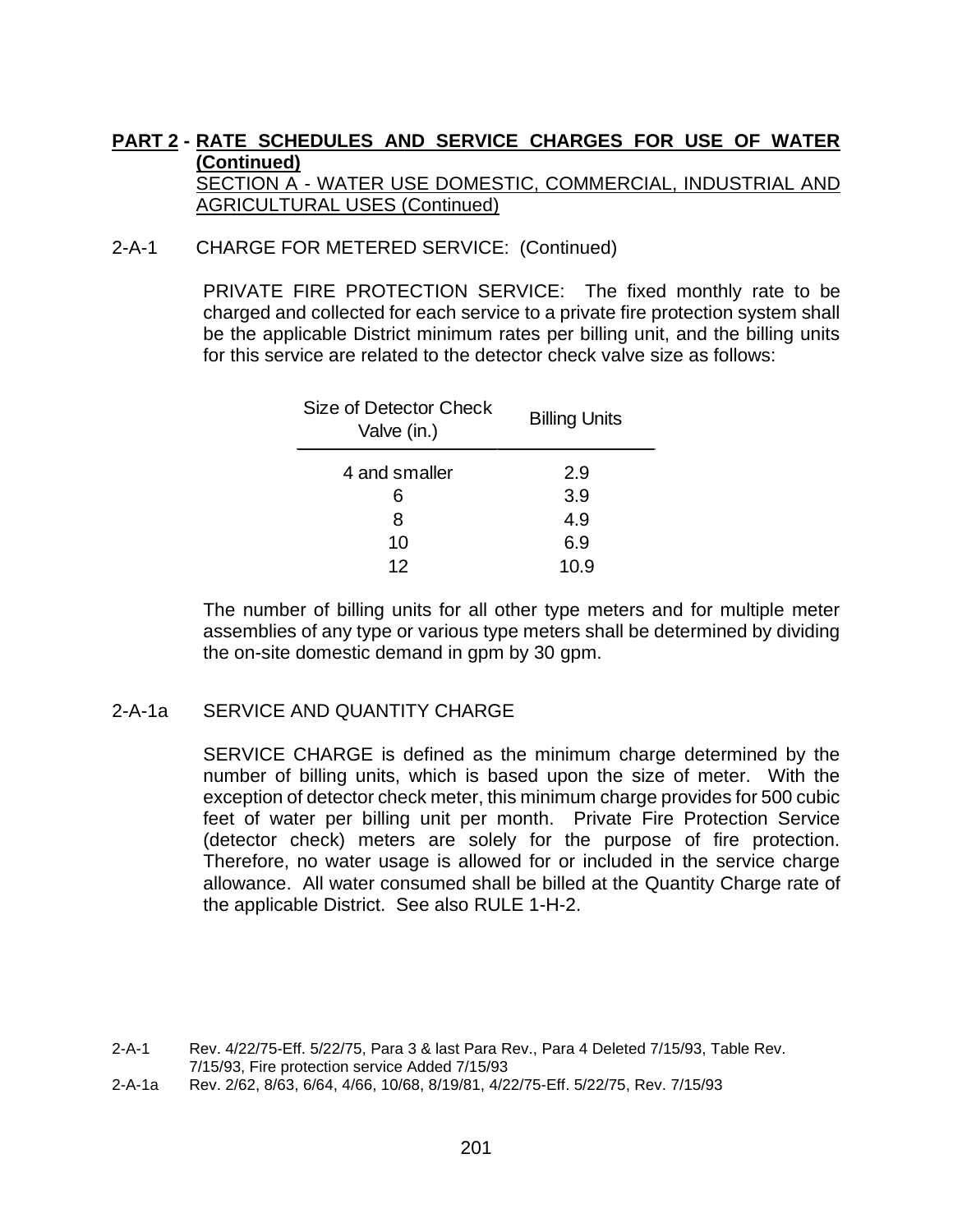**PART 2 - RATE SCHEDULES AND SERVICE CHARGES FOR USE OF WATER (Continued)**

SECTION A - WATER USE DOMESTIC, COMMERCIAL, INDUSTRIAL AND AGRICULTURAL USES (Continued)

2-A-1 CHARGE FOR METERED SERVICE: (Continued)

PRIVATE FIRE PROTECTION SERVICE: The fixed monthly rate to be charged and collected for each service to a private fire protection system shall be the applicable District minimum rates per billing unit, and the billing units for this service are related to the detector check valve size as follows:

| Size of Detector Check Valve (in.) | Billing Units |
|---|---|
| 4 and smaller | 2.9 |
| 6 | 3.9 |
| 8 | 4.9 |
| 10 | 6.9 |
| 12 | 10.9 |

The number of billing units for all other type meters and for multiple meter assemblies of any type or various type meters shall be determined by dividing the on-site domestic demand in gpm by 30 gpm.

2-A-1a SERVICE AND QUANTITY CHARGE

SERVICE CHARGE is defined as the minimum charge determined by the number of billing units, which is based upon the size of meter. With the exception of detector check meter, this minimum charge provides for 500 cubic feet of water per billing unit per month. Private Fire Protection Service (detector check) meters are solely for the purpose of fire protection. Therefore, no water usage is allowed for or included in the service charge allowance. All water consumed shall be billed at the Quantity Charge rate of the applicable District. See also RULE 1-H-2.

2-A-1 Rev. 4/22/75-Eff. 5/22/75, Para 3 & last Para Rev., Para 4 Deleted 7/15/93, Table Rev. 7/15/93, Fire protection service Added 7/15/93

2-A-1a Rev. 2/62, 8/63, 6/64, 4/66, 10/68, 8/19/81, 4/22/75-Eff. 5/22/75, Rev. 7/15/93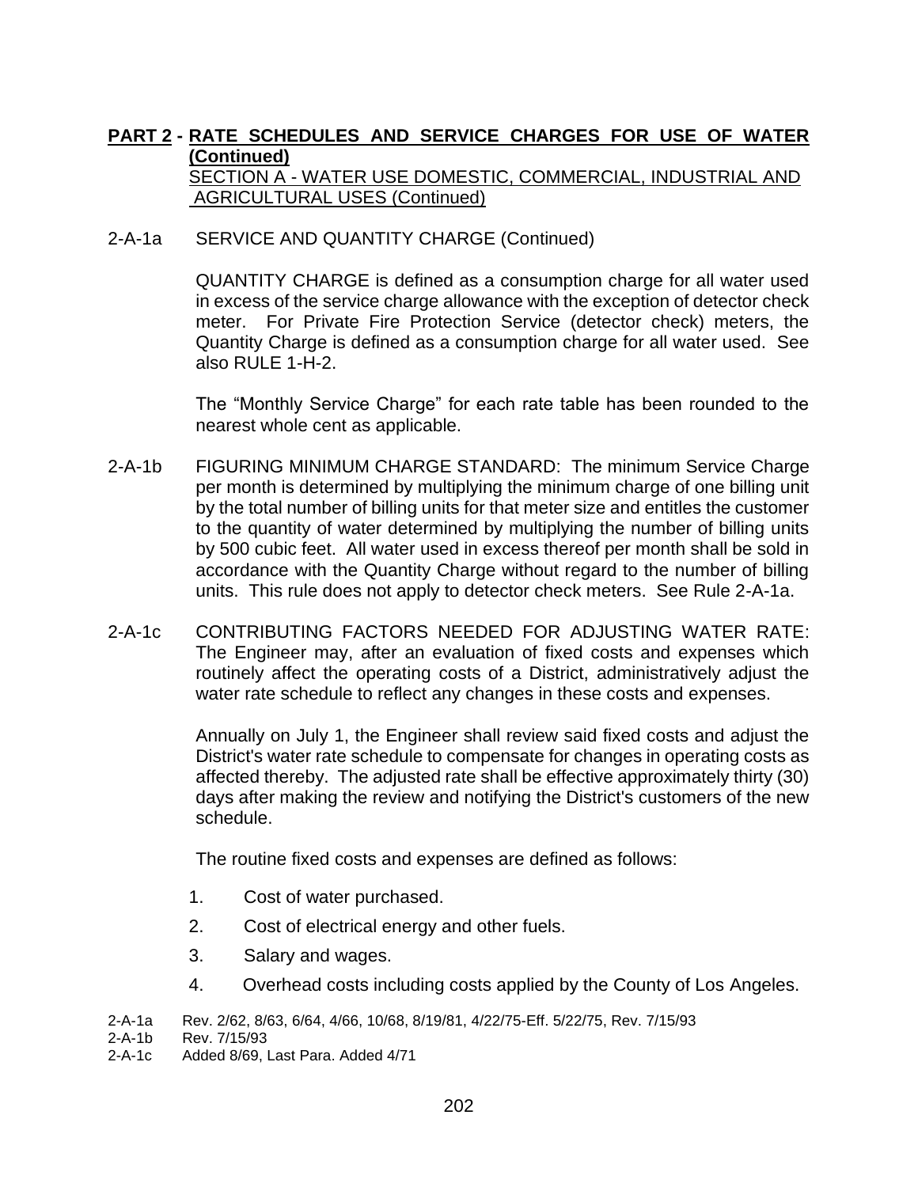## PART 2 - RATE SCHEDULES AND SERVICE CHARGES FOR USE OF WATER (Continued)

SECTION A - WATER USE DOMESTIC, COMMERCIAL, INDUSTRIAL AND AGRICULTURAL USES (Continued)

2-A-1a SERVICE AND QUANTITY CHARGE (Continued)

QUANTITY CHARGE is defined as a consumption charge for all water used in excess of the service charge allowance with the exception of detector check meter. For Private Fire Protection Service (detector check) meters, the Quantity Charge is defined as a consumption charge for all water used. See also RULE 1-H-2.

The "Monthly Service Charge" for each rate table has been rounded to the nearest whole cent as applicable.

2-A-1b FIGURING MINIMUM CHARGE STANDARD: The minimum Service Charge per month is determined by multiplying the minimum charge of one billing unit by the total number of billing units for that meter size and entitles the customer to the quantity of water determined by multiplying the number of billing units by 500 cubic feet. All water used in excess thereof per month shall be sold in accordance with the Quantity Charge without regard to the number of billing units. This rule does not apply to detector check meters. See Rule 2-A-1a.

2-A-1c CONTRIBUTING FACTORS NEEDED FOR ADJUSTING WATER RATE: The Engineer may, after an evaluation of fixed costs and expenses which routinely affect the operating costs of a District, administratively adjust the water rate schedule to reflect any changes in these costs and expenses.

Annually on July 1, the Engineer shall review said fixed costs and adjust the District's water rate schedule to compensate for changes in operating costs as affected thereby. The adjusted rate shall be effective approximately thirty (30) days after making the review and notifying the District's customers of the new schedule.

The routine fixed costs and expenses are defined as follows:

1. Cost of water purchased.
2. Cost of electrical energy and other fuels.
3. Salary and wages.
4. Overhead costs including costs applied by the County of Los Angeles.

2-A-1a Rev. 2/62, 8/63, 6/64, 4/66, 10/68, 8/19/81, 4/22/75-Eff. 5/22/75, Rev. 7/15/93
2-A-1b Rev. 7/15/93
2-A-1c Added 8/69, Last Para. Added 4/71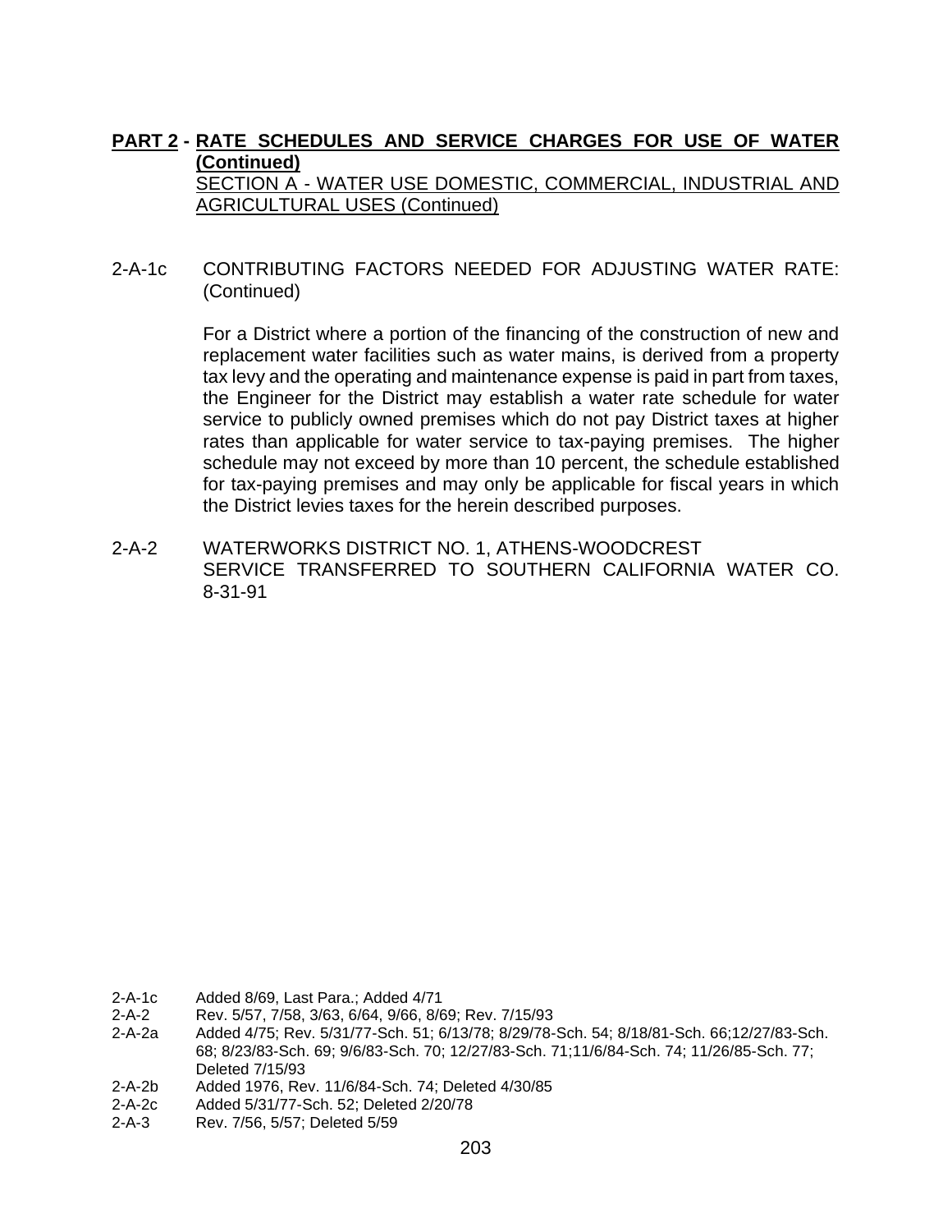**PART 2 - RATE SCHEDULES AND SERVICE CHARGES FOR USE OF WATER (Continued)**

SECTION A - WATER USE DOMESTIC, COMMERCIAL, INDUSTRIAL AND AGRICULTURAL USES (Continued)

2-A-1c CONTRIBUTING FACTORS NEEDED FOR ADJUSTING WATER RATE: (Continued)

For a District where a portion of the financing of the construction of new and replacement water facilities such as water mains, is derived from a property tax levy and the operating and maintenance expense is paid in part from taxes, the Engineer for the District may establish a water rate schedule for water service to publicly owned premises which do not pay District taxes at higher rates than applicable for water service to tax-paying premises. The higher schedule may not exceed by more than 10 percent, the schedule established for tax-paying premises and may only be applicable for fiscal years in which the District levies taxes for the herein described purposes.

2-A-2 WATERWORKS DISTRICT NO. 1, ATHENS-WOODCREST
SERVICE TRANSFERRED TO SOUTHERN CALIFORNIA WATER CO. 8-31-91

2-A-1c Added 8/69, Last Para.; Added 4/71
2-A-2 Rev. 5/57, 7/58, 3/63, 6/64, 9/66, 8/69; Rev. 7/15/93
2-A-2a Added 4/75; Rev. 5/31/77-Sch. 51; 6/13/78; 8/29/78-Sch. 54; 8/18/81-Sch. 66;12/27/83-Sch. 68; 8/23/83-Sch. 69; 9/6/83-Sch. 70; 12/27/83-Sch. 71;11/6/84-Sch. 74; 11/26/85-Sch. 77; Deleted 7/15/93
2-A-2b Added 1976, Rev. 11/6/84-Sch. 74; Deleted 4/30/85
2-A-2c Added 5/31/77-Sch. 52; Deleted 2/20/78
2-A-3 Rev. 7/56, 5/57; Deleted 5/59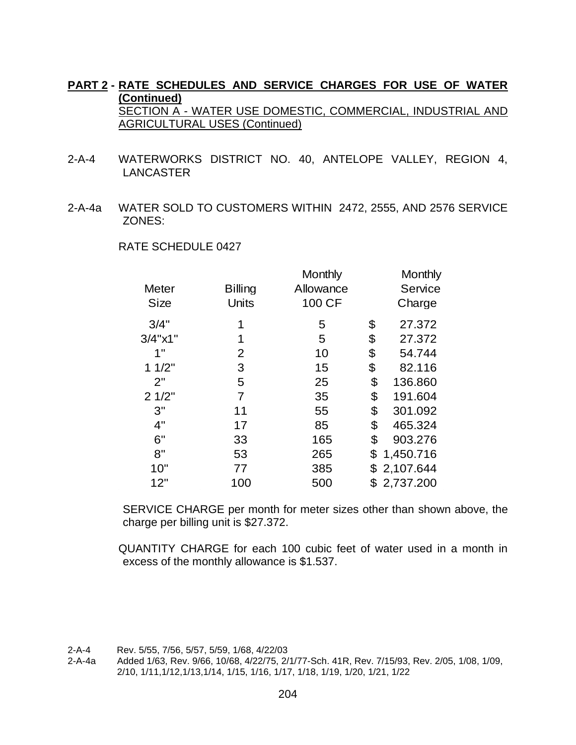**PART 2 - RATE SCHEDULES AND SERVICE CHARGES FOR USE OF WATER (Continued)**
SECTION A - WATER USE DOMESTIC, COMMERCIAL, INDUSTRIAL AND AGRICULTURAL USES (Continued)

2-A-4 WATERWORKS DISTRICT NO. 40, ANTELOPE VALLEY, REGION 4, LANCASTER

2-A-4a WATER SOLD TO CUSTOMERS WITHIN 2472, 2555, AND 2576 SERVICE ZONES:

RATE SCHEDULE 0427

| Meter Size | Billing Units | Monthly Allowance 100 CF | Monthly Service Charge |
|---|---|---|---|
| 3/4" | 1 | 5 | $ 27.372 |
| 3/4"x1" | 1 | 5 | $ 27.372 |
| 1" | 2 | 10 | $ 54.744 |
| 1 1/2" | 3 | 15 | $ 82.116 |
| 2" | 5 | 25 | $ 136.860 |
| 2 1/2" | 7 | 35 | $ 191.604 |
| 3" | 11 | 55 | $ 301.092 |
| 4" | 17 | 85 | $ 465.324 |
| 6" | 33 | 165 | $ 903.276 |
| 8" | 53 | 265 | $ 1,450.716 |
| 10" | 77 | 385 | $ 2,107.644 |
| 12" | 100 | 500 | $ 2,737.200 |

SERVICE CHARGE per month for meter sizes other than shown above, the charge per billing unit is $27.372.

QUANTITY CHARGE for each 100 cubic feet of water used in a month in excess of the monthly allowance is $1.537.

2-A-4 Rev. 5/55, 7/56, 5/57, 5/59, 1/68, 4/22/03
2-A-4a Added 1/63, Rev. 9/66, 10/68, 4/22/75, 2/1/77-Sch. 41R, Rev. 7/15/93, Rev. 2/05, 1/08, 1/09, 2/10, 1/11,1/12,1/13,1/14, 1/15, 1/16, 1/17, 1/18, 1/19, 1/20, 1/21, 1/22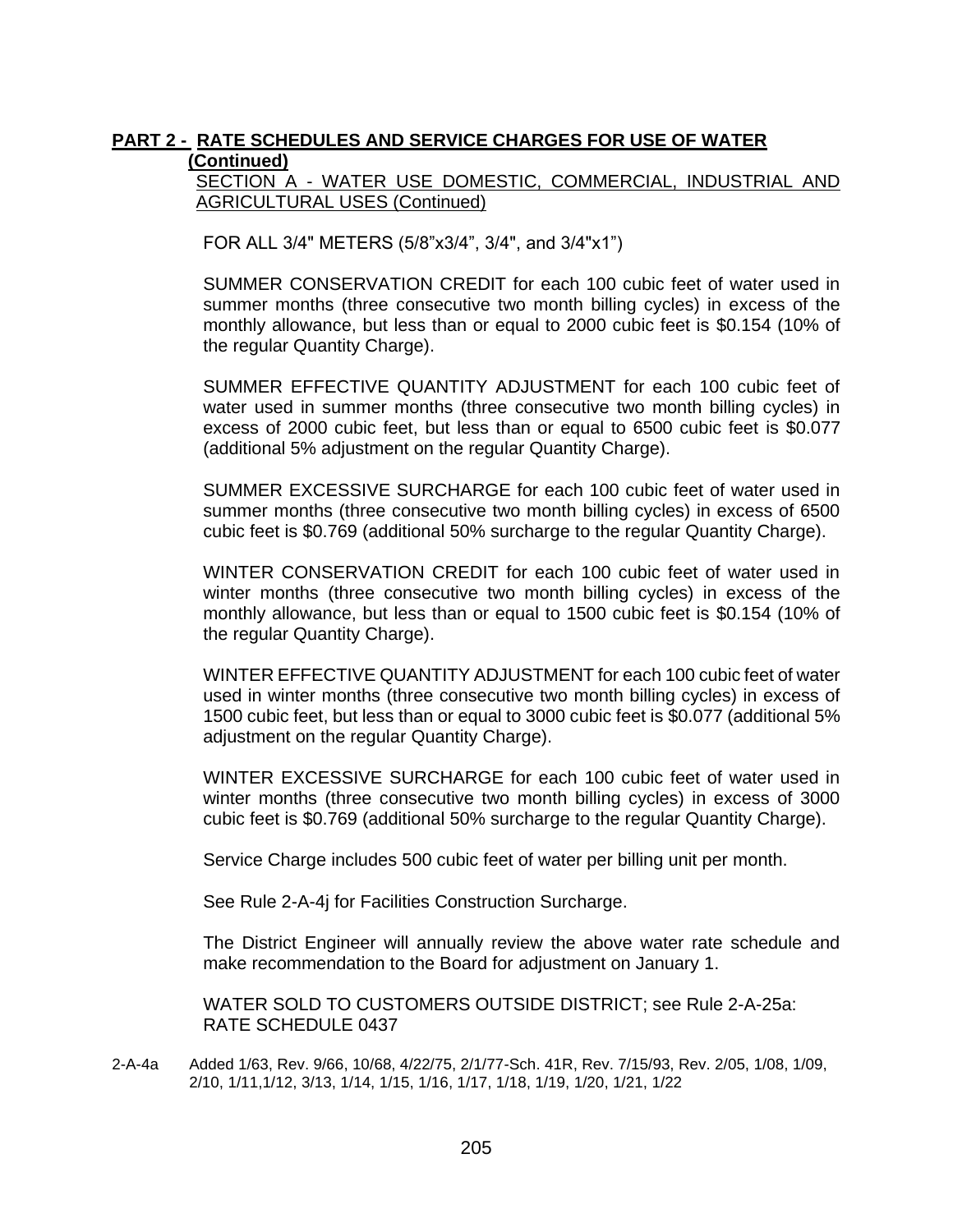## PART 2 - RATE SCHEDULES AND SERVICE CHARGES FOR USE OF WATER (Continued)

SECTION A - WATER USE DOMESTIC, COMMERCIAL, INDUSTRIAL AND AGRICULTURAL USES (Continued)

FOR ALL 3/4" METERS (5/8"x3/4", 3/4", and 3/4"x1")

SUMMER CONSERVATION CREDIT for each 100 cubic feet of water used in summer months (three consecutive two month billing cycles) in excess of the monthly allowance, but less than or equal to 2000 cubic feet is $0.154 (10% of the regular Quantity Charge).

SUMMER EFFECTIVE QUANTITY ADJUSTMENT for each 100 cubic feet of water used in summer months (three consecutive two month billing cycles) in excess of 2000 cubic feet, but less than or equal to 6500 cubic feet is $0.077 (additional 5% adjustment on the regular Quantity Charge).

SUMMER EXCESSIVE SURCHARGE for each 100 cubic feet of water used in summer months (three consecutive two month billing cycles) in excess of 6500 cubic feet is $0.769 (additional 50% surcharge to the regular Quantity Charge).

WINTER CONSERVATION CREDIT for each 100 cubic feet of water used in winter months (three consecutive two month billing cycles) in excess of the monthly allowance, but less than or equal to 1500 cubic feet is $0.154 (10% of the regular Quantity Charge).

WINTER EFFECTIVE QUANTITY ADJUSTMENT for each 100 cubic feet of water used in winter months (three consecutive two month billing cycles) in excess of 1500 cubic feet, but less than or equal to 3000 cubic feet is $0.077 (additional 5% adjustment on the regular Quantity Charge).

WINTER EXCESSIVE SURCHARGE for each 100 cubic feet of water used in winter months (three consecutive two month billing cycles) in excess of 3000 cubic feet is $0.769 (additional 50% surcharge to the regular Quantity Charge).

Service Charge includes 500 cubic feet of water per billing unit per month.

See Rule 2-A-4j for Facilities Construction Surcharge.

The District Engineer will annually review the above water rate schedule and make recommendation to the Board for adjustment on January 1.

WATER SOLD TO CUSTOMERS OUTSIDE DISTRICT; see Rule 2-A-25a:
RATE SCHEDULE 0437

2-A-4a Added 1/63, Rev. 9/66, 10/68, 4/22/75, 2/1/77-Sch. 41R, Rev. 7/15/93, Rev. 2/05, 1/08, 1/09, 2/10, 1/11,1/12, 3/13, 1/14, 1/15, 1/16, 1/17, 1/18, 1/19, 1/20, 1/21, 1/22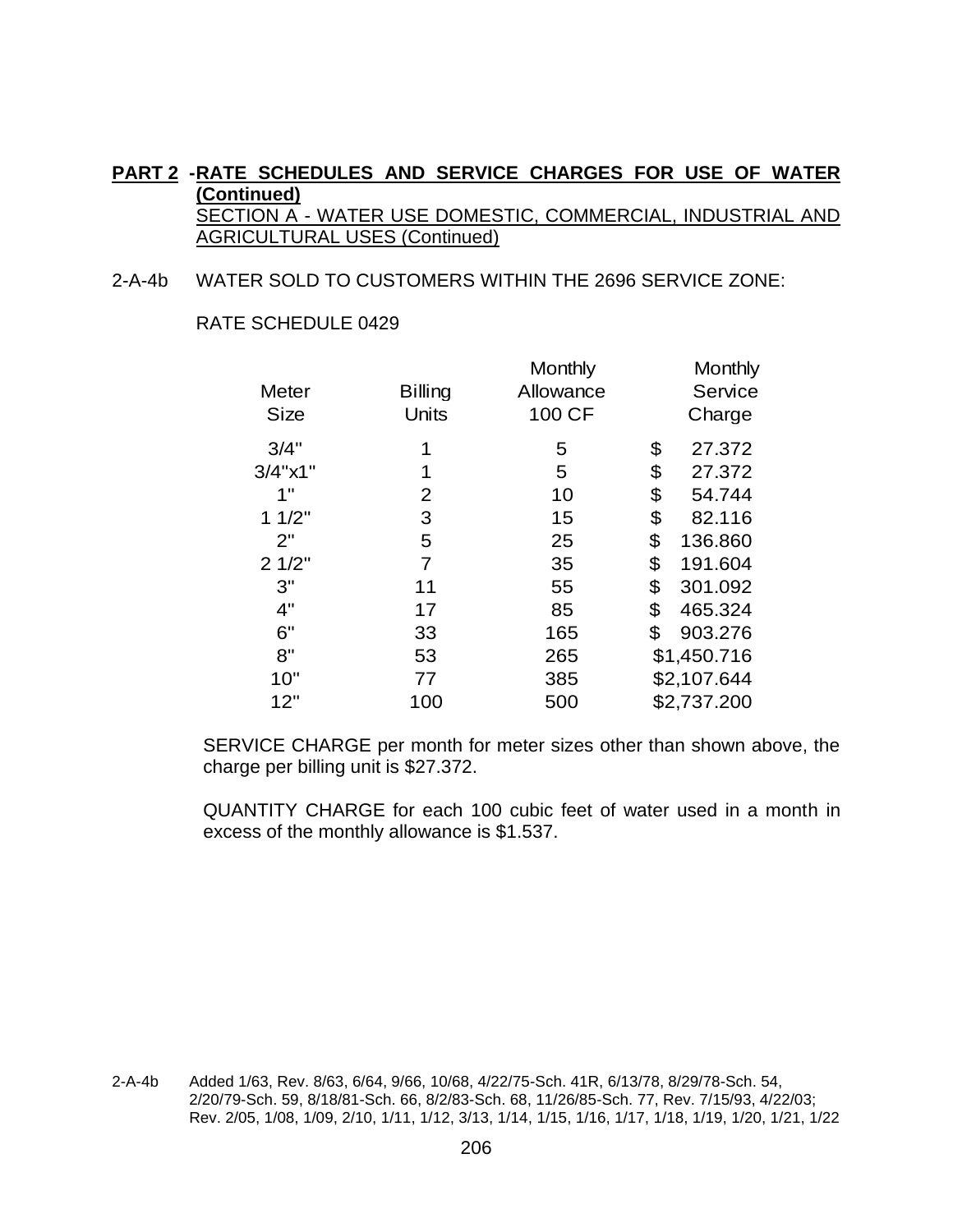**PART 2 - RATE SCHEDULES AND SERVICE CHARGES FOR USE OF WATER (Continued)**

SECTION A - WATER USE DOMESTIC, COMMERCIAL, INDUSTRIAL AND AGRICULTURAL USES (Continued)

2-A-4b WATER SOLD TO CUSTOMERS WITHIN THE 2696 SERVICE ZONE:

RATE SCHEDULE 0429

| Meter Size | Billing Units | Monthly Allowance 100 CF | Monthly Service Charge |
|---|---|---|---|
| 3/4" | 1 | 5 | $ 27.372 |
| 3/4"x1" | 1 | 5 | $ 27.372 |
| 1" | 2 | 10 | $ 54.744 |
| 1 1/2" | 3 | 15 | $ 82.116 |
| 2" | 5 | 25 | $ 136.860 |
| 2 1/2" | 7 | 35 | $ 191.604 |
| 3" | 11 | 55 | $ 301.092 |
| 4" | 17 | 85 | $ 465.324 |
| 6" | 33 | 165 | $ 903.276 |
| 8" | 53 | 265 | $1,450.716 |
| 10" | 77 | 385 | $2,107.644 |
| 12" | 100 | 500 | $2,737.200 |

SERVICE CHARGE per month for meter sizes other than shown above, the charge per billing unit is $27.372.

QUANTITY CHARGE for each 100 cubic feet of water used in a month in excess of the monthly allowance is $1.537.

2-A-4b Added 1/63, Rev. 8/63, 6/64, 9/66, 10/68, 4/22/75-Sch. 41R, 6/13/78, 8/29/78-Sch. 54, 2/20/79-Sch. 59, 8/18/81-Sch. 66, 8/2/83-Sch. 68, 11/26/85-Sch. 77, Rev. 7/15/93, 4/22/03; Rev. 2/05, 1/08, 1/09, 2/10, 1/11, 1/12, 3/13, 1/14, 1/15, 1/16, 1/17, 1/18, 1/19, 1/20, 1/21, 1/22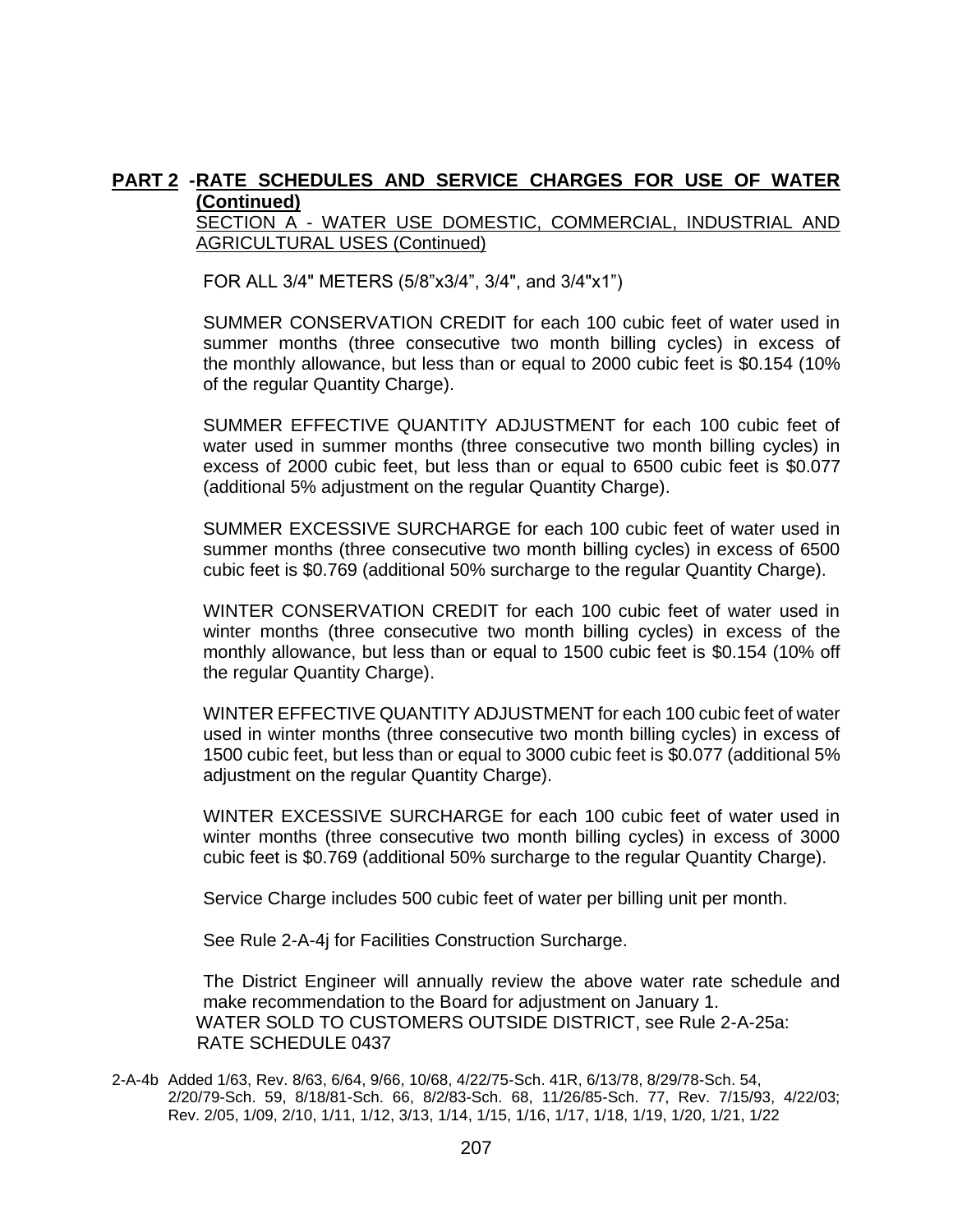**PART 2 - RATE SCHEDULES AND SERVICE CHARGES FOR USE OF WATER (Continued)**

SECTION A - WATER USE DOMESTIC, COMMERCIAL, INDUSTRIAL AND AGRICULTURAL USES (Continued)

FOR ALL 3/4" METERS (5/8"x3/4", 3/4", and 3/4"x1")

SUMMER CONSERVATION CREDIT for each 100 cubic feet of water used in summer months (three consecutive two month billing cycles) in excess of the monthly allowance, but less than or equal to 2000 cubic feet is $0.154 (10% of the regular Quantity Charge).

SUMMER EFFECTIVE QUANTITY ADJUSTMENT for each 100 cubic feet of water used in summer months (three consecutive two month billing cycles) in excess of 2000 cubic feet, but less than or equal to 6500 cubic feet is $0.077 (additional 5% adjustment on the regular Quantity Charge).

SUMMER EXCESSIVE SURCHARGE for each 100 cubic feet of water used in summer months (three consecutive two month billing cycles) in excess of 6500 cubic feet is $0.769 (additional 50% surcharge to the regular Quantity Charge).

WINTER CONSERVATION CREDIT for each 100 cubic feet of water used in winter months (three consecutive two month billing cycles) in excess of the monthly allowance, but less than or equal to 1500 cubic feet is $0.154 (10% off the regular Quantity Charge).

WINTER EFFECTIVE QUANTITY ADJUSTMENT for each 100 cubic feet of water used in winter months (three consecutive two month billing cycles) in excess of 1500 cubic feet, but less than or equal to 3000 cubic feet is $0.077 (additional 5% adjustment on the regular Quantity Charge).

WINTER EXCESSIVE SURCHARGE for each 100 cubic feet of water used in winter months (three consecutive two month billing cycles) in excess of 3000 cubic feet is $0.769 (additional 50% surcharge to the regular Quantity Charge).

Service Charge includes 500 cubic feet of water per billing unit per month.

See Rule 2-A-4j for Facilities Construction Surcharge.

The District Engineer will annually review the above water rate schedule and make recommendation to the Board for adjustment on January 1.
WATER SOLD TO CUSTOMERS OUTSIDE DISTRICT, see Rule 2-A-25a:
RATE SCHEDULE 0437

2-A-4b Added 1/63, Rev. 8/63, 6/64, 9/66, 10/68, 4/22/75-Sch. 41R, 6/13/78, 8/29/78-Sch. 54, 2/20/79-Sch. 59, 8/18/81-Sch. 66, 8/2/83-Sch. 68, 11/26/85-Sch. 77, Rev. 7/15/93, 4/22/03; Rev. 2/05, 1/09, 2/10, 1/11, 1/12, 3/13, 1/14, 1/15, 1/16, 1/17, 1/18, 1/19, 1/20, 1/21, 1/22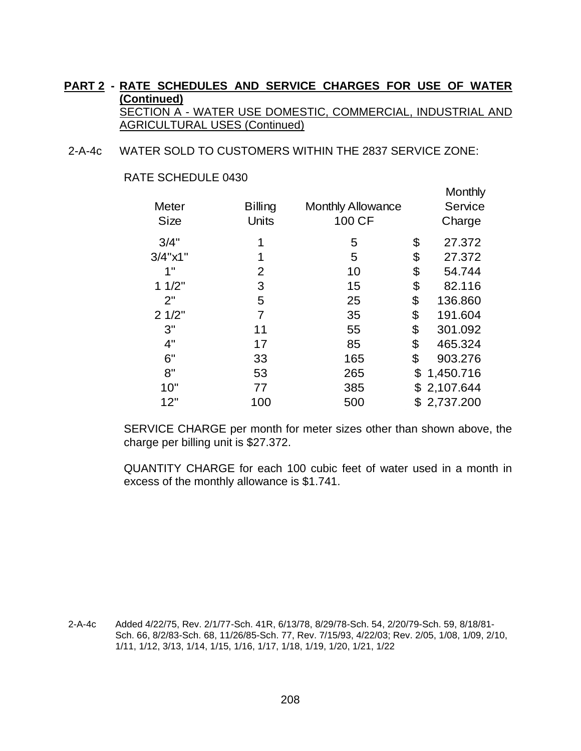**PART 2 - RATE SCHEDULES AND SERVICE CHARGES FOR USE OF WATER (Continued)**

SECTION A - WATER USE DOMESTIC, COMMERCIAL, INDUSTRIAL AND AGRICULTURAL USES (Continued)

2-A-4c WATER SOLD TO CUSTOMERS WITHIN THE 2837 SERVICE ZONE:

RATE SCHEDULE 0430

| Meter Size | Billing Units | Monthly Allowance 100 CF | Monthly Service Charge |
|---|---|---|---|
| 3/4" | 1 | 5 | $ 27.372 |
| 3/4"x1" | 1 | 5 | $ 27.372 |
| 1" | 2 | 10 | $ 54.744 |
| 1 1/2" | 3 | 15 | $ 82.116 |
| 2" | 5 | 25 | $ 136.860 |
| 2 1/2" | 7 | 35 | $ 191.604 |
| 3" | 11 | 55 | $ 301.092 |
| 4" | 17 | 85 | $ 465.324 |
| 6" | 33 | 165 | $ 903.276 |
| 8" | 53 | 265 | $ 1,450.716 |
| 10" | 77 | 385 | $ 2,107.644 |
| 12" | 100 | 500 | $ 2,737.200 |

SERVICE CHARGE per month for meter sizes other than shown above, the charge per billing unit is $27.372.

QUANTITY CHARGE for each 100 cubic feet of water used in a month in excess of the monthly allowance is $1.741.

2-A-4c Added 4/22/75, Rev. 2/1/77-Sch. 41R, 6/13/78, 8/29/78-Sch. 54, 2/20/79-Sch. 59, 8/18/81-Sch. 66, 8/2/83-Sch. 68, 11/26/85-Sch. 77, Rev. 7/15/93, 4/22/03; Rev. 2/05, 1/08, 1/09, 2/10, 1/11, 1/12, 3/13, 1/14, 1/15, 1/16, 1/17, 1/18, 1/19, 1/20, 1/21, 1/22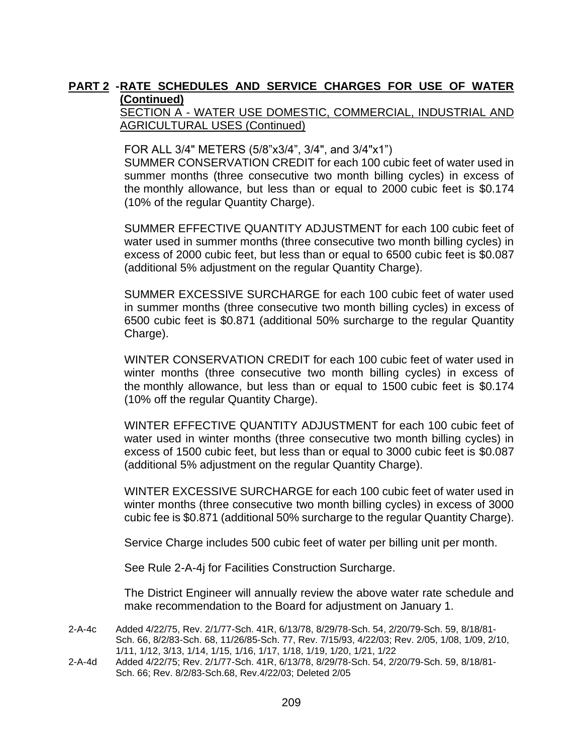**PART 2 -RATE SCHEDULES AND SERVICE CHARGES FOR USE OF WATER (Continued)**

SECTION A - WATER USE DOMESTIC, COMMERCIAL, INDUSTRIAL AND AGRICULTURAL USES (Continued)

FOR ALL 3/4" METERS (5/8"x3/4", 3/4", and 3/4"x1")

SUMMER CONSERVATION CREDIT for each 100 cubic feet of water used in summer months (three consecutive two month billing cycles) in excess of the monthly allowance, but less than or equal to 2000 cubic feet is $0.174 (10% of the regular Quantity Charge).

SUMMER EFFECTIVE QUANTITY ADJUSTMENT for each 100 cubic feet of water used in summer months (three consecutive two month billing cycles) in excess of 2000 cubic feet, but less than or equal to 6500 cubic feet is $0.087 (additional 5% adjustment on the regular Quantity Charge).

SUMMER EXCESSIVE SURCHARGE for each 100 cubic feet of water used in summer months (three consecutive two month billing cycles) in excess of 6500 cubic feet is $0.871 (additional 50% surcharge to the regular Quantity Charge).

WINTER CONSERVATION CREDIT for each 100 cubic feet of water used in winter months (three consecutive two month billing cycles) in excess of the monthly allowance, but less than or equal to 1500 cubic feet is $0.174 (10% off the regular Quantity Charge).

WINTER EFFECTIVE QUANTITY ADJUSTMENT for each 100 cubic feet of water used in winter months (three consecutive two month billing cycles) in excess of 1500 cubic feet, but less than or equal to 3000 cubic feet is $0.087 (additional 5% adjustment on the regular Quantity Charge).

WINTER EXCESSIVE SURCHARGE for each 100 cubic feet of water used in winter months (three consecutive two month billing cycles) in excess of 3000 cubic fee is $0.871 (additional 50% surcharge to the regular Quantity Charge).

Service Charge includes 500 cubic feet of water per billing unit per month.

See Rule 2-A-4j for Facilities Construction Surcharge.

The District Engineer will annually review the above water rate schedule and make recommendation to the Board for adjustment on January 1.

2-A-4c Added 4/22/75, Rev. 2/1/77-Sch. 41R, 6/13/78, 8/29/78-Sch. 54, 2/20/79-Sch. 59, 8/18/81-Sch. 66, 8/2/83-Sch. 68, 11/26/85-Sch. 77, Rev. 7/15/93, 4/22/03; Rev. 2/05, 1/08, 1/09, 2/10, 1/11, 1/12, 3/13, 1/14, 1/15, 1/16, 1/17, 1/18, 1/19, 1/20, 1/21, 1/22

2-A-4d Added 4/22/75; Rev. 2/1/77-Sch. 41R, 6/13/78, 8/29/78-Sch. 54, 2/20/79-Sch. 59, 8/18/81-Sch. 66; Rev. 8/2/83-Sch.68, Rev.4/22/03; Deleted 2/05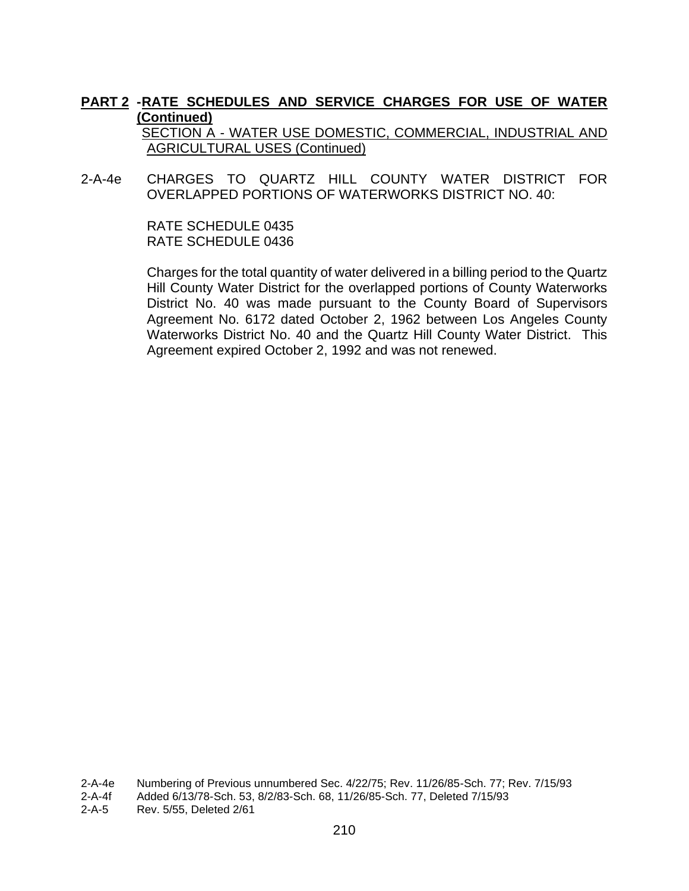**PART 2 - RATE SCHEDULES AND SERVICE CHARGES FOR USE OF WATER (Continued)**

SECTION A - WATER USE DOMESTIC, COMMERCIAL, INDUSTRIAL AND AGRICULTURAL USES (Continued)

2-A-4e CHARGES TO QUARTZ HILL COUNTY WATER DISTRICT FOR OVERLAPPED PORTIONS OF WATERWORKS DISTRICT NO. 40:

RATE SCHEDULE 0435
RATE SCHEDULE 0436

Charges for the total quantity of water delivered in a billing period to the Quartz Hill County Water District for the overlapped portions of County Waterworks District No. 40 was made pursuant to the County Board of Supervisors Agreement No. 6172 dated October 2, 1962 between Los Angeles County Waterworks District No. 40 and the Quartz Hill County Water District. This Agreement expired October 2, 1992 and was not renewed.

2-A-4e Numbering of Previous unnumbered Sec. 4/22/75; Rev. 11/26/85-Sch. 77; Rev. 7/15/93
2-A-4f Added 6/13/78-Sch. 53, 8/2/83-Sch. 68, 11/26/85-Sch. 77, Deleted 7/15/93
2-A-5 Rev. 5/55, Deleted 2/61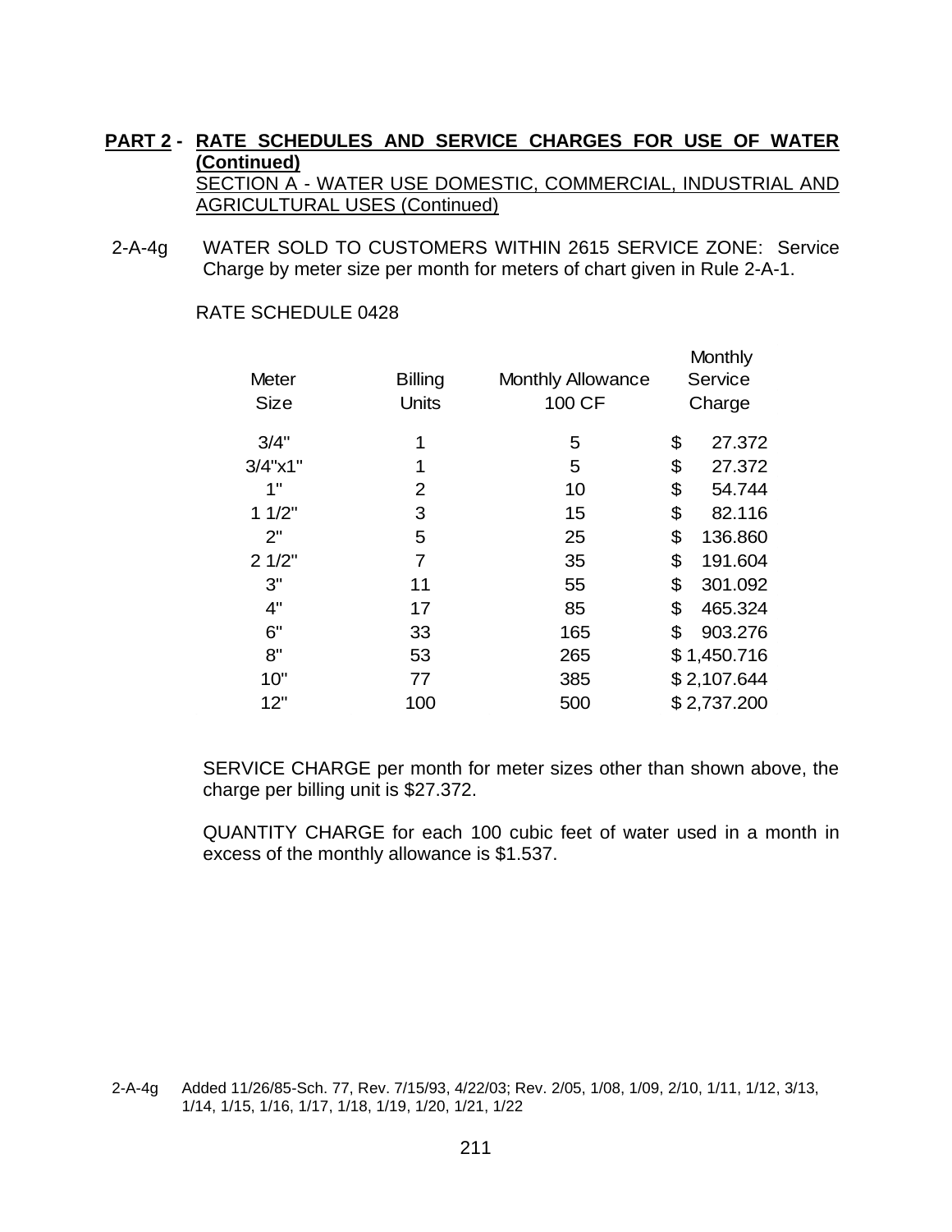**PART 2 - RATE SCHEDULES AND SERVICE CHARGES FOR USE OF WATER (Continued)**

SECTION A - WATER USE DOMESTIC, COMMERCIAL, INDUSTRIAL AND AGRICULTURAL USES (Continued)

2-A-4g WATER SOLD TO CUSTOMERS WITHIN 2615 SERVICE ZONE: Service Charge by meter size per month for meters of chart given in Rule 2-A-1.

RATE SCHEDULE 0428

| Meter Size | Billing Units | Monthly Allowance 100 CF | Monthly Service Charge |
|---|---|---|---|
| 3/4" | 1 | 5 | $ 27.372 |
| 3/4"x1" | 1 | 5 | $ 27.372 |
| 1" | 2 | 10 | $ 54.744 |
| 1 1/2" | 3 | 15 | $ 82.116 |
| 2" | 5 | 25 | $ 136.860 |
| 2 1/2" | 7 | 35 | $ 191.604 |
| 3" | 11 | 55 | $ 301.092 |
| 4" | 17 | 85 | $ 465.324 |
| 6" | 33 | 165 | $ 903.276 |
| 8" | 53 | 265 | $ 1,450.716 |
| 10" | 77 | 385 | $ 2,107.644 |
| 12" | 100 | 500 | $ 2,737.200 |

SERVICE CHARGE per month for meter sizes other than shown above, the charge per billing unit is $27.372.

QUANTITY CHARGE for each 100 cubic feet of water used in a month in excess of the monthly allowance is $1.537.

2-A-4g Added 11/26/85-Sch. 77, Rev. 7/15/93, 4/22/03; Rev. 2/05, 1/08, 1/09, 2/10, 1/11, 1/12, 3/13, 1/14, 1/15, 1/16, 1/17, 1/18, 1/19, 1/20, 1/21, 1/22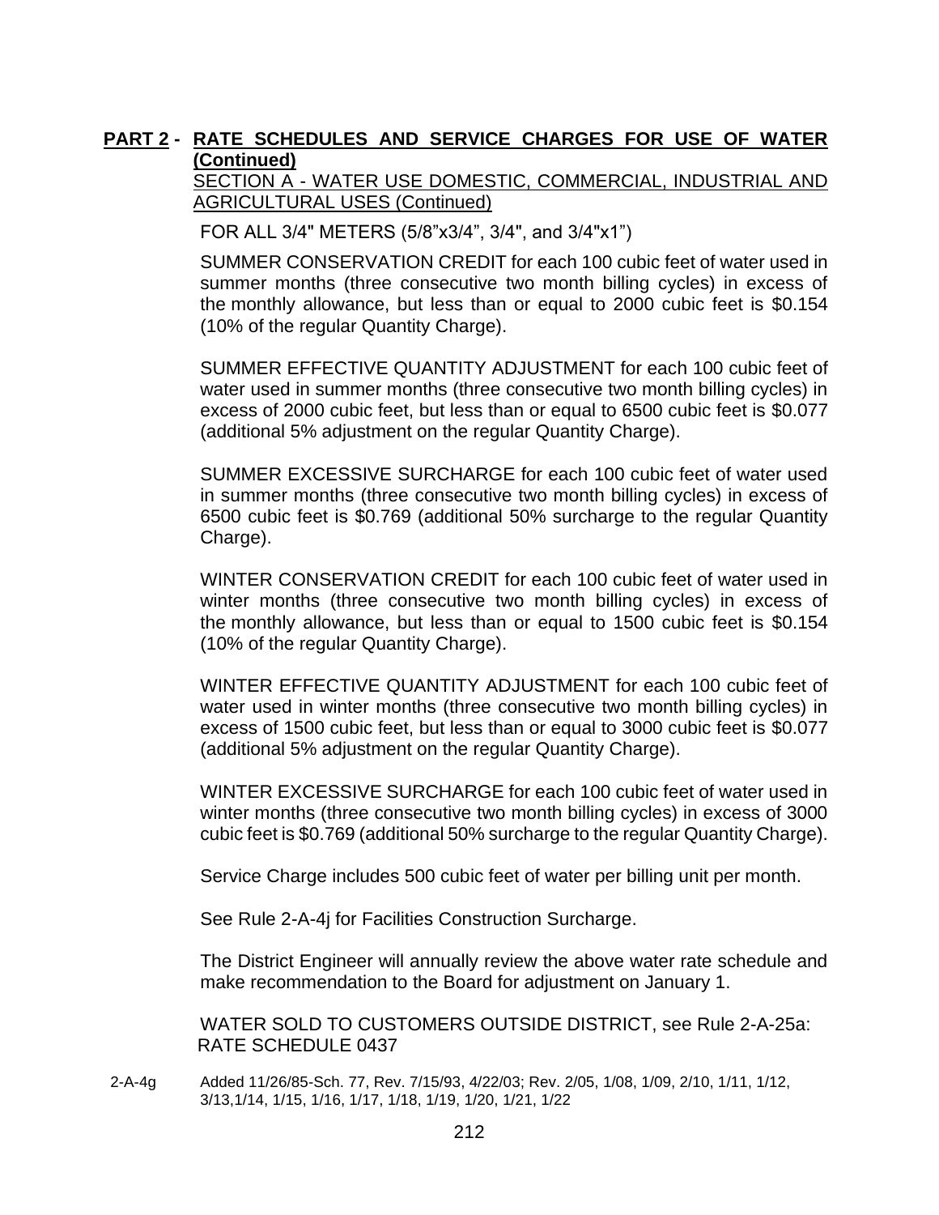**PART 2 - RATE SCHEDULES AND SERVICE CHARGES FOR USE OF WATER (Continued)**

SECTION A - WATER USE DOMESTIC, COMMERCIAL, INDUSTRIAL AND AGRICULTURAL USES (Continued)

FOR ALL 3/4" METERS (5/8"x3/4", 3/4", and 3/4"x1")

SUMMER CONSERVATION CREDIT for each 100 cubic feet of water used in summer months (three consecutive two month billing cycles) in excess of the monthly allowance, but less than or equal to 2000 cubic feet is $0.154 (10% of the regular Quantity Charge).

SUMMER EFFECTIVE QUANTITY ADJUSTMENT for each 100 cubic feet of water used in summer months (three consecutive two month billing cycles) in excess of 2000 cubic feet, but less than or equal to 6500 cubic feet is $0.077 (additional 5% adjustment on the regular Quantity Charge).

SUMMER EXCESSIVE SURCHARGE for each 100 cubic feet of water used in summer months (three consecutive two month billing cycles) in excess of 6500 cubic feet is $0.769 (additional 50% surcharge to the regular Quantity Charge).

WINTER CONSERVATION CREDIT for each 100 cubic feet of water used in winter months (three consecutive two month billing cycles) in excess of the monthly allowance, but less than or equal to 1500 cubic feet is $0.154 (10% of the regular Quantity Charge).

WINTER EFFECTIVE QUANTITY ADJUSTMENT for each 100 cubic feet of water used in winter months (three consecutive two month billing cycles) in excess of 1500 cubic feet, but less than or equal to 3000 cubic feet is $0.077 (additional 5% adjustment on the regular Quantity Charge).

WINTER EXCESSIVE SURCHARGE for each 100 cubic feet of water used in winter months (three consecutive two month billing cycles) in excess of 3000 cubic feet is $0.769 (additional 50% surcharge to the regular Quantity Charge).

Service Charge includes 500 cubic feet of water per billing unit per month.

See Rule 2-A-4j for Facilities Construction Surcharge.

The District Engineer will annually review the above water rate schedule and make recommendation to the Board for adjustment on January 1.

WATER SOLD TO CUSTOMERS OUTSIDE DISTRICT, see Rule 2-A-25a: RATE SCHEDULE 0437

2-A-4g Added 11/26/85-Sch. 77, Rev. 7/15/93, 4/22/03; Rev. 2/05, 1/08, 1/09, 2/10, 1/11, 1/12, 3/13,1/14, 1/15, 1/16, 1/17, 1/18, 1/19, 1/20, 1/21, 1/22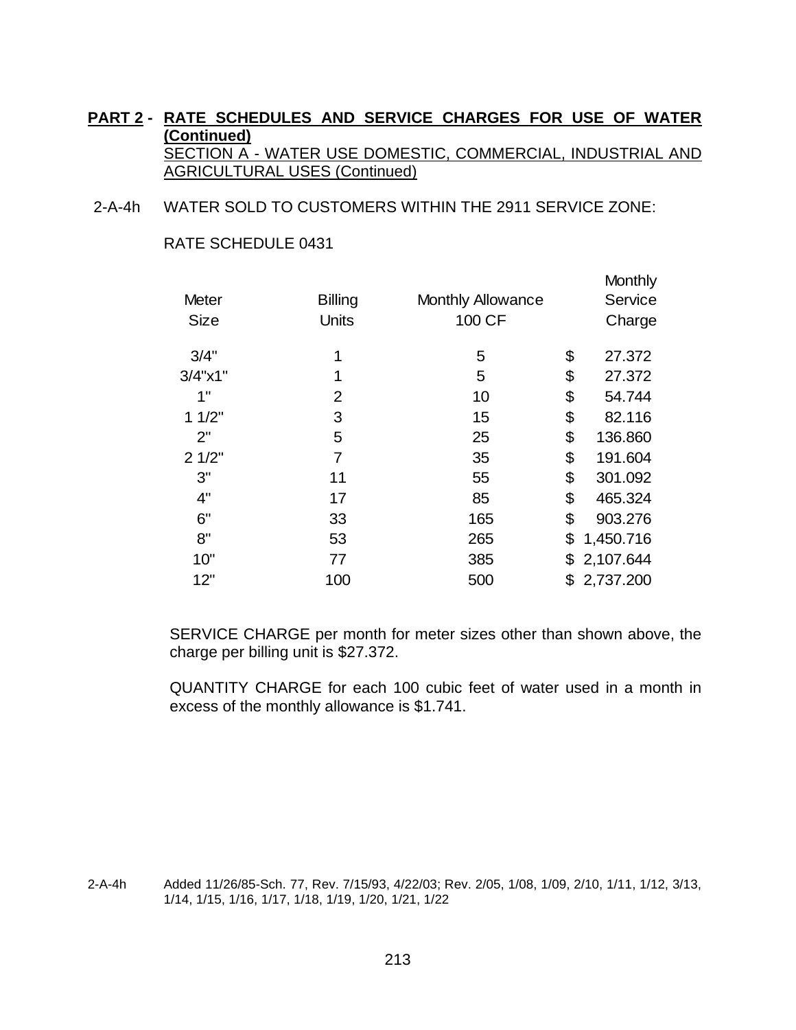**PART 2 - RATE SCHEDULES AND SERVICE CHARGES FOR USE OF WATER (Continued)**

SECTION A - WATER USE DOMESTIC, COMMERCIAL, INDUSTRIAL AND AGRICULTURAL USES (Continued)

2-A-4h WATER SOLD TO CUSTOMERS WITHIN THE 2911 SERVICE ZONE:

RATE SCHEDULE 0431

| Meter Size | Billing Units | Monthly Allowance 100 CF | Monthly Service Charge |
|---|---|---|---|
| 3/4" | 1 | 5 | $ 27.372 |
| 3/4"x1" | 1 | 5 | $ 27.372 |
| 1" | 2 | 10 | $ 54.744 |
| 1 1/2" | 3 | 15 | $ 82.116 |
| 2" | 5 | 25 | $ 136.860 |
| 2 1/2" | 7 | 35 | $ 191.604 |
| 3" | 11 | 55 | $ 301.092 |
| 4" | 17 | 85 | $ 465.324 |
| 6" | 33 | 165 | $ 903.276 |
| 8" | 53 | 265 | $ 1,450.716 |
| 10" | 77 | 385 | $ 2,107.644 |
| 12" | 100 | 500 | $ 2,737.200 |

SERVICE CHARGE per month for meter sizes other than shown above, the charge per billing unit is $27.372.

QUANTITY CHARGE for each 100 cubic feet of water used in a month in excess of the monthly allowance is $1.741.

2-A-4h Added 11/26/85-Sch. 77, Rev. 7/15/93, 4/22/03; Rev. 2/05, 1/08, 1/09, 2/10, 1/11, 1/12, 3/13, 1/14, 1/15, 1/16, 1/17, 1/18, 1/19, 1/20, 1/21, 1/22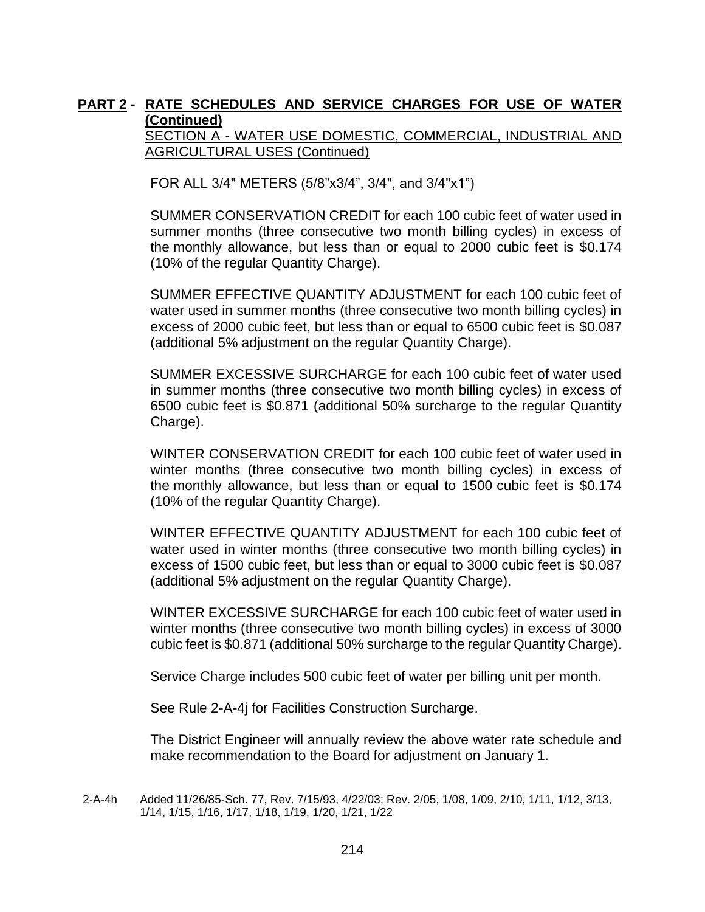**PART 2 - RATE SCHEDULES AND SERVICE CHARGES FOR USE OF WATER (Continued)**

SECTION A - WATER USE DOMESTIC, COMMERCIAL, INDUSTRIAL AND AGRICULTURAL USES (Continued)

FOR ALL 3/4" METERS (5/8"x3/4", 3/4", and 3/4"x1")

SUMMER CONSERVATION CREDIT for each 100 cubic feet of water used in summer months (three consecutive two month billing cycles) in excess of the monthly allowance, but less than or equal to 2000 cubic feet is $0.174 (10% of the regular Quantity Charge).

SUMMER EFFECTIVE QUANTITY ADJUSTMENT for each 100 cubic feet of water used in summer months (three consecutive two month billing cycles) in excess of 2000 cubic feet, but less than or equal to 6500 cubic feet is $0.087 (additional 5% adjustment on the regular Quantity Charge).

SUMMER EXCESSIVE SURCHARGE for each 100 cubic feet of water used in summer months (three consecutive two month billing cycles) in excess of 6500 cubic feet is $0.871 (additional 50% surcharge to the regular Quantity Charge).

WINTER CONSERVATION CREDIT for each 100 cubic feet of water used in winter months (three consecutive two month billing cycles) in excess of the monthly allowance, but less than or equal to 1500 cubic feet is $0.174 (10% of the regular Quantity Charge).

WINTER EFFECTIVE QUANTITY ADJUSTMENT for each 100 cubic feet of water used in winter months (three consecutive two month billing cycles) in excess of 1500 cubic feet, but less than or equal to 3000 cubic feet is $0.087 (additional 5% adjustment on the regular Quantity Charge).

WINTER EXCESSIVE SURCHARGE for each 100 cubic feet of water used in winter months (three consecutive two month billing cycles) in excess of 3000 cubic feet is $0.871 (additional 50% surcharge to the regular Quantity Charge).

Service Charge includes 500 cubic feet of water per billing unit per month.

See Rule 2-A-4j for Facilities Construction Surcharge.

The District Engineer will annually review the above water rate schedule and make recommendation to the Board for adjustment on January 1.

2-A-4h Added 11/26/85-Sch. 77, Rev. 7/15/93, 4/22/03; Rev. 2/05, 1/08, 1/09, 2/10, 1/11, 1/12, 3/13, 1/14, 1/15, 1/16, 1/17, 1/18, 1/19, 1/20, 1/21, 1/22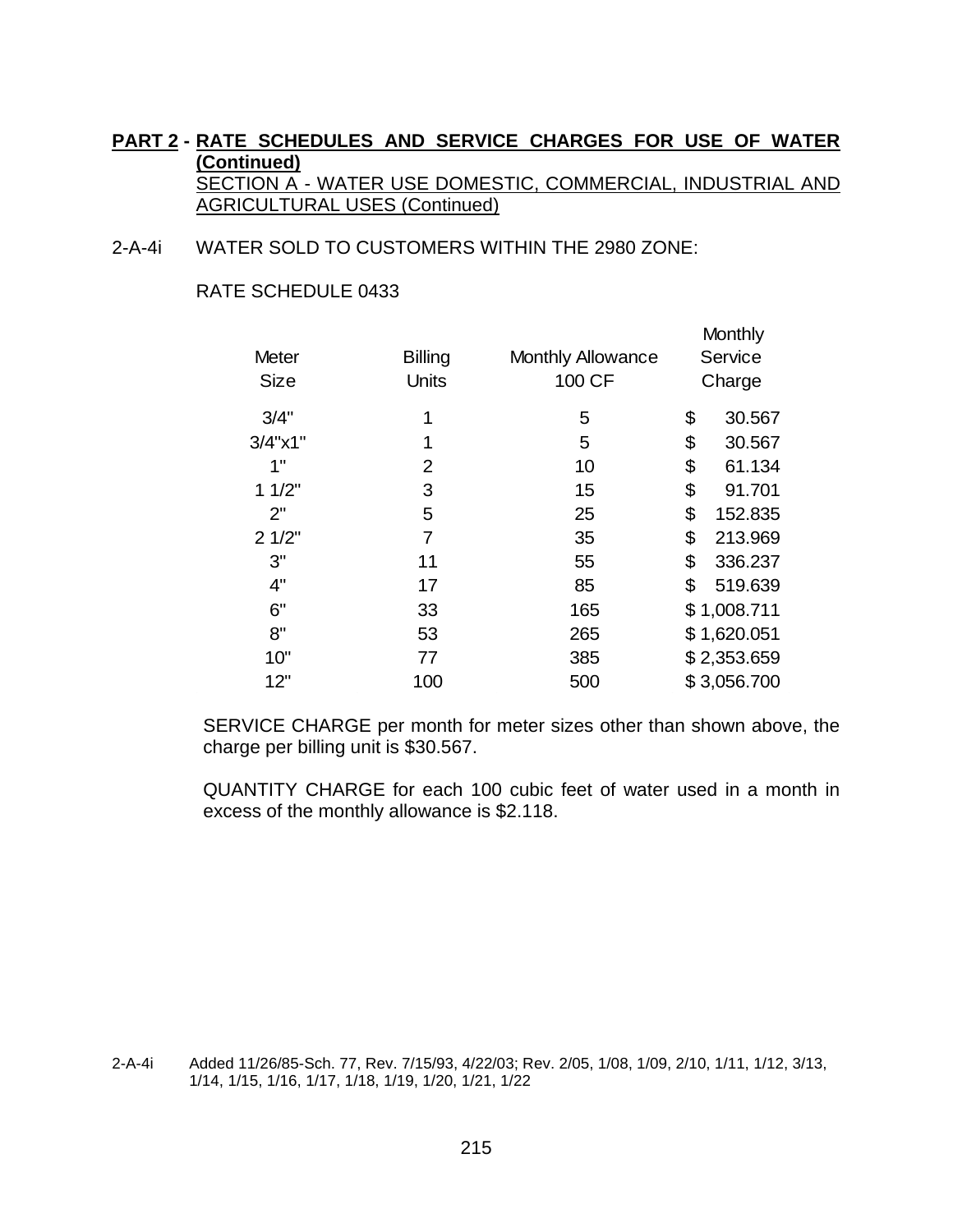**PART 2 - RATE SCHEDULES AND SERVICE CHARGES FOR USE OF WATER (Continued)**

SECTION A - WATER USE DOMESTIC, COMMERCIAL, INDUSTRIAL AND AGRICULTURAL USES (Continued)

2-A-4i WATER SOLD TO CUSTOMERS WITHIN THE 2980 ZONE:

RATE SCHEDULE 0433

| Meter Size | Billing Units | Monthly Allowance 100 CF | Monthly Service Charge |
|---|---|---|---|
| 3/4" | 1 | 5 | $ 30.567 |
| 3/4"x1" | 1 | 5 | $ 30.567 |
| 1" | 2 | 10 | $ 61.134 |
| 1 1/2" | 3 | 15 | $ 91.701 |
| 2" | 5 | 25 | $ 152.835 |
| 2 1/2" | 7 | 35 | $ 213.969 |
| 3" | 11 | 55 | $ 336.237 |
| 4" | 17 | 85 | $ 519.639 |
| 6" | 33 | 165 | $ 1,008.711 |
| 8" | 53 | 265 | $ 1,620.051 |
| 10" | 77 | 385 | $ 2,353.659 |
| 12" | 100 | 500 | $ 3,056.700 |

SERVICE CHARGE per month for meter sizes other than shown above, the charge per billing unit is $30.567.

QUANTITY CHARGE for each 100 cubic feet of water used in a month in excess of the monthly allowance is $2.118.

2-A-4i Added 11/26/85-Sch. 77, Rev. 7/15/93, 4/22/03; Rev. 2/05, 1/08, 1/09, 2/10, 1/11, 1/12, 3/13, 1/14, 1/15, 1/16, 1/17, 1/18, 1/19, 1/20, 1/21, 1/22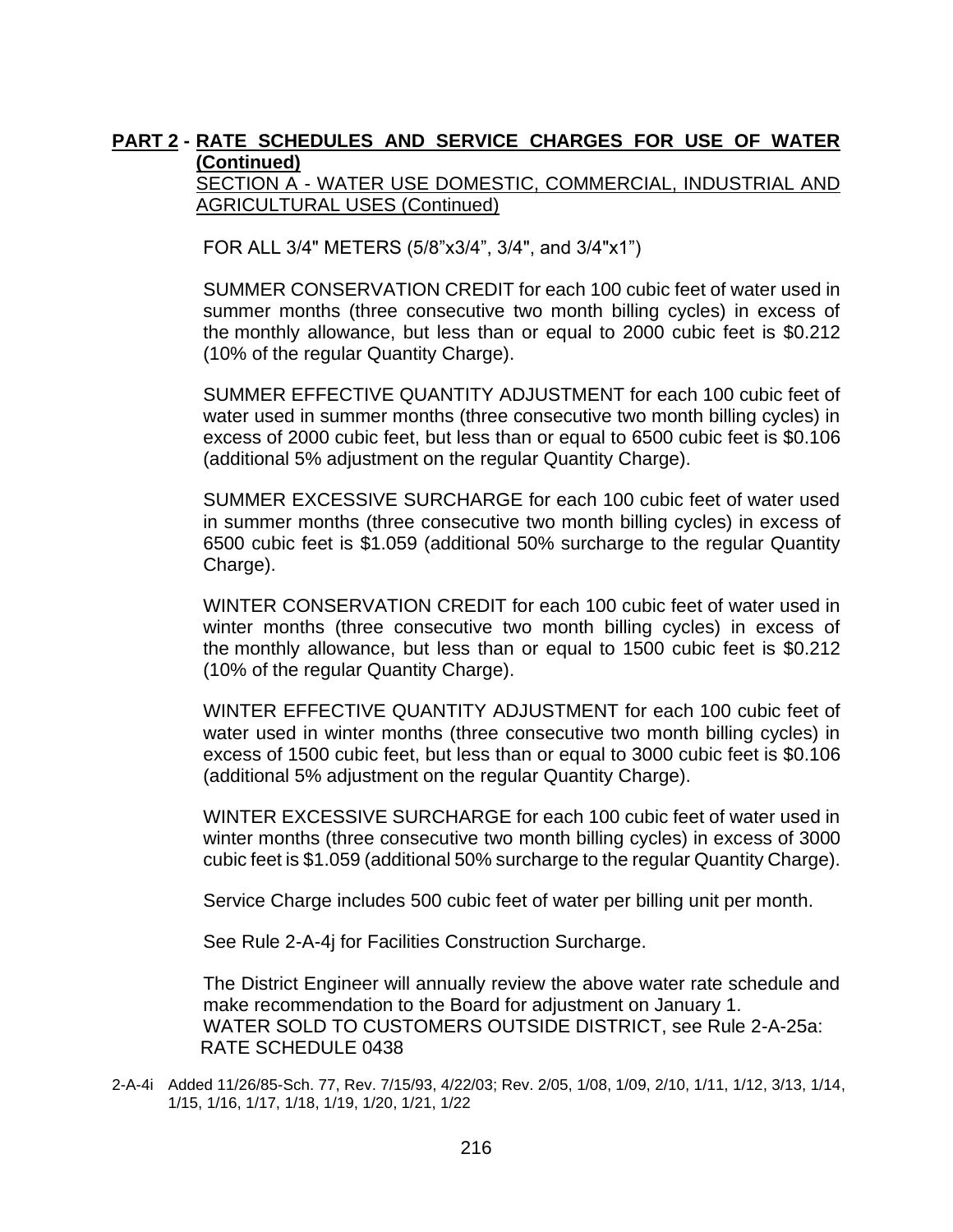**PART 2 - RATE SCHEDULES AND SERVICE CHARGES FOR USE OF WATER (Continued)**

SECTION A - WATER USE DOMESTIC, COMMERCIAL, INDUSTRIAL AND AGRICULTURAL USES (Continued)

FOR ALL 3/4" METERS (5/8”x3/4”, 3/4", and 3/4"x1”)

SUMMER CONSERVATION CREDIT for each 100 cubic feet of water used in summer months (three consecutive two month billing cycles) in excess of the monthly allowance, but less than or equal to 2000 cubic feet is $0.212 (10% of the regular Quantity Charge).

SUMMER EFFECTIVE QUANTITY ADJUSTMENT for each 100 cubic feet of water used in summer months (three consecutive two month billing cycles) in excess of 2000 cubic feet, but less than or equal to 6500 cubic feet is $0.106 (additional 5% adjustment on the regular Quantity Charge).

SUMMER EXCESSIVE SURCHARGE for each 100 cubic feet of water used in summer months (three consecutive two month billing cycles) in excess of 6500 cubic feet is $1.059 (additional 50% surcharge to the regular Quantity Charge).

WINTER CONSERVATION CREDIT for each 100 cubic feet of water used in winter months (three consecutive two month billing cycles) in excess of the monthly allowance, but less than or equal to 1500 cubic feet is $0.212 (10% of the regular Quantity Charge).

WINTER EFFECTIVE QUANTITY ADJUSTMENT for each 100 cubic feet of water used in winter months (three consecutive two month billing cycles) in excess of 1500 cubic feet, but less than or equal to 3000 cubic feet is $0.106 (additional 5% adjustment on the regular Quantity Charge).

WINTER EXCESSIVE SURCHARGE for each 100 cubic feet of water used in winter months (three consecutive two month billing cycles) in excess of 3000 cubic feet is $1.059 (additional 50% surcharge to the regular Quantity Charge).

Service Charge includes 500 cubic feet of water per billing unit per month.

See Rule 2-A-4j for Facilities Construction Surcharge.

The District Engineer will annually review the above water rate schedule and make recommendation to the Board for adjustment on January 1.
WATER SOLD TO CUSTOMERS OUTSIDE DISTRICT, see Rule 2-A-25a:
RATE SCHEDULE 0438

2-A-4i Added 11/26/85-Sch. 77, Rev. 7/15/93, 4/22/03; Rev. 2/05, 1/08, 1/09, 2/10, 1/11, 1/12, 3/13, 1/14, 1/15, 1/16, 1/17, 1/18, 1/19, 1/20, 1/21, 1/22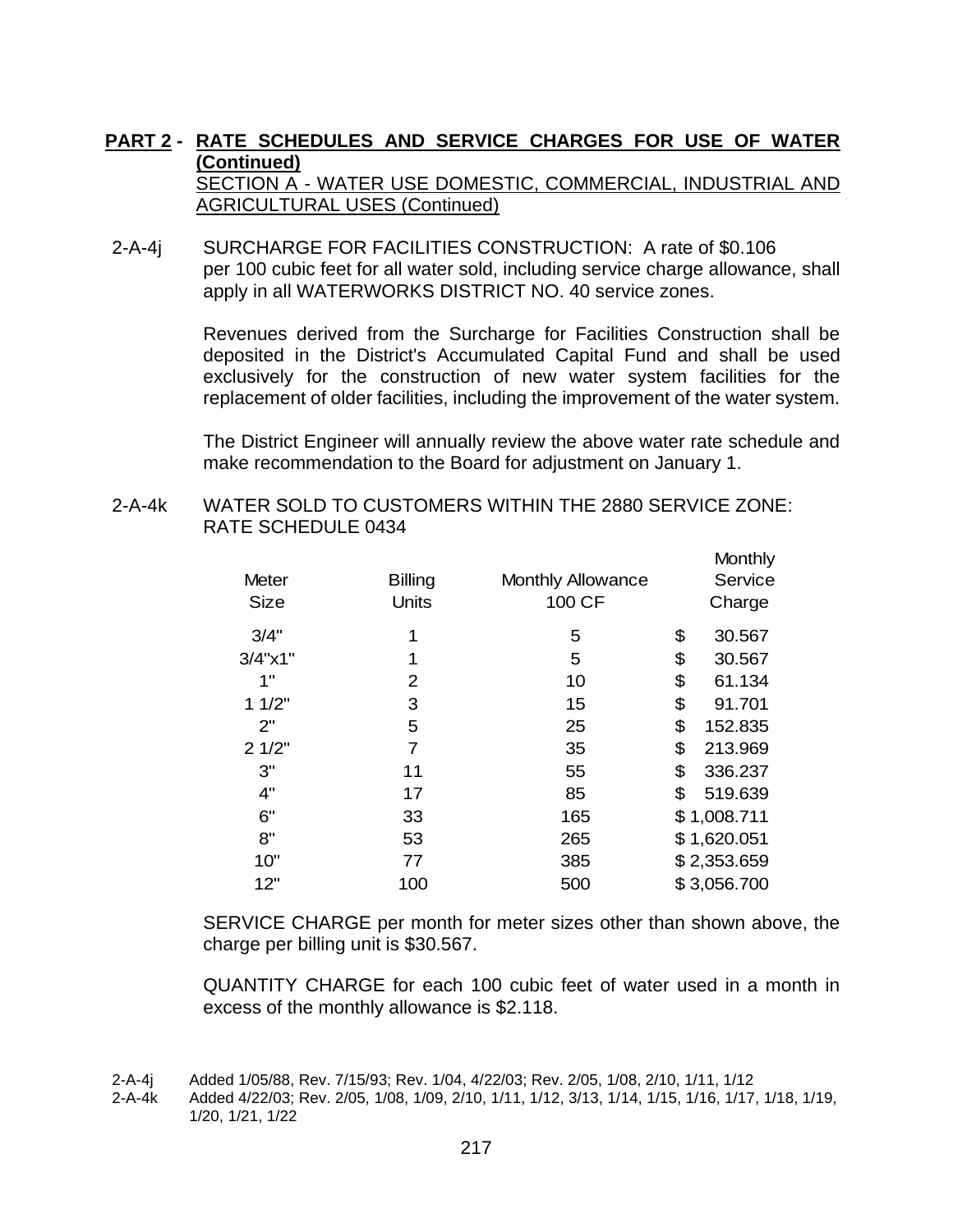**PART 2 - RATE SCHEDULES AND SERVICE CHARGES FOR USE OF WATER (Continued)**

SECTION A - WATER USE DOMESTIC, COMMERCIAL, INDUSTRIAL AND AGRICULTURAL USES (Continued)

2-A-4j SURCHARGE FOR FACILITIES CONSTRUCTION: A rate of $0.106 per 100 cubic feet for all water sold, including service charge allowance, shall apply in all WATERWORKS DISTRICT NO. 40 service zones.

Revenues derived from the Surcharge for Facilities Construction shall be deposited in the District's Accumulated Capital Fund and shall be used exclusively for the construction of new water system facilities for the replacement of older facilities, including the improvement of the water system.

The District Engineer will annually review the above water rate schedule and make recommendation to the Board for adjustment on January 1.

2-A-4k WATER SOLD TO CUSTOMERS WITHIN THE 2880 SERVICE ZONE: RATE SCHEDULE 0434

| Meter Size | Billing Units | Monthly Allowance 100 CF | Monthly Service Charge |
|---|---|---|---|
| 3/4" | 1 | 5 | $ 30.567 |
| 3/4"x1" | 1 | 5 | $ 30.567 |
| 1" | 2 | 10 | $ 61.134 |
| 1 1/2" | 3 | 15 | $ 91.701 |
| 2" | 5 | 25 | $ 152.835 |
| 2 1/2" | 7 | 35 | $ 213.969 |
| 3" | 11 | 55 | $ 336.237 |
| 4" | 17 | 85 | $ 519.639 |
| 6" | 33 | 165 | $ 1,008.711 |
| 8" | 53 | 265 | $ 1,620.051 |
| 10" | 77 | 385 | $ 2,353.659 |
| 12" | 100 | 500 | $ 3,056.700 |

SERVICE CHARGE per month for meter sizes other than shown above, the charge per billing unit is $30.567.

QUANTITY CHARGE for each 100 cubic feet of water used in a month in excess of the monthly allowance is $2.118.

2-A-4j Added 1/05/88, Rev. 7/15/93; Rev. 1/04, 4/22/03; Rev. 2/05, 1/08, 2/10, 1/11, 1/12

2-A-4k Added 4/22/03; Rev. 2/05, 1/08, 1/09, 2/10, 1/11, 1/12, 3/13, 1/14, 1/15, 1/16, 1/17, 1/18, 1/19, 1/20, 1/21, 1/22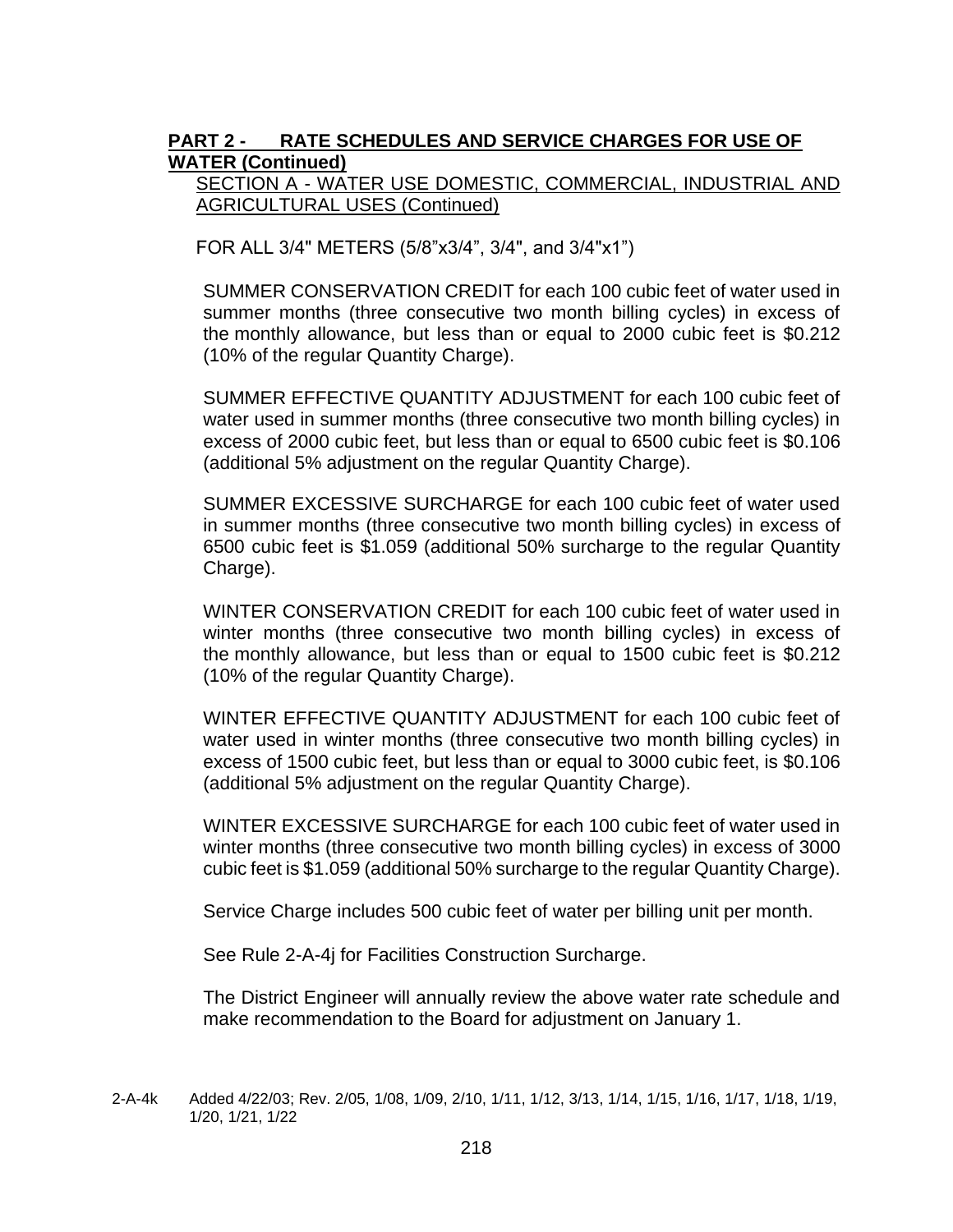**PART 2 - RATE SCHEDULES AND SERVICE CHARGES FOR USE OF WATER (Continued)**

SECTION A - WATER USE DOMESTIC, COMMERCIAL, INDUSTRIAL AND AGRICULTURAL USES (Continued)

FOR ALL 3/4" METERS (5/8"x3/4", 3/4", and 3/4"x1")

SUMMER CONSERVATION CREDIT for each 100 cubic feet of water used in summer months (three consecutive two month billing cycles) in excess of the monthly allowance, but less than or equal to 2000 cubic feet is $0.212 (10% of the regular Quantity Charge).

SUMMER EFFECTIVE QUANTITY ADJUSTMENT for each 100 cubic feet of water used in summer months (three consecutive two month billing cycles) in excess of 2000 cubic feet, but less than or equal to 6500 cubic feet is $0.106 (additional 5% adjustment on the regular Quantity Charge).

SUMMER EXCESSIVE SURCHARGE for each 100 cubic feet of water used in summer months (three consecutive two month billing cycles) in excess of 6500 cubic feet is $1.059 (additional 50% surcharge to the regular Quantity Charge).

WINTER CONSERVATION CREDIT for each 100 cubic feet of water used in winter months (three consecutive two month billing cycles) in excess of the monthly allowance, but less than or equal to 1500 cubic feet is $0.212 (10% of the regular Quantity Charge).

WINTER EFFECTIVE QUANTITY ADJUSTMENT for each 100 cubic feet of water used in winter months (three consecutive two month billing cycles) in excess of 1500 cubic feet, but less than or equal to 3000 cubic feet, is $0.106 (additional 5% adjustment on the regular Quantity Charge).

WINTER EXCESSIVE SURCHARGE for each 100 cubic feet of water used in winter months (three consecutive two month billing cycles) in excess of 3000 cubic feet is $1.059 (additional 50% surcharge to the regular Quantity Charge).

Service Charge includes 500 cubic feet of water per billing unit per month.

See Rule 2-A-4j for Facilities Construction Surcharge.

The District Engineer will annually review the above water rate schedule and make recommendation to the Board for adjustment on January 1.

2-A-4k Added 4/22/03; Rev. 2/05, 1/08, 1/09, 2/10, 1/11, 1/12, 3/13, 1/14, 1/15, 1/16, 1/17, 1/18, 1/19, 1/20, 1/21, 1/22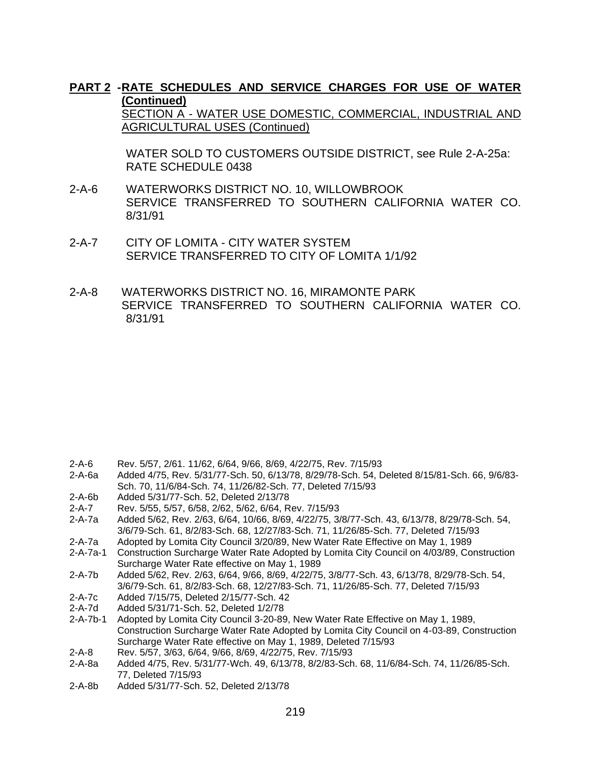**PART 2 - RATE SCHEDULES AND SERVICE CHARGES FOR USE OF WATER (Continued)**

SECTION A - WATER USE DOMESTIC, COMMERCIAL, INDUSTRIAL AND AGRICULTURAL USES (Continued)

WATER SOLD TO CUSTOMERS OUTSIDE DISTRICT, see Rule 2-A-25a: RATE SCHEDULE 0438

2-A-6 WATERWORKS DISTRICT NO. 10, WILLOWBROOK
SERVICE TRANSFERRED TO SOUTHERN CALIFORNIA WATER CO. 8/31/91

2-A-7 CITY OF LOMITA - CITY WATER SYSTEM
SERVICE TRANSFERRED TO CITY OF LOMITA 1/1/92

2-A-8 WATERWORKS DISTRICT NO. 16, MIRAMONTE PARK
SERVICE TRANSFERRED TO SOUTHERN CALIFORNIA WATER CO. 8/31/91

2-A-6 Rev. 5/57, 2/61. 11/62, 6/64, 9/66, 8/69, 4/22/75, Rev. 7/15/93
2-A-6a Added 4/75, Rev. 5/31/77-Sch. 50, 6/13/78, 8/29/78-Sch. 54, Deleted 8/15/81-Sch. 66, 9/6/83-Sch. 70, 11/6/84-Sch. 74, 11/26/82-Sch. 77, Deleted 7/15/93
2-A-6b Added 5/31/77-Sch. 52, Deleted 2/13/78
2-A-7 Rev. 5/55, 5/57, 6/58, 2/62, 5/62, 6/64, Rev. 7/15/93
2-A-7a Added 5/62, Rev. 2/63, 6/64, 10/66, 8/69, 4/22/75, 3/8/77-Sch. 43, 6/13/78, 8/29/78-Sch. 54, 3/6/79-Sch. 61, 8/2/83-Sch. 68, 12/27/83-Sch. 71, 11/26/85-Sch. 77, Deleted 7/15/93
2-A-7a Adopted by Lomita City Council 3/20/89, New Water Rate Effective on May 1, 1989
2-A-7a-1 Construction Surcharge Water Rate Adopted by Lomita City Council on 4/03/89, Construction Surcharge Water Rate effective on May 1, 1989
2-A-7b Added 5/62, Rev. 2/63, 6/64, 9/66, 8/69, 4/22/75, 3/8/77-Sch. 43, 6/13/78, 8/29/78-Sch. 54, 3/6/79-Sch. 61, 8/2/83-Sch. 68, 12/27/83-Sch. 71, 11/26/85-Sch. 77, Deleted 7/15/93
2-A-7c Added 7/15/75, Deleted 2/15/77-Sch. 42
2-A-7d Added 5/31/71-Sch. 52, Deleted 1/2/78
2-A-7b-1 Adopted by Lomita City Council 3-20-89, New Water Rate Effective on May 1, 1989, Construction Surcharge Water Rate Adopted by Lomita City Council on 4-03-89, Construction Surcharge Water Rate effective on May 1, 1989, Deleted 7/15/93
2-A-8 Rev. 5/57, 3/63, 6/64, 9/66, 8/69, 4/22/75, Rev. 7/15/93
2-A-8a Added 4/75, Rev. 5/31/77-Wch. 49, 6/13/78, 8/2/83-Sch. 68, 11/6/84-Sch. 74, 11/26/85-Sch. 77, Deleted 7/15/93
2-A-8b Added 5/31/77-Sch. 52, Deleted 2/13/78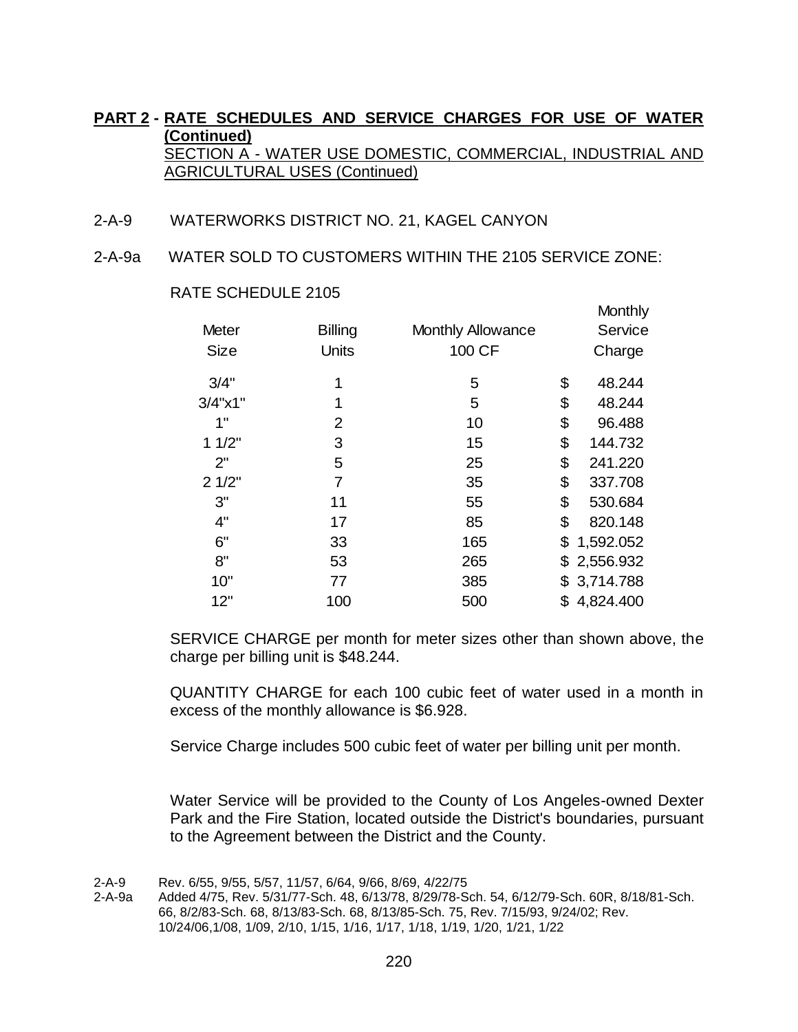**PART 2 - RATE SCHEDULES AND SERVICE CHARGES FOR USE OF WATER (Continued)**

SECTION A - WATER USE DOMESTIC, COMMERCIAL, INDUSTRIAL AND AGRICULTURAL USES (Continued)

2-A-9 WATERWORKS DISTRICT NO. 21, KAGEL CANYON

2-A-9a WATER SOLD TO CUSTOMERS WITHIN THE 2105 SERVICE ZONE:

RATE SCHEDULE 2105

| Meter Size | Billing Units | Monthly Allowance 100 CF | Monthly Service Charge |
|---|---|---|---|
| 3/4" | 1 | 5 | $ 48.244 |
| 3/4"x1" | 1 | 5 | $ 48.244 |
| 1" | 2 | 10 | $ 96.488 |
| 1 1/2" | 3 | 15 | $ 144.732 |
| 2" | 5 | 25 | $ 241.220 |
| 2 1/2" | 7 | 35 | $ 337.708 |
| 3" | 11 | 55 | $ 530.684 |
| 4" | 17 | 85 | $ 820.148 |
| 6" | 33 | 165 | $ 1,592.052 |
| 8" | 53 | 265 | $ 2,556.932 |
| 10" | 77 | 385 | $ 3,714.788 |
| 12" | 100 | 500 | $ 4,824.400 |

SERVICE CHARGE per month for meter sizes other than shown above, the charge per billing unit is $48.244.

QUANTITY CHARGE for each 100 cubic feet of water used in a month in excess of the monthly allowance is $6.928.

Service Charge includes 500 cubic feet of water per billing unit per month.

Water Service will be provided to the County of Los Angeles-owned Dexter Park and the Fire Station, located outside the District's boundaries, pursuant to the Agreement between the District and the County.

2-A-9 Rev. 6/55, 9/55, 5/57, 11/57, 6/64, 9/66, 8/69, 4/22/75

2-A-9a Added 4/75, Rev. 5/31/77-Sch. 48, 6/13/78, 8/29/78-Sch. 54, 6/12/79-Sch. 60R, 8/18/81-Sch. 66, 8/2/83-Sch. 68, 8/13/83-Sch. 68, 8/13/85-Sch. 75, Rev. 7/15/93, 9/24/02; Rev. 10/24/06,1/08, 1/09, 2/10, 1/15, 1/16, 1/17, 1/18, 1/19, 1/20, 1/21, 1/22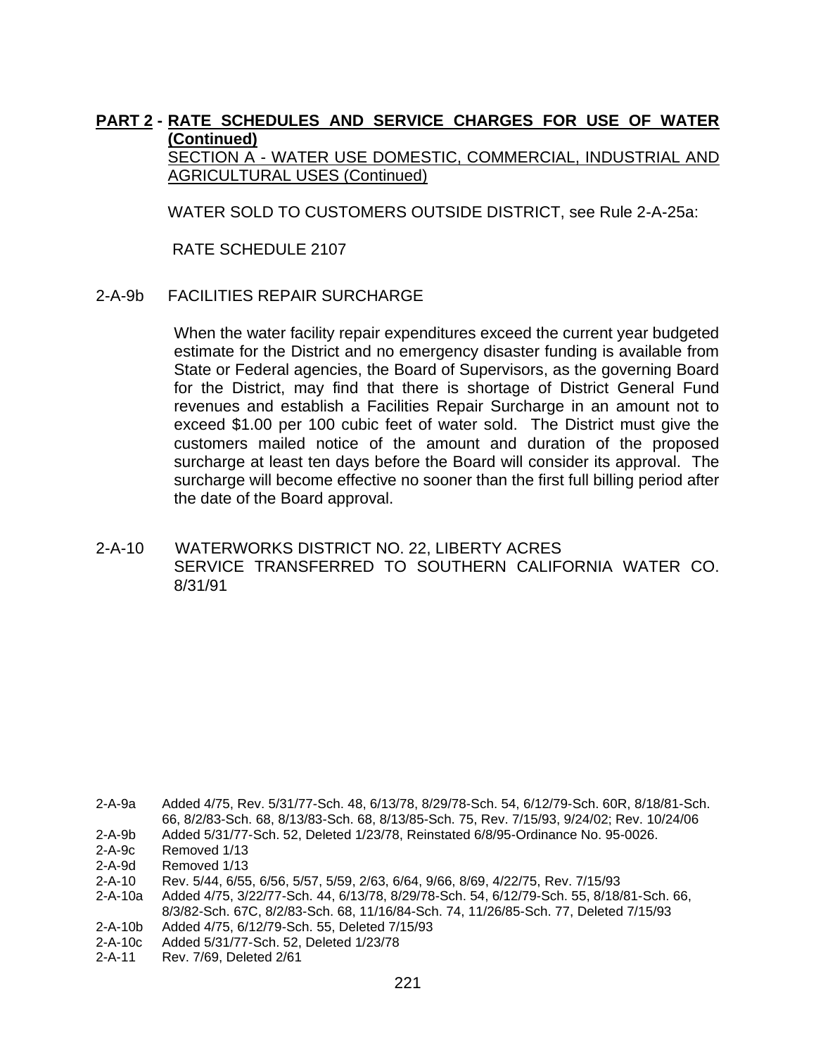**PART 2 - RATE SCHEDULES AND SERVICE CHARGES FOR USE OF WATER (Continued)**

SECTION A - WATER USE DOMESTIC, COMMERCIAL, INDUSTRIAL AND AGRICULTURAL USES (Continued)

WATER SOLD TO CUSTOMERS OUTSIDE DISTRICT, see Rule 2-A-25a:

RATE SCHEDULE 2107

2-A-9b FACILITIES REPAIR SURCHARGE

When the water facility repair expenditures exceed the current year budgeted estimate for the District and no emergency disaster funding is available from State or Federal agencies, the Board of Supervisors, as the governing Board for the District, may find that there is shortage of District General Fund revenues and establish a Facilities Repair Surcharge in an amount not to exceed $1.00 per 100 cubic feet of water sold. The District must give the customers mailed notice of the amount and duration of the proposed surcharge at least ten days before the Board will consider its approval. The surcharge will become effective no sooner than the first full billing period after the date of the Board approval.

2-A-10 WATERWORKS DISTRICT NO. 22, LIBERTY ACRES
SERVICE TRANSFERRED TO SOUTHERN CALIFORNIA WATER CO. 8/31/91

2-A-9a Added 4/75, Rev. 5/31/77-Sch. 48, 6/13/78, 8/29/78-Sch. 54, 6/12/79-Sch. 60R, 8/18/81-Sch. 66, 8/2/83-Sch. 68, 8/13/83-Sch. 68, 8/13/85-Sch. 75, Rev. 7/15/93, 9/24/02; Rev. 10/24/06
2-A-9b Added 5/31/77-Sch. 52, Deleted 1/23/78, Reinstated 6/8/95-Ordinance No. 95-0026.
2-A-9c Removed 1/13
2-A-9d Removed 1/13
2-A-10 Rev. 5/44, 6/55, 6/56, 5/57, 5/59, 2/63, 6/64, 9/66, 8/69, 4/22/75, Rev. 7/15/93
2-A-10a Added 4/75, 3/22/77-Sch. 44, 6/13/78, 8/29/78-Sch. 54, 6/12/79-Sch. 55, 8/18/81-Sch. 66, 8/3/82-Sch. 67C, 8/2/83-Sch. 68, 11/16/84-Sch. 74, 11/26/85-Sch. 77, Deleted 7/15/93
2-A-10b Added 4/75, 6/12/79-Sch. 55, Deleted 7/15/93
2-A-10c Added 5/31/77-Sch. 52, Deleted 1/23/78
2-A-11 Rev. 7/69, Deleted 2/61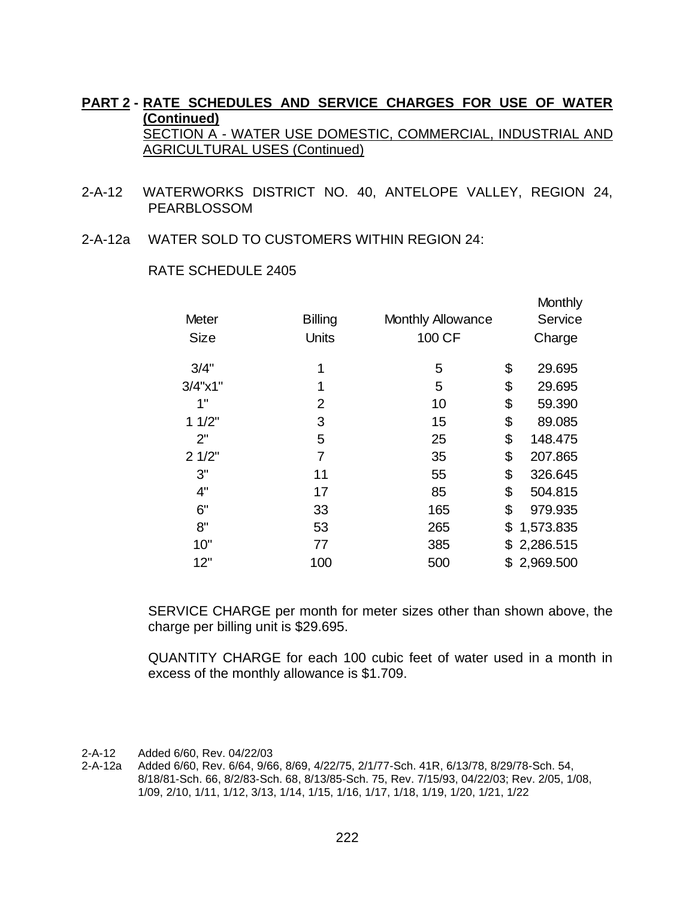**PART 2 - RATE SCHEDULES AND SERVICE CHARGES FOR USE OF WATER (Continued)**

SECTION A - WATER USE DOMESTIC, COMMERCIAL, INDUSTRIAL AND AGRICULTURAL USES (Continued)

2-A-12 WATERWORKS DISTRICT NO. 40, ANTELOPE VALLEY, REGION 24, PEARBLOSSOM

2-A-12a WATER SOLD TO CUSTOMERS WITHIN REGION 24:

RATE SCHEDULE 2405

| Meter Size | Billing Units | Monthly Allowance 100 CF | Monthly Service Charge |
|---|---|---|---|
| 3/4" | 1 | 5 | $ 29.695 |
| 3/4"x1" | 1 | 5 | $ 29.695 |
| 1" | 2 | 10 | $ 59.390 |
| 1 1/2" | 3 | 15 | $ 89.085 |
| 2" | 5 | 25 | $ 148.475 |
| 2 1/2" | 7 | 35 | $ 207.865 |
| 3" | 11 | 55 | $ 326.645 |
| 4" | 17 | 85 | $ 504.815 |
| 6" | 33 | 165 | $ 979.935 |
| 8" | 53 | 265 | $ 1,573.835 |
| 10" | 77 | 385 | $ 2,286.515 |
| 12" | 100 | 500 | $ 2,969.500 |

SERVICE CHARGE per month for meter sizes other than shown above, the charge per billing unit is $29.695.

QUANTITY CHARGE for each 100 cubic feet of water used in a month in excess of the monthly allowance is $1.709.

2-A-12 Added 6/60, Rev. 04/22/03

2-A-12a Added 6/60, Rev. 6/64, 9/66, 8/69, 4/22/75, 2/1/77-Sch. 41R, 6/13/78, 8/29/78-Sch. 54, 8/18/81-Sch. 66, 8/2/83-Sch. 68, 8/13/85-Sch. 75, Rev. 7/15/93, 04/22/03; Rev. 2/05, 1/08, 1/09, 2/10, 1/11, 1/12, 3/13, 1/14, 1/15, 1/16, 1/17, 1/18, 1/19, 1/20, 1/21, 1/22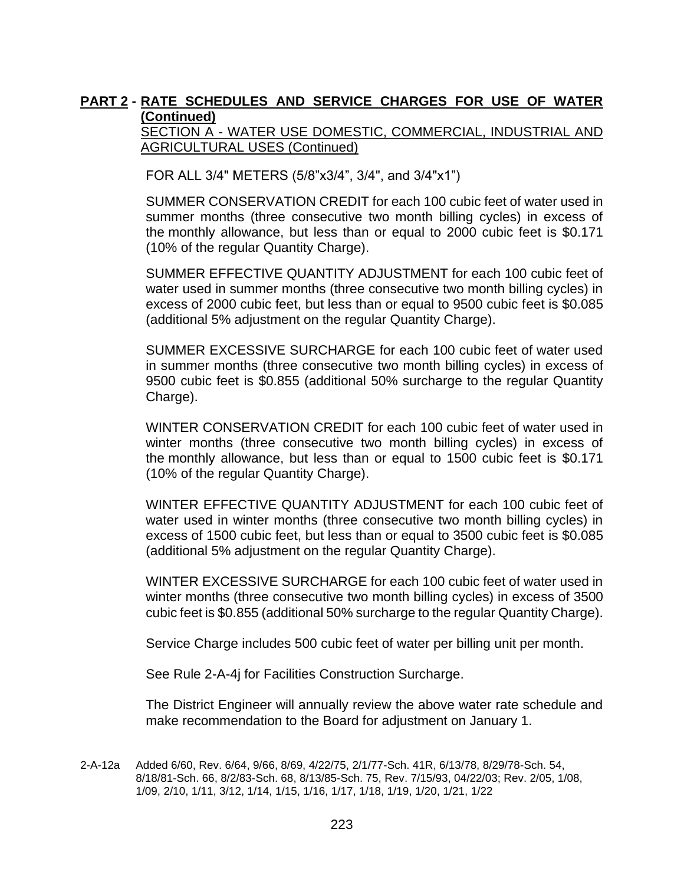**PART 2 - RATE SCHEDULES AND SERVICE CHARGES FOR USE OF WATER (Continued)**

SECTION A - WATER USE DOMESTIC, COMMERCIAL, INDUSTRIAL AND AGRICULTURAL USES (Continued)

FOR ALL 3/4" METERS (5/8"x3/4", 3/4", and 3/4"x1")

SUMMER CONSERVATION CREDIT for each 100 cubic feet of water used in summer months (three consecutive two month billing cycles) in excess of the monthly allowance, but less than or equal to 2000 cubic feet is $0.171 (10% of the regular Quantity Charge).

SUMMER EFFECTIVE QUANTITY ADJUSTMENT for each 100 cubic feet of water used in summer months (three consecutive two month billing cycles) in excess of 2000 cubic feet, but less than or equal to 9500 cubic feet is $0.085 (additional 5% adjustment on the regular Quantity Charge).

SUMMER EXCESSIVE SURCHARGE for each 100 cubic feet of water used in summer months (three consecutive two month billing cycles) in excess of 9500 cubic feet is $0.855 (additional 50% surcharge to the regular Quantity Charge).

WINTER CONSERVATION CREDIT for each 100 cubic feet of water used in winter months (three consecutive two month billing cycles) in excess of the monthly allowance, but less than or equal to 1500 cubic feet is $0.171 (10% of the regular Quantity Charge).

WINTER EFFECTIVE QUANTITY ADJUSTMENT for each 100 cubic feet of water used in winter months (three consecutive two month billing cycles) in excess of 1500 cubic feet, but less than or equal to 3500 cubic feet is $0.085 (additional 5% adjustment on the regular Quantity Charge).

WINTER EXCESSIVE SURCHARGE for each 100 cubic feet of water used in winter months (three consecutive two month billing cycles) in excess of 3500 cubic feet is $0.855 (additional 50% surcharge to the regular Quantity Charge).

Service Charge includes 500 cubic feet of water per billing unit per month.

See Rule 2-A-4j for Facilities Construction Surcharge.

The District Engineer will annually review the above water rate schedule and make recommendation to the Board for adjustment on January 1.

2-A-12a Added 6/60, Rev. 6/64, 9/66, 8/69, 4/22/75, 2/1/77-Sch. 41R, 6/13/78, 8/29/78-Sch. 54, 8/18/81-Sch. 66, 8/2/83-Sch. 68, 8/13/85-Sch. 75, Rev. 7/15/93, 04/22/03; Rev. 2/05, 1/08, 1/09, 2/10, 1/11, 3/12, 1/14, 1/15, 1/16, 1/17, 1/18, 1/19, 1/20, 1/21, 1/22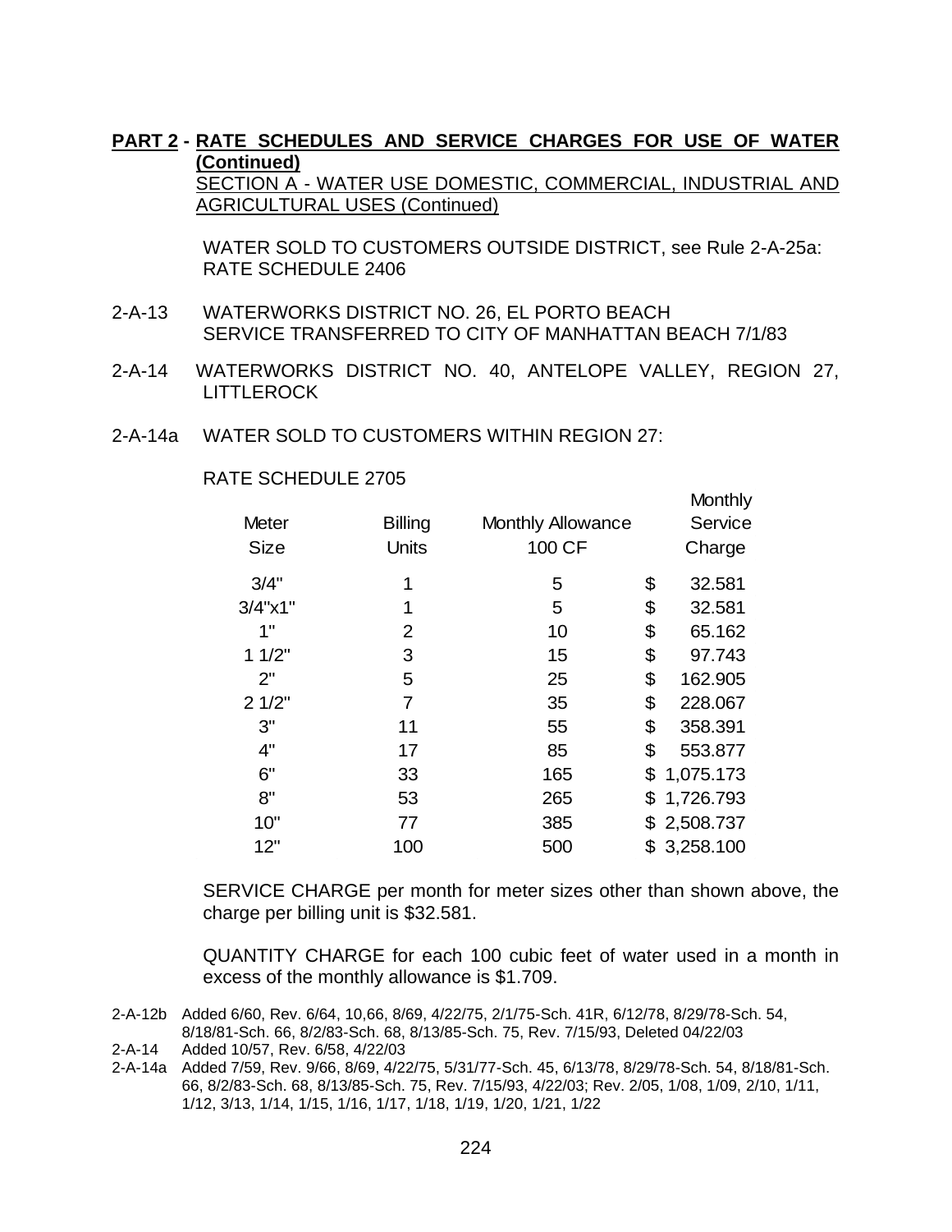**PART 2 - RATE SCHEDULES AND SERVICE CHARGES FOR USE OF WATER (Continued)**

SECTION A - WATER USE DOMESTIC, COMMERCIAL, INDUSTRIAL AND AGRICULTURAL USES (Continued)

WATER SOLD TO CUSTOMERS OUTSIDE DISTRICT, see Rule 2-A-25a: RATE SCHEDULE 2406

2-A-13 WATERWORKS DISTRICT NO. 26, EL PORTO BEACH
SERVICE TRANSFERRED TO CITY OF MANHATTAN BEACH 7/1/83

2-A-14 WATERWORKS DISTRICT NO. 40, ANTELOPE VALLEY, REGION 27, LITTLEROCK

2-A-14a WATER SOLD TO CUSTOMERS WITHIN REGION 27:

RATE SCHEDULE 2705

| Meter Size | Billing Units | Monthly Allowance 100 CF | Monthly Service Charge |
|---|---|---|---|
| 3/4" | 1 | 5 | $ 32.581 |
| 3/4"x1" | 1 | 5 | $ 32.581 |
| 1" | 2 | 10 | $ 65.162 |
| 1 1/2" | 3 | 15 | $ 97.743 |
| 2" | 5 | 25 | $ 162.905 |
| 2 1/2" | 7 | 35 | $ 228.067 |
| 3" | 11 | 55 | $ 358.391 |
| 4" | 17 | 85 | $ 553.877 |
| 6" | 33 | 165 | $ 1,075.173 |
| 8" | 53 | 265 | $ 1,726.793 |
| 10" | 77 | 385 | $ 2,508.737 |
| 12" | 100 | 500 | $ 3,258.100 |

SERVICE CHARGE per month for meter sizes other than shown above, the charge per billing unit is $32.581.

QUANTITY CHARGE for each 100 cubic feet of water used in a month in excess of the monthly allowance is $1.709.

2-A-12b Added 6/60, Rev. 6/64, 10,66, 8/69, 4/22/75, 2/1/75-Sch. 41R, 6/12/78, 8/29/78-Sch. 54, 8/18/81-Sch. 66, 8/2/83-Sch. 68, 8/13/85-Sch. 75, Rev. 7/15/93, Deleted 04/22/03
2-A-14 Added 10/57, Rev. 6/58, 4/22/03
2-A-14a Added 7/59, Rev. 9/66, 8/69, 4/22/75, 5/31/77-Sch. 45, 6/13/78, 8/29/78-Sch. 54, 8/18/81-Sch. 66, 8/2/83-Sch. 68, 8/13/85-Sch. 75, Rev. 7/15/93, 4/22/03; Rev. 2/05, 1/08, 1/09, 2/10, 1/11, 1/12, 3/13, 1/14, 1/15, 1/16, 1/17, 1/18, 1/19, 1/20, 1/21, 1/22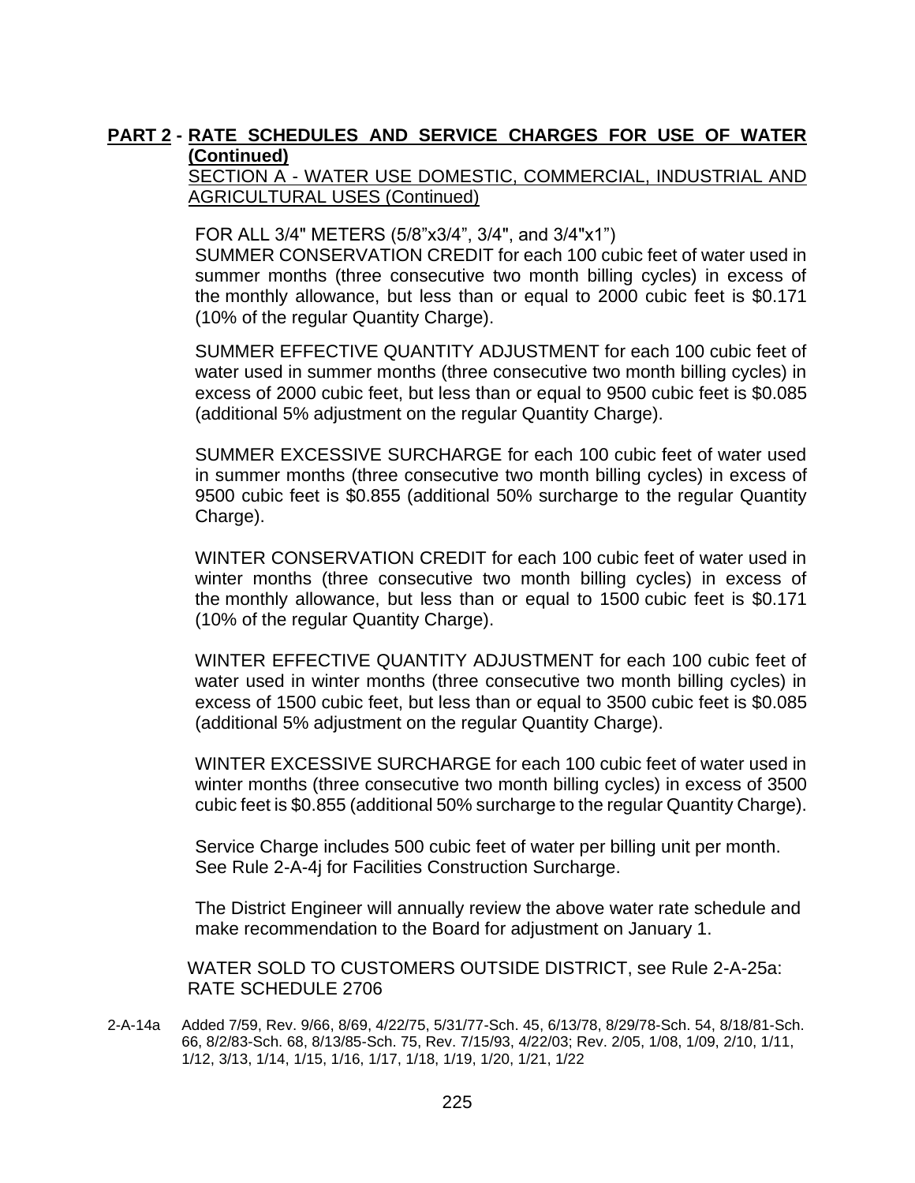**PART 2 - RATE SCHEDULES AND SERVICE CHARGES FOR USE OF WATER (Continued)**

SECTION A - WATER USE DOMESTIC, COMMERCIAL, INDUSTRIAL AND AGRICULTURAL USES (Continued)

FOR ALL 3/4" METERS (5/8”x3/4”, 3/4", and 3/4"x1”)

SUMMER CONSERVATION CREDIT for each 100 cubic feet of water used in summer months (three consecutive two month billing cycles) in excess of the monthly allowance, but less than or equal to 2000 cubic feet is $0.171 (10% of the regular Quantity Charge).

SUMMER EFFECTIVE QUANTITY ADJUSTMENT for each 100 cubic feet of water used in summer months (three consecutive two month billing cycles) in excess of 2000 cubic feet, but less than or equal to 9500 cubic feet is $0.085 (additional 5% adjustment on the regular Quantity Charge).

SUMMER EXCESSIVE SURCHARGE for each 100 cubic feet of water used in summer months (three consecutive two month billing cycles) in excess of 9500 cubic feet is $0.855 (additional 50% surcharge to the regular Quantity Charge).

WINTER CONSERVATION CREDIT for each 100 cubic feet of water used in winter months (three consecutive two month billing cycles) in excess of the monthly allowance, but less than or equal to 1500 cubic feet is $0.171 (10% of the regular Quantity Charge).

WINTER EFFECTIVE QUANTITY ADJUSTMENT for each 100 cubic feet of water used in winter months (three consecutive two month billing cycles) in excess of 1500 cubic feet, but less than or equal to 3500 cubic feet is $0.085 (additional 5% adjustment on the regular Quantity Charge).

WINTER EXCESSIVE SURCHARGE for each 100 cubic feet of water used in winter months (three consecutive two month billing cycles) in excess of 3500 cubic feet is $0.855 (additional 50% surcharge to the regular Quantity Charge).

Service Charge includes 500 cubic feet of water per billing unit per month.
See Rule 2-A-4j for Facilities Construction Surcharge.

The District Engineer will annually review the above water rate schedule and make recommendation to the Board for adjustment on January 1.

WATER SOLD TO CUSTOMERS OUTSIDE DISTRICT, see Rule 2-A-25a: RATE SCHEDULE 2706

2-A-14a Added 7/59, Rev. 9/66, 8/69, 4/22/75, 5/31/77-Sch. 45, 6/13/78, 8/29/78-Sch. 54, 8/18/81-Sch. 66, 8/2/83-Sch. 68, 8/13/85-Sch. 75, Rev. 7/15/93, 4/22/03; Rev. 2/05, 1/08, 1/09, 2/10, 1/11, 1/12, 3/13, 1/14, 1/15, 1/16, 1/17, 1/18, 1/19, 1/20, 1/21, 1/22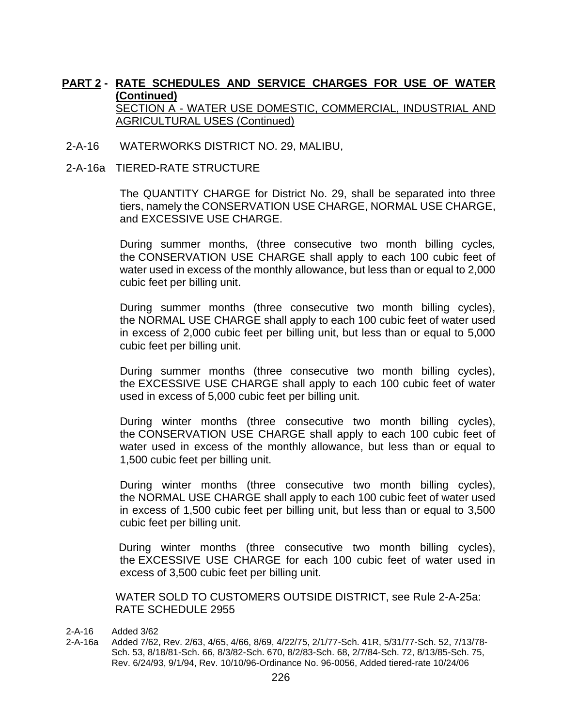**PART 2 - RATE SCHEDULES AND SERVICE CHARGES FOR USE OF WATER (Continued)**

SECTION A - WATER USE DOMESTIC, COMMERCIAL, INDUSTRIAL AND AGRICULTURAL USES (Continued)

2-A-16 WATERWORKS DISTRICT NO. 29, MALIBU,

2-A-16a TIERED-RATE STRUCTURE

The QUANTITY CHARGE for District No. 29, shall be separated into three tiers, namely the CONSERVATION USE CHARGE, NORMAL USE CHARGE, and EXCESSIVE USE CHARGE.

During summer months, (three consecutive two month billing cycles, the CONSERVATION USE CHARGE shall apply to each 100 cubic feet of water used in excess of the monthly allowance, but less than or equal to 2,000 cubic feet per billing unit.

During summer months (three consecutive two month billing cycles), the NORMAL USE CHARGE shall apply to each 100 cubic feet of water used in excess of 2,000 cubic feet per billing unit, but less than or equal to 5,000 cubic feet per billing unit.

During summer months (three consecutive two month billing cycles), the EXCESSIVE USE CHARGE shall apply to each 100 cubic feet of water used in excess of 5,000 cubic feet per billing unit.

During winter months (three consecutive two month billing cycles), the CONSERVATION USE CHARGE shall apply to each 100 cubic feet of water used in excess of the monthly allowance, but less than or equal to 1,500 cubic feet per billing unit.

During winter months (three consecutive two month billing cycles), the NORMAL USE CHARGE shall apply to each 100 cubic feet of water used in excess of 1,500 cubic feet per billing unit, but less than or equal to 3,500 cubic feet per billing unit.

During winter months (three consecutive two month billing cycles), the EXCESSIVE USE CHARGE for each 100 cubic feet of water used in excess of 3,500 cubic feet per billing unit.

WATER SOLD TO CUSTOMERS OUTSIDE DISTRICT, see Rule 2-A-25a: RATE SCHEDULE 2955

2-A-16 Added 3/62

2-A-16a Added 7/62, Rev. 2/63, 4/65, 4/66, 8/69, 4/22/75, 2/1/77-Sch. 41R, 5/31/77-Sch. 52, 7/13/78-Sch. 53, 8/18/81-Sch. 66, 8/3/82-Sch. 670, 8/2/83-Sch. 68, 2/7/84-Sch. 72, 8/13/85-Sch. 75, Rev. 6/24/93, 9/1/94, Rev. 10/10/96-Ordinance No. 96-0056, Added tiered-rate 10/24/06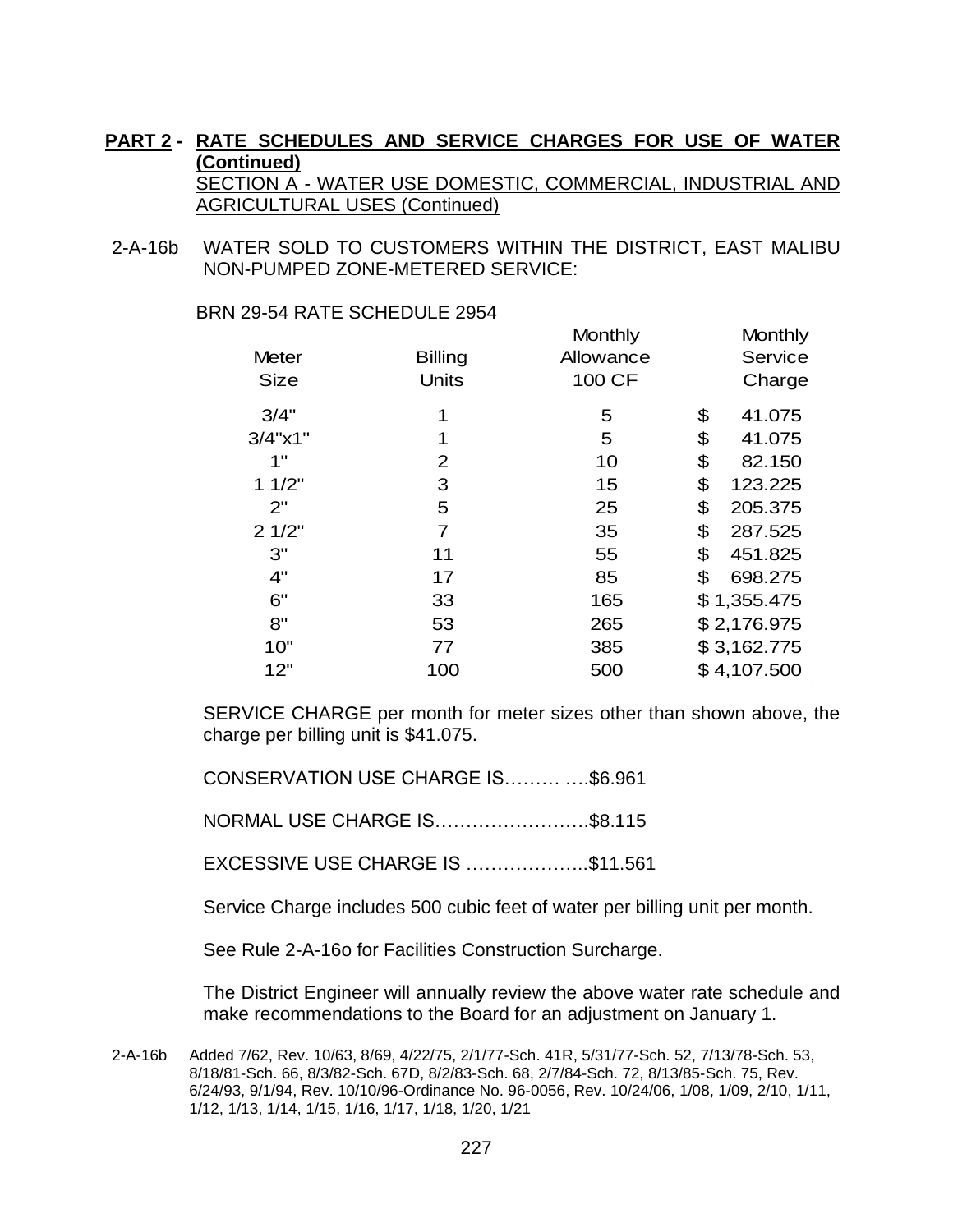**PART 2 - RATE SCHEDULES AND SERVICE CHARGES FOR USE OF WATER (Continued)**

SECTION A - WATER USE DOMESTIC, COMMERCIAL, INDUSTRIAL AND AGRICULTURAL USES (Continued)

2-A-16b WATER SOLD TO CUSTOMERS WITHIN THE DISTRICT, EAST MALIBU NON-PUMPED ZONE-METERED SERVICE:

BRN 29-54 RATE SCHEDULE 2954

| Meter Size | Billing Units | Monthly Allowance 100 CF | Monthly Service Charge |
|---|---|---|---|
| 3/4" | 1 | 5 | $ 41.075 |
| 3/4"x1" | 1 | 5 | $ 41.075 |
| 1" | 2 | 10 | $ 82.150 |
| 1 1/2" | 3 | 15 | $ 123.225 |
| 2" | 5 | 25 | $ 205.375 |
| 2 1/2" | 7 | 35 | $ 287.525 |
| 3" | 11 | 55 | $ 451.825 |
| 4" | 17 | 85 | $ 698.275 |
| 6" | 33 | 165 | $ 1,355.475 |
| 8" | 53 | 265 | $ 2,176.975 |
| 10" | 77 | 385 | $ 3,162.775 |
| 12" | 100 | 500 | $ 4,107.500 |

SERVICE CHARGE per month for meter sizes other than shown above, the charge per billing unit is $41.075.

CONSERVATION USE CHARGE IS……… ….$6.961

NORMAL USE CHARGE IS…………………….$8.115

EXCESSIVE USE CHARGE IS ………………..$11.561

Service Charge includes 500 cubic feet of water per billing unit per month.

See Rule 2-A-16o for Facilities Construction Surcharge.

The District Engineer will annually review the above water rate schedule and make recommendations to the Board for an adjustment on January 1.

2-A-16b Added 7/62, Rev. 10/63, 8/69, 4/22/75, 2/1/77-Sch. 41R, 5/31/77-Sch. 52, 7/13/78-Sch. 53, 8/18/81-Sch. 66, 8/3/82-Sch. 67D, 8/2/83-Sch. 68, 2/7/84-Sch. 72, 8/13/85-Sch. 75, Rev. 6/24/93, 9/1/94, Rev. 10/10/96-Ordinance No. 96-0056, Rev. 10/24/06, 1/08, 1/09, 2/10, 1/11, 1/12, 1/13, 1/14, 1/15, 1/16, 1/17, 1/18, 1/20, 1/21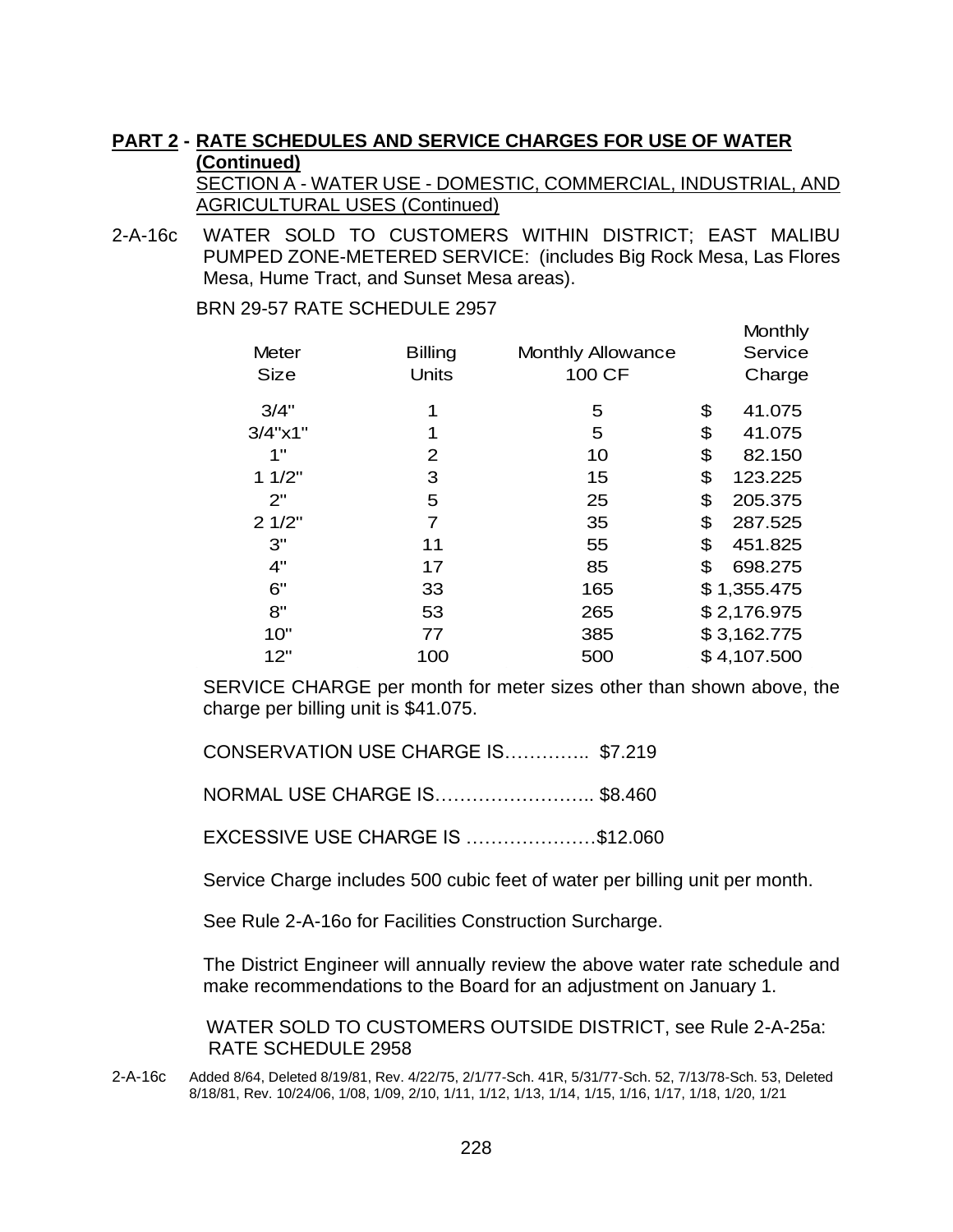**PART 2 - RATE SCHEDULES AND SERVICE CHARGES FOR USE OF WATER (Continued)**

SECTION A - WATER USE - DOMESTIC, COMMERCIAL, INDUSTRIAL, AND AGRICULTURAL USES (Continued)

2-A-16c WATER SOLD TO CUSTOMERS WITHIN DISTRICT; EAST MALIBU PUMPED ZONE-METERED SERVICE: (includes Big Rock Mesa, Las Flores Mesa, Hume Tract, and Sunset Mesa areas).

BRN 29-57 RATE SCHEDULE 2957

| Meter Size | Billing Units | Monthly Allowance 100 CF | Monthly Service Charge |
|---|---|---|---|
| 3/4" | 1 | 5 | $ 41.075 |
| 3/4"x1" | 1 | 5 | $ 41.075 |
| 1" | 2 | 10 | $ 82.150 |
| 1 1/2" | 3 | 15 | $ 123.225 |
| 2" | 5 | 25 | $ 205.375 |
| 2 1/2" | 7 | 35 | $ 287.525 |
| 3" | 11 | 55 | $ 451.825 |
| 4" | 17 | 85 | $ 698.275 |
| 6" | 33 | 165 | $ 1,355.475 |
| 8" | 53 | 265 | $ 2,176.975 |
| 10" | 77 | 385 | $ 3,162.775 |
| 12" | 100 | 500 | $ 4,107.500 |

SERVICE CHARGE per month for meter sizes other than shown above, the charge per billing unit is $41.075.

CONSERVATION USE CHARGE IS………….. $7.219

NORMAL USE CHARGE IS…………………….. $8.460

EXCESSIVE USE CHARGE IS …………………$12.060

Service Charge includes 500 cubic feet of water per billing unit per month.

See Rule 2-A-16o for Facilities Construction Surcharge.

The District Engineer will annually review the above water rate schedule and make recommendations to the Board for an adjustment on January 1.

WATER SOLD TO CUSTOMERS OUTSIDE DISTRICT, see Rule 2-A-25a: RATE SCHEDULE 2958

2-A-16c Added 8/64, Deleted 8/19/81, Rev. 4/22/75, 2/1/77-Sch. 41R, 5/31/77-Sch. 52, 7/13/78-Sch. 53, Deleted 8/18/81, Rev. 10/24/06, 1/08, 1/09, 2/10, 1/11, 1/12, 1/13, 1/14, 1/15, 1/16, 1/17, 1/18, 1/20, 1/21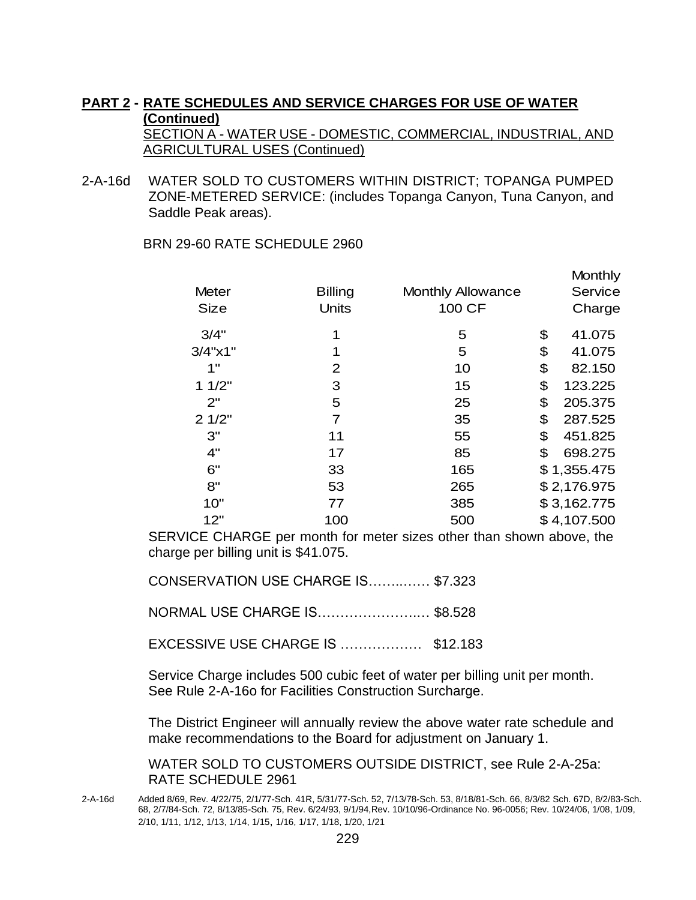**PART 2 - RATE SCHEDULES AND SERVICE CHARGES FOR USE OF WATER (Continued)**

SECTION A - WATER USE - DOMESTIC, COMMERCIAL, INDUSTRIAL, AND AGRICULTURAL USES (Continued)

2-A-16d WATER SOLD TO CUSTOMERS WITHIN DISTRICT; TOPANGA PUMPED ZONE-METERED SERVICE: (includes Topanga Canyon, Tuna Canyon, and Saddle Peak areas).

BRN 29-60 RATE SCHEDULE 2960

| Meter Size | Billing Units | Monthly Allowance 100 CF | Monthly Service Charge |
|---|---|---|---|
| 3/4" | 1 | 5 | $ 41.075 |
| 3/4"x1" | 1 | 5 | $ 41.075 |
| 1" | 2 | 10 | $ 82.150 |
| 1 1/2" | 3 | 15 | $ 123.225 |
| 2" | 5 | 25 | $ 205.375 |
| 2 1/2" | 7 | 35 | $ 287.525 |
| 3" | 11 | 55 | $ 451.825 |
| 4" | 17 | 85 | $ 698.275 |
| 6" | 33 | 165 | $ 1,355.475 |
| 8" | 53 | 265 | $ 2,176.975 |
| 10" | 77 | 385 | $ 3,162.775 |
| 12" | 100 | 500 | $ 4,107.500 |

SERVICE CHARGE per month for meter sizes other than shown above, the charge per billing unit is $41.075.

CONSERVATION USE CHARGE IS……..…… $7.323

NORMAL USE CHARGE IS………………….… $8.528

EXCESSIVE USE CHARGE IS ……………… $12.183

Service Charge includes 500 cubic feet of water per billing unit per month. See Rule 2-A-16o for Facilities Construction Surcharge.

The District Engineer will annually review the above water rate schedule and make recommendations to the Board for adjustment on January 1.

WATER SOLD TO CUSTOMERS OUTSIDE DISTRICT, see Rule 2-A-25a: RATE SCHEDULE 2961

2-A-16d Added 8/69, Rev. 4/22/75, 2/1/77-Sch. 41R, 5/31/77-Sch. 52, 7/13/78-Sch. 53, 8/18/81-Sch. 66, 8/3/82 Sch. 67D, 8/2/83-Sch. 68, 2/7/84-Sch. 72, 8/13/85-Sch. 75, Rev. 6/24/93, 9/1/94,Rev. 10/10/96-Ordinance No. 96-0056; Rev. 10/24/06, 1/08, 1/09, 2/10, 1/11, 1/12, 1/13, 1/14, 1/15, 1/16, 1/17, 1/18, 1/20, 1/21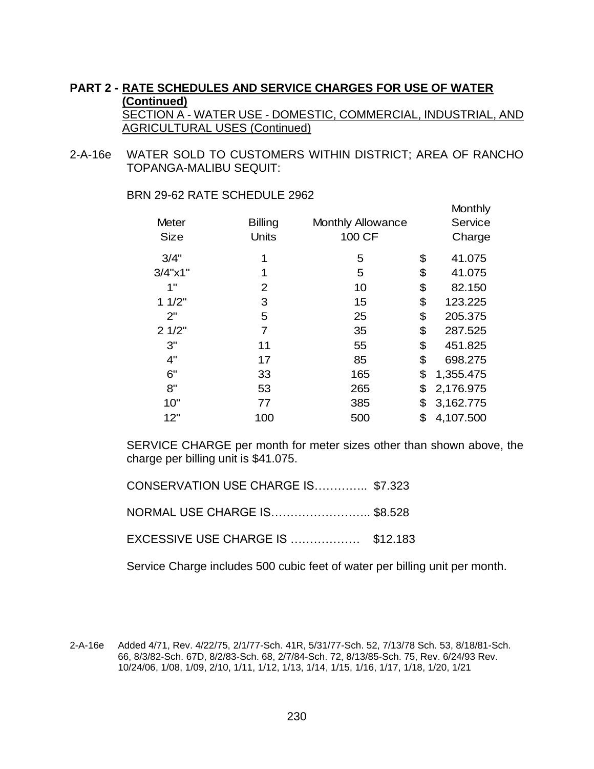**PART 2 - RATE SCHEDULES AND SERVICE CHARGES FOR USE OF WATER (Continued)**
SECTION A - WATER USE - DOMESTIC, COMMERCIAL, INDUSTRIAL, AND AGRICULTURAL USES (Continued)

2-A-16e WATER SOLD TO CUSTOMERS WITHIN DISTRICT; AREA OF RANCHO TOPANGA-MALIBU SEQUIT:

BRN 29-62 RATE SCHEDULE 2962

| Meter Size | Billing Units | Monthly Allowance 100 CF | Monthly Service Charge |
|---|---|---|---|
| 3/4" | 1 | 5 | $ 41.075 |
| 3/4"x1" | 1 | 5 | $ 41.075 |
| 1" | 2 | 10 | $ 82.150 |
| 1 1/2" | 3 | 15 | $ 123.225 |
| 2" | 5 | 25 | $ 205.375 |
| 2 1/2" | 7 | 35 | $ 287.525 |
| 3" | 11 | 55 | $ 451.825 |
| 4" | 17 | 85 | $ 698.275 |
| 6" | 33 | 165 | $ 1,355.475 |
| 8" | 53 | 265 | $ 2,176.975 |
| 10" | 77 | 385 | $ 3,162.775 |
| 12" | 100 | 500 | $ 4,107.500 |

SERVICE CHARGE per month for meter sizes other than shown above, the charge per billing unit is $41.075.

CONSERVATION USE CHARGE IS………….. $7.323

NORMAL USE CHARGE IS…………………….. $8.528

EXCESSIVE USE CHARGE IS ……………… $12.183

Service Charge includes 500 cubic feet of water per billing unit per month.

2-A-16e Added 4/71, Rev. 4/22/75, 2/1/77-Sch. 41R, 5/31/77-Sch. 52, 7/13/78 Sch. 53, 8/18/81-Sch. 66, 8/3/82-Sch. 67D, 8/2/83-Sch. 68, 2/7/84-Sch. 72, 8/13/85-Sch. 75, Rev. 6/24/93 Rev. 10/24/06, 1/08, 1/09, 2/10, 1/11, 1/12, 1/13, 1/14, 1/15, 1/16, 1/17, 1/18, 1/20, 1/21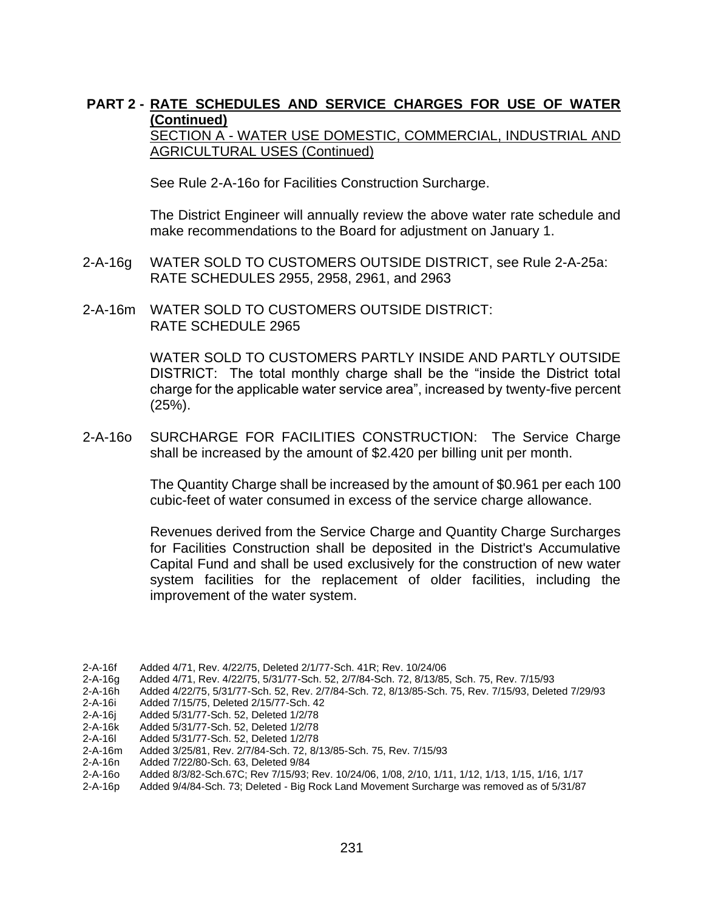**PART 2 - RATE SCHEDULES AND SERVICE CHARGES FOR USE OF WATER (Continued)**

SECTION A - WATER USE DOMESTIC, COMMERCIAL, INDUSTRIAL AND AGRICULTURAL USES (Continued)

See Rule 2-A-16o for Facilities Construction Surcharge.

The District Engineer will annually review the above water rate schedule and make recommendations to the Board for adjustment on January 1.

2-A-16g WATER SOLD TO CUSTOMERS OUTSIDE DISTRICT, see Rule 2-A-25a: RATE SCHEDULES 2955, 2958, 2961, and 2963

2-A-16m WATER SOLD TO CUSTOMERS OUTSIDE DISTRICT: RATE SCHEDULE 2965

WATER SOLD TO CUSTOMERS PARTLY INSIDE AND PARTLY OUTSIDE DISTRICT: The total monthly charge shall be the "inside the District total charge for the applicable water service area", increased by twenty-five percent (25%).

2-A-16o SURCHARGE FOR FACILITIES CONSTRUCTION: The Service Charge shall be increased by the amount of $2.420 per billing unit per month.

The Quantity Charge shall be increased by the amount of $0.961 per each 100 cubic-feet of water consumed in excess of the service charge allowance.

Revenues derived from the Service Charge and Quantity Charge Surcharges for Facilities Construction shall be deposited in the District's Accumulative Capital Fund and shall be used exclusively for the construction of new water system facilities for the replacement of older facilities, including the improvement of the water system.

2-A-16f Added 4/71, Rev. 4/22/75, Deleted 2/1/77-Sch. 41R; Rev. 10/24/06
2-A-16g Added 4/71, Rev. 4/22/75, 5/31/77-Sch. 52, 2/7/84-Sch. 72, 8/13/85, Sch. 75, Rev. 7/15/93
2-A-16h Added 4/22/75, 5/31/77-Sch. 52, Rev. 2/7/84-Sch. 72, 8/13/85-Sch. 75, Rev. 7/15/93, Deleted 7/29/93
2-A-16i Added 7/15/75, Deleted 2/15/77-Sch. 42
2-A-16j Added 5/31/77-Sch. 52, Deleted 1/2/78
2-A-16k Added 5/31/77-Sch. 52, Deleted 1/2/78
2-A-16l Added 5/31/77-Sch. 52, Deleted 1/2/78
2-A-16m Added 3/25/81, Rev. 2/7/84-Sch. 72, 8/13/85-Sch. 75, Rev. 7/15/93
2-A-16n Added 7/22/80-Sch. 63, Deleted 9/84
2-A-16o Added 8/3/82-Sch.67C; Rev 7/15/93; Rev. 10/24/06, 1/08, 2/10, 1/11, 1/12, 1/13, 1/15, 1/16, 1/17
2-A-16p Added 9/4/84-Sch. 73; Deleted - Big Rock Land Movement Surcharge was removed as of 5/31/87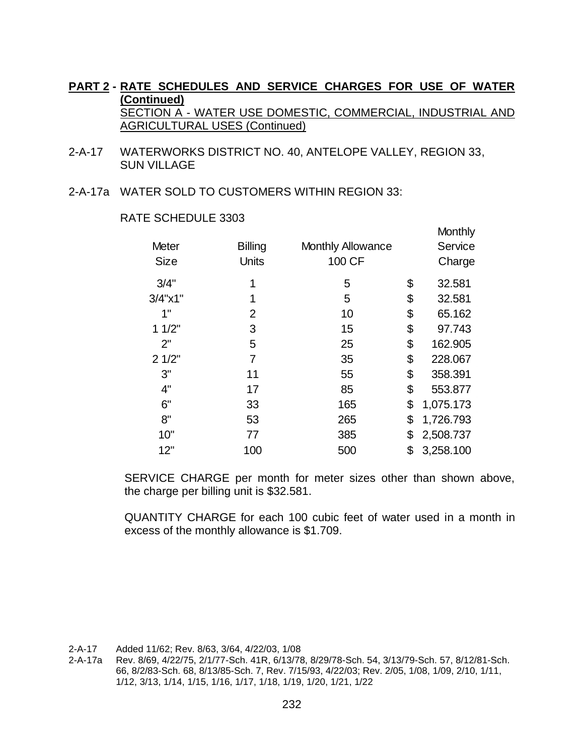**PART 2 - RATE SCHEDULES AND SERVICE CHARGES FOR USE OF WATER (Continued)**
SECTION A - WATER USE DOMESTIC, COMMERCIAL, INDUSTRIAL AND AGRICULTURAL USES (Continued)

2-A-17 WATERWORKS DISTRICT NO. 40, ANTELOPE VALLEY, REGION 33, SUN VILLAGE

2-A-17a WATER SOLD TO CUSTOMERS WITHIN REGION 33:

RATE SCHEDULE 3303

| Meter Size | Billing Units | Monthly Allowance 100 CF | Monthly Service Charge |
|---|---|---|---|
| 3/4" | 1 | 5 | $ 32.581 |
| 3/4"x1" | 1 | 5 | $ 32.581 |
| 1" | 2 | 10 | $ 65.162 |
| 1 1/2" | 3 | 15 | $ 97.743 |
| 2" | 5 | 25 | $ 162.905 |
| 2 1/2" | 7 | 35 | $ 228.067 |
| 3" | 11 | 55 | $ 358.391 |
| 4" | 17 | 85 | $ 553.877 |
| 6" | 33 | 165 | $ 1,075.173 |
| 8" | 53 | 265 | $ 1,726.793 |
| 10" | 77 | 385 | $ 2,508.737 |
| 12" | 100 | 500 | $ 3,258.100 |

SERVICE CHARGE per month for meter sizes other than shown above, the charge per billing unit is $32.581.

QUANTITY CHARGE for each 100 cubic feet of water used in a month in excess of the monthly allowance is $1.709.

2-A-17 Added 11/62; Rev. 8/63, 3/64, 4/22/03, 1/08

2-A-17a Rev. 8/69, 4/22/75, 2/1/77-Sch. 41R, 6/13/78, 8/29/78-Sch. 54, 3/13/79-Sch. 57, 8/12/81-Sch. 66, 8/2/83-Sch. 68, 8/13/85-Sch. 7, Rev. 7/15/93, 4/22/03; Rev. 2/05, 1/08, 1/09, 2/10, 1/11, 1/12, 3/13, 1/14, 1/15, 1/16, 1/17, 1/18, 1/19, 1/20, 1/21, 1/22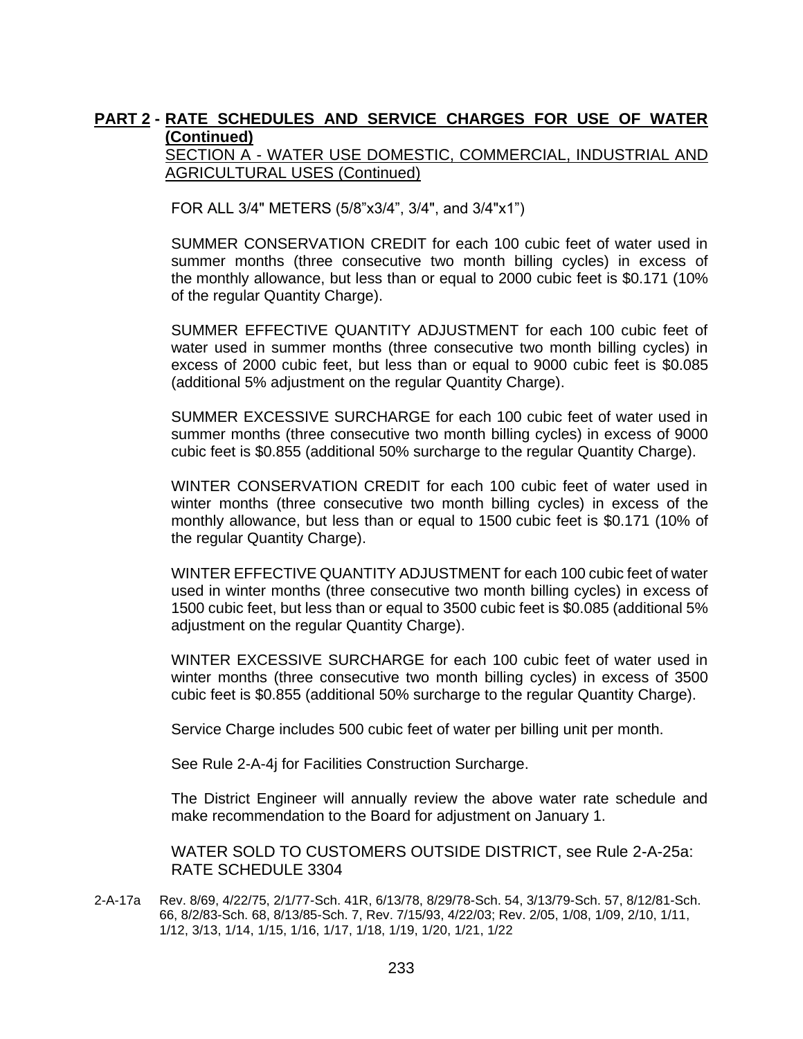**PART 2 - RATE SCHEDULES AND SERVICE CHARGES FOR USE OF WATER (Continued)**

SECTION A - WATER USE DOMESTIC, COMMERCIAL, INDUSTRIAL AND AGRICULTURAL USES (Continued)

FOR ALL 3/4" METERS (5/8"x3/4", 3/4", and 3/4"x1")

SUMMER CONSERVATION CREDIT for each 100 cubic feet of water used in summer months (three consecutive two month billing cycles) in excess of the monthly allowance, but less than or equal to 2000 cubic feet is $0.171 (10% of the regular Quantity Charge).

SUMMER EFFECTIVE QUANTITY ADJUSTMENT for each 100 cubic feet of water used in summer months (three consecutive two month billing cycles) in excess of 2000 cubic feet, but less than or equal to 9000 cubic feet is $0.085 (additional 5% adjustment on the regular Quantity Charge).

SUMMER EXCESSIVE SURCHARGE for each 100 cubic feet of water used in summer months (three consecutive two month billing cycles) in excess of 9000 cubic feet is $0.855 (additional 50% surcharge to the regular Quantity Charge).

WINTER CONSERVATION CREDIT for each 100 cubic feet of water used in winter months (three consecutive two month billing cycles) in excess of the monthly allowance, but less than or equal to 1500 cubic feet is $0.171 (10% of the regular Quantity Charge).

WINTER EFFECTIVE QUANTITY ADJUSTMENT for each 100 cubic feet of water used in winter months (three consecutive two month billing cycles) in excess of 1500 cubic feet, but less than or equal to 3500 cubic feet is $0.085 (additional 5% adjustment on the regular Quantity Charge).

WINTER EXCESSIVE SURCHARGE for each 100 cubic feet of water used in winter months (three consecutive two month billing cycles) in excess of 3500 cubic feet is $0.855 (additional 50% surcharge to the regular Quantity Charge).

Service Charge includes 500 cubic feet of water per billing unit per month.

See Rule 2-A-4j for Facilities Construction Surcharge.

The District Engineer will annually review the above water rate schedule and make recommendation to the Board for adjustment on January 1.

WATER SOLD TO CUSTOMERS OUTSIDE DISTRICT, see Rule 2-A-25a: RATE SCHEDULE 3304

2-A-17a Rev. 8/69, 4/22/75, 2/1/77-Sch. 41R, 6/13/78, 8/29/78-Sch. 54, 3/13/79-Sch. 57, 8/12/81-Sch. 66, 8/2/83-Sch. 68, 8/13/85-Sch. 7, Rev. 7/15/93, 4/22/03; Rev. 2/05, 1/08, 1/09, 2/10, 1/11, 1/12, 3/13, 1/14, 1/15, 1/16, 1/17, 1/18, 1/19, 1/20, 1/21, 1/22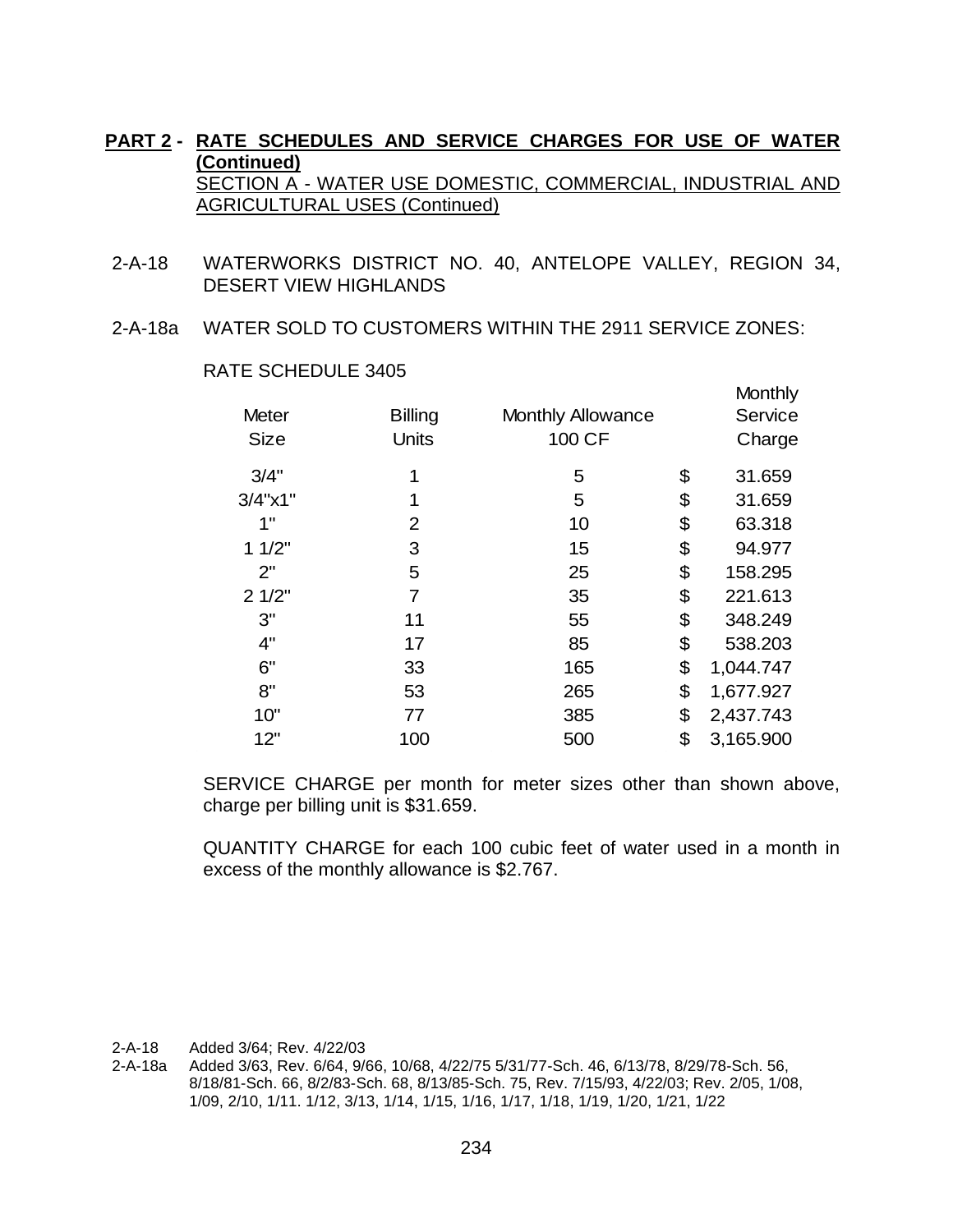**PART 2 - RATE SCHEDULES AND SERVICE CHARGES FOR USE OF WATER (Continued)**

SECTION A - WATER USE DOMESTIC, COMMERCIAL, INDUSTRIAL AND AGRICULTURAL USES (Continued)

2-A-18 WATERWORKS DISTRICT NO. 40, ANTELOPE VALLEY, REGION 34, DESERT VIEW HIGHLANDS

2-A-18a WATER SOLD TO CUSTOMERS WITHIN THE 2911 SERVICE ZONES:

RATE SCHEDULE 3405

| Meter Size | Billing Units | Monthly Allowance 100 CF | Monthly Service Charge |
|---|---|---|---|
| 3/4" | 1 | 5 | $ 31.659 |
| 3/4"x1" | 1 | 5 | $ 31.659 |
| 1" | 2 | 10 | $ 63.318 |
| 1 1/2" | 3 | 15 | $ 94.977 |
| 2" | 5 | 25 | $ 158.295 |
| 2 1/2" | 7 | 35 | $ 221.613 |
| 3" | 11 | 55 | $ 348.249 |
| 4" | 17 | 85 | $ 538.203 |
| 6" | 33 | 165 | $ 1,044.747 |
| 8" | 53 | 265 | $ 1,677.927 |
| 10" | 77 | 385 | $ 2,437.743 |
| 12" | 100 | 500 | $ 3,165.900 |

SERVICE CHARGE per month for meter sizes other than shown above, charge per billing unit is $31.659.

QUANTITY CHARGE for each 100 cubic feet of water used in a month in excess of the monthly allowance is $2.767.

2-A-18 Added 3/64; Rev. 4/22/03

2-A-18a Added 3/63, Rev. 6/64, 9/66, 10/68, 4/22/75 5/31/77-Sch. 46, 6/13/78, 8/29/78-Sch. 56, 8/18/81-Sch. 66, 8/2/83-Sch. 68, 8/13/85-Sch. 75, Rev. 7/15/93, 4/22/03; Rev. 2/05, 1/08, 1/09, 2/10, 1/11. 1/12, 3/13, 1/14, 1/15, 1/16, 1/17, 1/18, 1/19, 1/20, 1/21, 1/22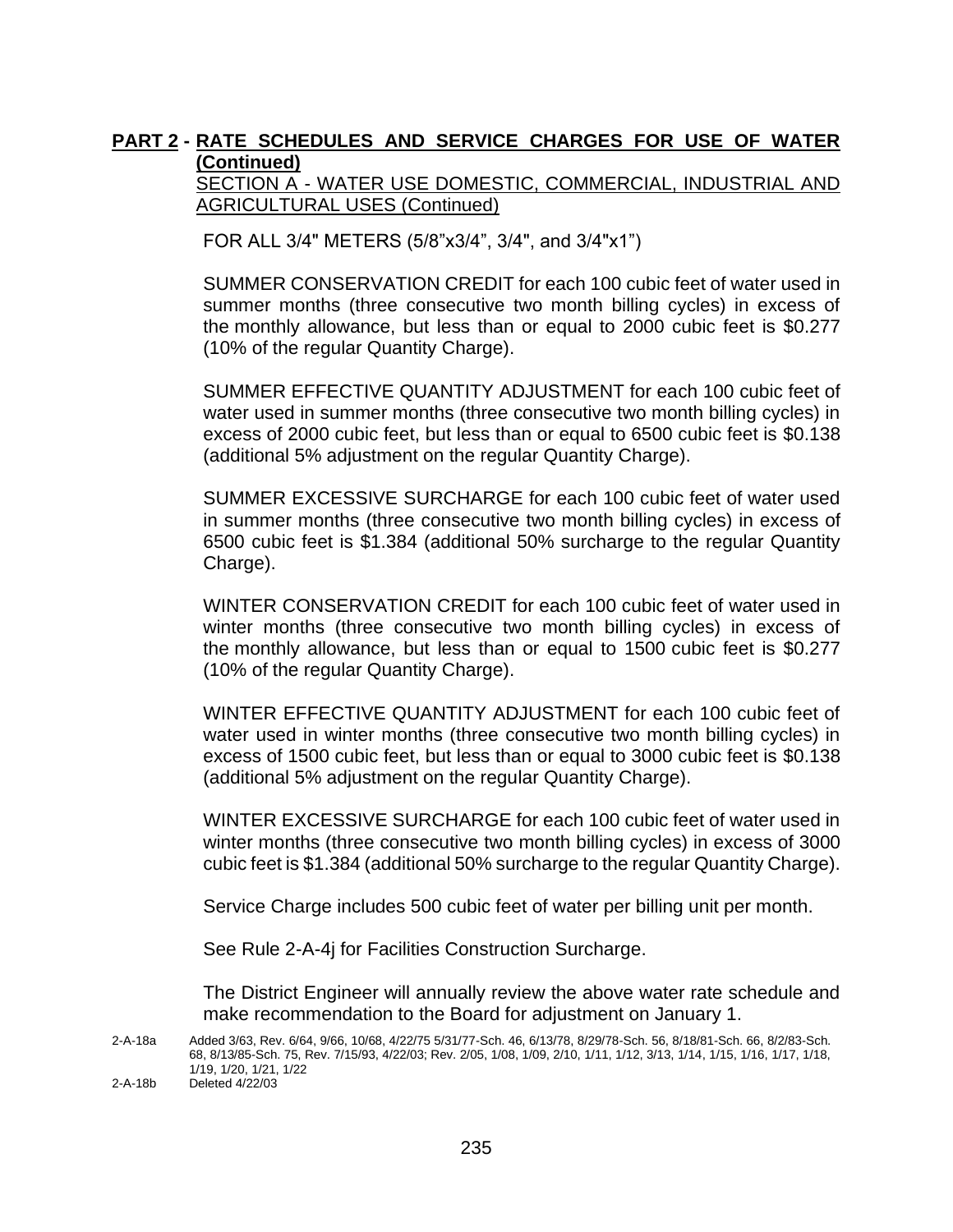**PART 2 - RATE SCHEDULES AND SERVICE CHARGES FOR USE OF WATER (Continued)**

SECTION A - WATER USE DOMESTIC, COMMERCIAL, INDUSTRIAL AND AGRICULTURAL USES (Continued)

FOR ALL 3/4" METERS (5/8"x3/4", 3/4", and 3/4"x1")

SUMMER CONSERVATION CREDIT for each 100 cubic feet of water used in summer months (three consecutive two month billing cycles) in excess of the monthly allowance, but less than or equal to 2000 cubic feet is $0.277 (10% of the regular Quantity Charge).

SUMMER EFFECTIVE QUANTITY ADJUSTMENT for each 100 cubic feet of water used in summer months (three consecutive two month billing cycles) in excess of 2000 cubic feet, but less than or equal to 6500 cubic feet is $0.138 (additional 5% adjustment on the regular Quantity Charge).

SUMMER EXCESSIVE SURCHARGE for each 100 cubic feet of water used in summer months (three consecutive two month billing cycles) in excess of 6500 cubic feet is $1.384 (additional 50% surcharge to the regular Quantity Charge).

WINTER CONSERVATION CREDIT for each 100 cubic feet of water used in winter months (three consecutive two month billing cycles) in excess of the monthly allowance, but less than or equal to 1500 cubic feet is $0.277 (10% of the regular Quantity Charge).

WINTER EFFECTIVE QUANTITY ADJUSTMENT for each 100 cubic feet of water used in winter months (three consecutive two month billing cycles) in excess of 1500 cubic feet, but less than or equal to 3000 cubic feet is $0.138 (additional 5% adjustment on the regular Quantity Charge).

WINTER EXCESSIVE SURCHARGE for each 100 cubic feet of water used in winter months (three consecutive two month billing cycles) in excess of 3000 cubic feet is $1.384 (additional 50% surcharge to the regular Quantity Charge).

Service Charge includes 500 cubic feet of water per billing unit per month.

See Rule 2-A-4j for Facilities Construction Surcharge.

The District Engineer will annually review the above water rate schedule and make recommendation to the Board for adjustment on January 1.

2-A-18a Added 3/63, Rev. 6/64, 9/66, 10/68, 4/22/75 5/31/77-Sch. 46, 6/13/78, 8/29/78-Sch. 56, 8/18/81-Sch. 66, 8/2/83-Sch. 68, 8/13/85-Sch. 75, Rev. 7/15/93, 4/22/03; Rev. 2/05, 1/08, 1/09, 2/10, 1/11, 1/12, 3/13, 1/14, 1/15, 1/16, 1/17, 1/18, 1/19, 1/20, 1/21, 1/22

2-A-18b Deleted 4/22/03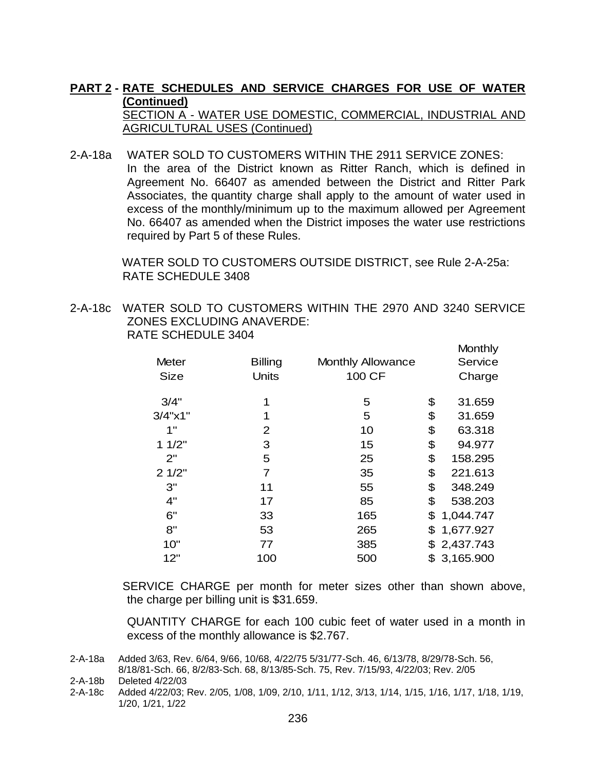**PART 2 - RATE SCHEDULES AND SERVICE CHARGES FOR USE OF WATER (Continued)**

SECTION A - WATER USE DOMESTIC, COMMERCIAL, INDUSTRIAL AND AGRICULTURAL USES (Continued)

2-A-18a WATER SOLD TO CUSTOMERS WITHIN THE 2911 SERVICE ZONES:
In the area of the District known as Ritter Ranch, which is defined in Agreement No. 66407 as amended between the District and Ritter Park Associates, the quantity charge shall apply to the amount of water used in excess of the monthly/minimum up to the maximum allowed per Agreement No. 66407 as amended when the District imposes the water use restrictions required by Part 5 of these Rules.

WATER SOLD TO CUSTOMERS OUTSIDE DISTRICT, see Rule 2-A-25a:
RATE SCHEDULE 3408

2-A-18c WATER SOLD TO CUSTOMERS WITHIN THE 2970 AND 3240 SERVICE ZONES EXCLUDING ANAVERDE:
RATE SCHEDULE 3404

| Meter Size | Billing Units | Monthly Allowance 100 CF | Monthly Service Charge |
|---|---|---|---|
| 3/4" | 1 | 5 | $ 31.659 |
| 3/4"x1" | 1 | 5 | $ 31.659 |
| 1" | 2 | 10 | $ 63.318 |
| 1 1/2" | 3 | 15 | $ 94.977 |
| 2" | 5 | 25 | $ 158.295 |
| 2 1/2" | 7 | 35 | $ 221.613 |
| 3" | 11 | 55 | $ 348.249 |
| 4" | 17 | 85 | $ 538.203 |
| 6" | 33 | 165 | $ 1,044.747 |
| 8" | 53 | 265 | $ 1,677.927 |
| 10" | 77 | 385 | $ 2,437.743 |
| 12" | 100 | 500 | $ 3,165.900 |

SERVICE CHARGE per month for meter sizes other than shown above, the charge per billing unit is $31.659.

QUANTITY CHARGE for each 100 cubic feet of water used in a month in excess of the monthly allowance is $2.767.

2-A-18a Added 3/63, Rev. 6/64, 9/66, 10/68, 4/22/75 5/31/77-Sch. 46, 6/13/78, 8/29/78-Sch. 56, 8/18/81-Sch. 66, 8/2/83-Sch. 68, 8/13/85-Sch. 75, Rev. 7/15/93, 4/22/03; Rev. 2/05
2-A-18b Deleted 4/22/03
2-A-18c Added 4/22/03; Rev. 2/05, 1/08, 1/09, 2/10, 1/11, 1/12, 3/13, 1/14, 1/15, 1/16, 1/17, 1/18, 1/19, 1/20, 1/21, 1/22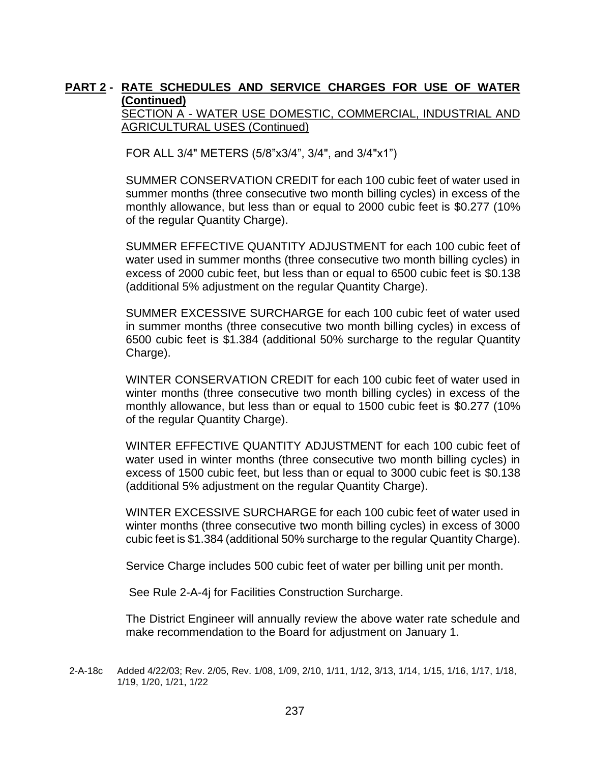**PART 2 - RATE SCHEDULES AND SERVICE CHARGES FOR USE OF WATER (Continued)**

SECTION A - WATER USE DOMESTIC, COMMERCIAL, INDUSTRIAL AND AGRICULTURAL USES (Continued)

FOR ALL 3/4" METERS (5/8"x3/4", 3/4", and 3/4"x1")

SUMMER CONSERVATION CREDIT for each 100 cubic feet of water used in summer months (three consecutive two month billing cycles) in excess of the monthly allowance, but less than or equal to 2000 cubic feet is $0.277 (10% of the regular Quantity Charge).

SUMMER EFFECTIVE QUANTITY ADJUSTMENT for each 100 cubic feet of water used in summer months (three consecutive two month billing cycles) in excess of 2000 cubic feet, but less than or equal to 6500 cubic feet is $0.138 (additional 5% adjustment on the regular Quantity Charge).

SUMMER EXCESSIVE SURCHARGE for each 100 cubic feet of water used in summer months (three consecutive two month billing cycles) in excess of 6500 cubic feet is $1.384 (additional 50% surcharge to the regular Quantity Charge).

WINTER CONSERVATION CREDIT for each 100 cubic feet of water used in winter months (three consecutive two month billing cycles) in excess of the monthly allowance, but less than or equal to 1500 cubic feet is $0.277 (10% of the regular Quantity Charge).

WINTER EFFECTIVE QUANTITY ADJUSTMENT for each 100 cubic feet of water used in winter months (three consecutive two month billing cycles) in excess of 1500 cubic feet, but less than or equal to 3000 cubic feet is $0.138 (additional 5% adjustment on the regular Quantity Charge).

WINTER EXCESSIVE SURCHARGE for each 100 cubic feet of water used in winter months (three consecutive two month billing cycles) in excess of 3000 cubic feet is $1.384 (additional 50% surcharge to the regular Quantity Charge).

Service Charge includes 500 cubic feet of water per billing unit per month.

See Rule 2-A-4j for Facilities Construction Surcharge.

The District Engineer will annually review the above water rate schedule and make recommendation to the Board for adjustment on January 1.

2-A-18c Added 4/22/03; Rev. 2/05, Rev. 1/08, 1/09, 2/10, 1/11, 1/12, 3/13, 1/14, 1/15, 1/16, 1/17, 1/18, 1/19, 1/20, 1/21, 1/22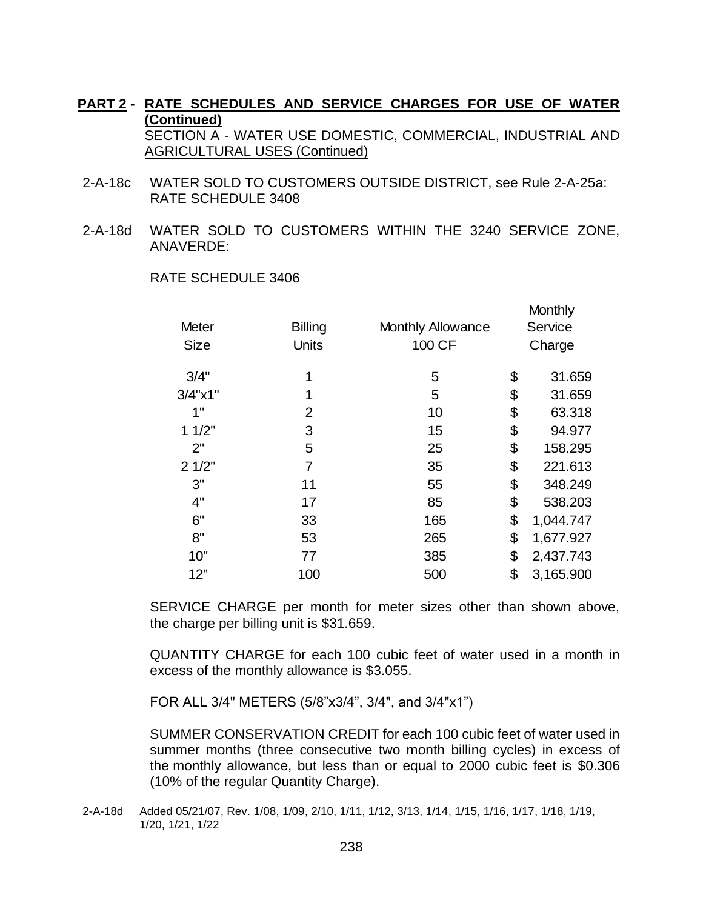**PART 2 - RATE SCHEDULES AND SERVICE CHARGES FOR USE OF WATER (Continued)**

SECTION A - WATER USE DOMESTIC, COMMERCIAL, INDUSTRIAL AND AGRICULTURAL USES (Continued)

2-A-18c WATER SOLD TO CUSTOMERS OUTSIDE DISTRICT, see Rule 2-A-25a: RATE SCHEDULE 3408

2-A-18d WATER SOLD TO CUSTOMERS WITHIN THE 3240 SERVICE ZONE, ANAVERDE:

RATE SCHEDULE 3406

| Meter Size | Billing Units | Monthly Allowance 100 CF | Monthly Service Charge |
|---|---|---|---|
| 3/4" | 1 | 5 | $ 31.659 |
| 3/4"x1" | 1 | 5 | $ 31.659 |
| 1" | 2 | 10 | $ 63.318 |
| 1 1/2" | 3 | 15 | $ 94.977 |
| 2" | 5 | 25 | $ 158.295 |
| 2 1/2" | 7 | 35 | $ 221.613 |
| 3" | 11 | 55 | $ 348.249 |
| 4" | 17 | 85 | $ 538.203 |
| 6" | 33 | 165 | $ 1,044.747 |
| 8" | 53 | 265 | $ 1,677.927 |
| 10" | 77 | 385 | $ 2,437.743 |
| 12" | 100 | 500 | $ 3,165.900 |

SERVICE CHARGE per month for meter sizes other than shown above, the charge per billing unit is $31.659.

QUANTITY CHARGE for each 100 cubic feet of water used in a month in excess of the monthly allowance is $3.055.

FOR ALL 3/4" METERS (5/8"x3/4", 3/4", and 3/4"x1")

SUMMER CONSERVATION CREDIT for each 100 cubic feet of water used in summer months (three consecutive two month billing cycles) in excess of the monthly allowance, but less than or equal to 2000 cubic feet is $0.306 (10% of the regular Quantity Charge).

2-A-18d Added 05/21/07, Rev. 1/08, 1/09, 2/10, 1/11, 1/12, 3/13, 1/14, 1/15, 1/16, 1/17, 1/18, 1/19, 1/20, 1/21, 1/22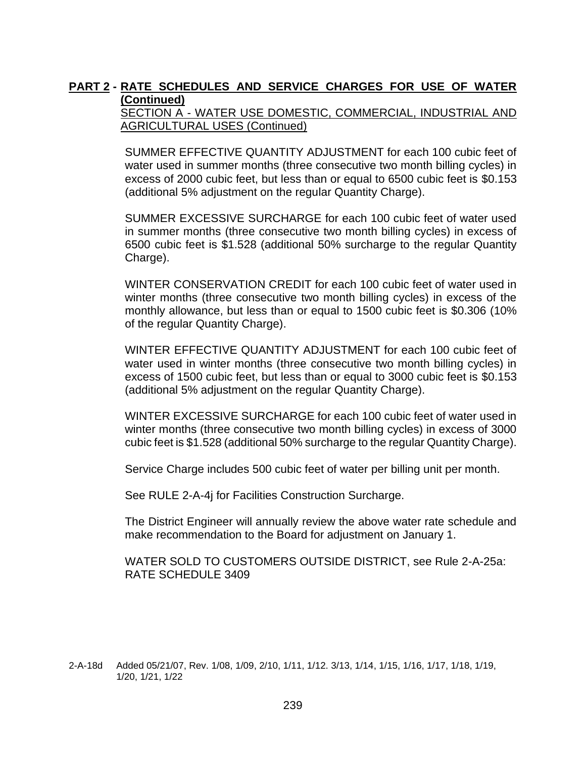**PART 2 - RATE SCHEDULES AND SERVICE CHARGES FOR USE OF WATER (Continued)**

SECTION A - WATER USE DOMESTIC, COMMERCIAL, INDUSTRIAL AND AGRICULTURAL USES (Continued)

SUMMER EFFECTIVE QUANTITY ADJUSTMENT for each 100 cubic feet of water used in summer months (three consecutive two month billing cycles) in excess of 2000 cubic feet, but less than or equal to 6500 cubic feet is $0.153 (additional 5% adjustment on the regular Quantity Charge).

SUMMER EXCESSIVE SURCHARGE for each 100 cubic feet of water used in summer months (three consecutive two month billing cycles) in excess of 6500 cubic feet is $1.528 (additional 50% surcharge to the regular Quantity Charge).

WINTER CONSERVATION CREDIT for each 100 cubic feet of water used in winter months (three consecutive two month billing cycles) in excess of the monthly allowance, but less than or equal to 1500 cubic feet is $0.306 (10% of the regular Quantity Charge).

WINTER EFFECTIVE QUANTITY ADJUSTMENT for each 100 cubic feet of water used in winter months (three consecutive two month billing cycles) in excess of 1500 cubic feet, but less than or equal to 3000 cubic feet is $0.153 (additional 5% adjustment on the regular Quantity Charge).

WINTER EXCESSIVE SURCHARGE for each 100 cubic feet of water used in winter months (three consecutive two month billing cycles) in excess of 3000 cubic feet is $1.528 (additional 50% surcharge to the regular Quantity Charge).

Service Charge includes 500 cubic feet of water per billing unit per month.

See RULE 2-A-4j for Facilities Construction Surcharge.

The District Engineer will annually review the above water rate schedule and make recommendation to the Board for adjustment on January 1.

WATER SOLD TO CUSTOMERS OUTSIDE DISTRICT, see Rule 2-A-25a: RATE SCHEDULE 3409

2-A-18d Added 05/21/07, Rev. 1/08, 1/09, 2/10, 1/11, 1/12. 3/13, 1/14, 1/15, 1/16, 1/17, 1/18, 1/19, 1/20, 1/21, 1/22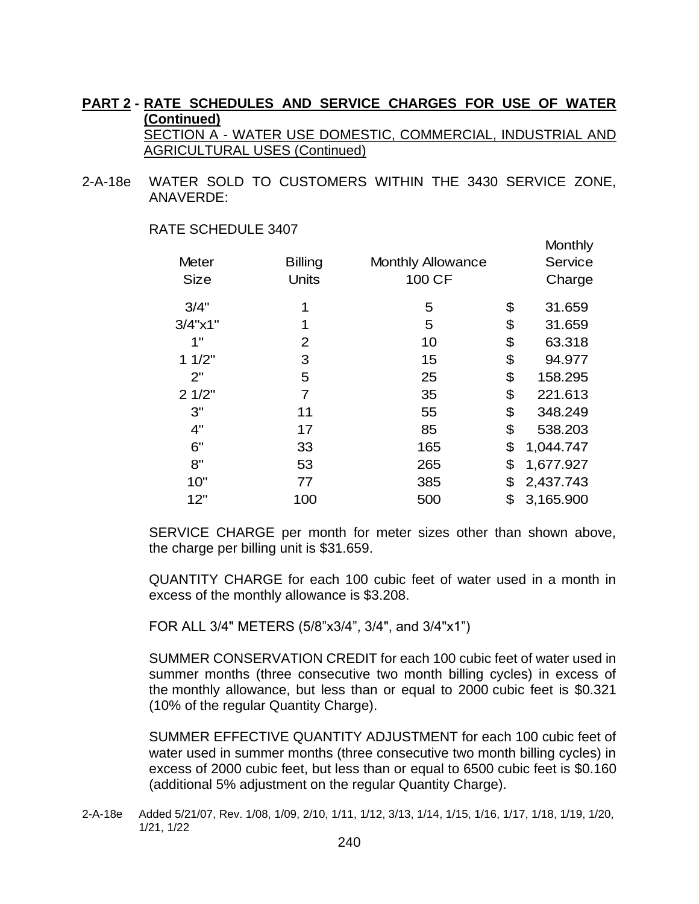**PART 2 - RATE SCHEDULES AND SERVICE CHARGES FOR USE OF WATER (Continued)**

SECTION A - WATER USE DOMESTIC, COMMERCIAL, INDUSTRIAL AND AGRICULTURAL USES (Continued)

2-A-18e WATER SOLD TO CUSTOMERS WITHIN THE 3430 SERVICE ZONE, ANAVERDE:

RATE SCHEDULE 3407

| Meter Size | Billing Units | Monthly Allowance 100 CF | Monthly Service Charge |
|---|---|---|---|
| 3/4" | 1 | 5 | $ 31.659 |
| 3/4"x1" | 1 | 5 | $ 31.659 |
| 1" | 2 | 10 | $ 63.318 |
| 1 1/2" | 3 | 15 | $ 94.977 |
| 2" | 5 | 25 | $ 158.295 |
| 2 1/2" | 7 | 35 | $ 221.613 |
| 3" | 11 | 55 | $ 348.249 |
| 4" | 17 | 85 | $ 538.203 |
| 6" | 33 | 165 | $ 1,044.747 |
| 8" | 53 | 265 | $ 1,677.927 |
| 10" | 77 | 385 | $ 2,437.743 |
| 12" | 100 | 500 | $ 3,165.900 |

SERVICE CHARGE per month for meter sizes other than shown above, the charge per billing unit is $31.659.

QUANTITY CHARGE for each 100 cubic feet of water used in a month in excess of the monthly allowance is $3.208.

FOR ALL 3/4" METERS (5/8”x3/4”, 3/4", and 3/4"x1”)

SUMMER CONSERVATION CREDIT for each 100 cubic feet of water used in summer months (three consecutive two month billing cycles) in excess of the monthly allowance, but less than or equal to 2000 cubic feet is $0.321 (10% of the regular Quantity Charge).

SUMMER EFFECTIVE QUANTITY ADJUSTMENT for each 100 cubic feet of water used in summer months (three consecutive two month billing cycles) in excess of 2000 cubic feet, but less than or equal to 6500 cubic feet is $0.160 (additional 5% adjustment on the regular Quantity Charge).

2-A-18e Added 5/21/07, Rev. 1/08, 1/09, 2/10, 1/11, 1/12, 3/13, 1/14, 1/15, 1/16, 1/17, 1/18, 1/19, 1/20, 1/21, 1/22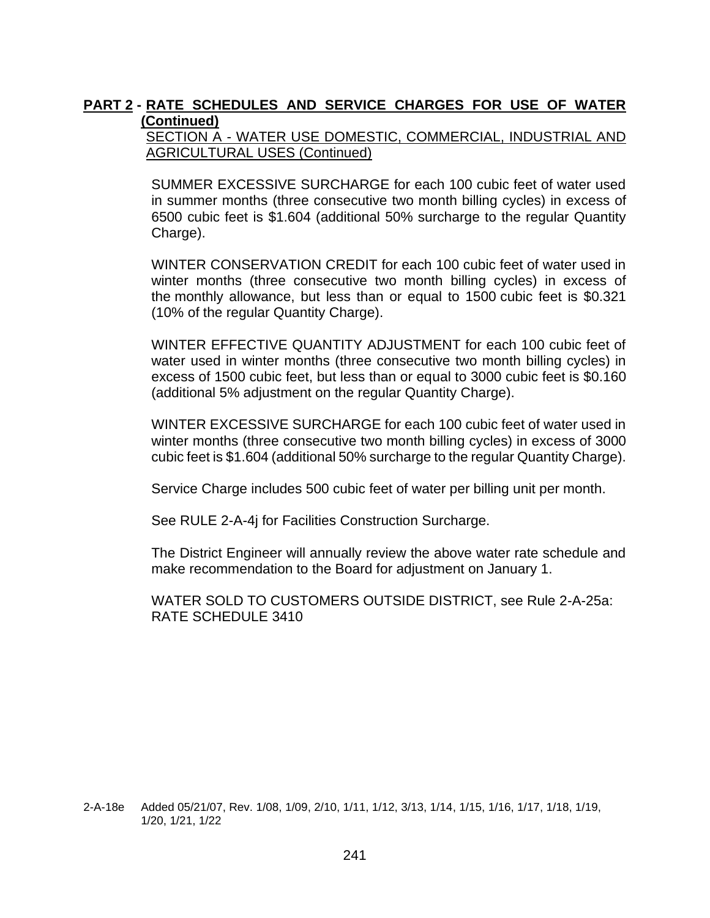**PART 2 - RATE SCHEDULES AND SERVICE CHARGES FOR USE OF WATER (Continued)**

SECTION A - WATER USE DOMESTIC, COMMERCIAL, INDUSTRIAL AND AGRICULTURAL USES (Continued)

SUMMER EXCESSIVE SURCHARGE for each 100 cubic feet of water used in summer months (three consecutive two month billing cycles) in excess of 6500 cubic feet is $1.604 (additional 50% surcharge to the regular Quantity Charge).

WINTER CONSERVATION CREDIT for each 100 cubic feet of water used in winter months (three consecutive two month billing cycles) in excess of the monthly allowance, but less than or equal to 1500 cubic feet is $0.321 (10% of the regular Quantity Charge).

WINTER EFFECTIVE QUANTITY ADJUSTMENT for each 100 cubic feet of water used in winter months (three consecutive two month billing cycles) in excess of 1500 cubic feet, but less than or equal to 3000 cubic feet is $0.160 (additional 5% adjustment on the regular Quantity Charge).

WINTER EXCESSIVE SURCHARGE for each 100 cubic feet of water used in winter months (three consecutive two month billing cycles) in excess of 3000 cubic feet is $1.604 (additional 50% surcharge to the regular Quantity Charge).

Service Charge includes 500 cubic feet of water per billing unit per month.

See RULE 2-A-4j for Facilities Construction Surcharge.

The District Engineer will annually review the above water rate schedule and make recommendation to the Board for adjustment on January 1.

WATER SOLD TO CUSTOMERS OUTSIDE DISTRICT, see Rule 2-A-25a: RATE SCHEDULE 3410

2-A-18e Added 05/21/07, Rev. 1/08, 1/09, 2/10, 1/11, 1/12, 3/13, 1/14, 1/15, 1/16, 1/17, 1/18, 1/19, 1/20, 1/21, 1/22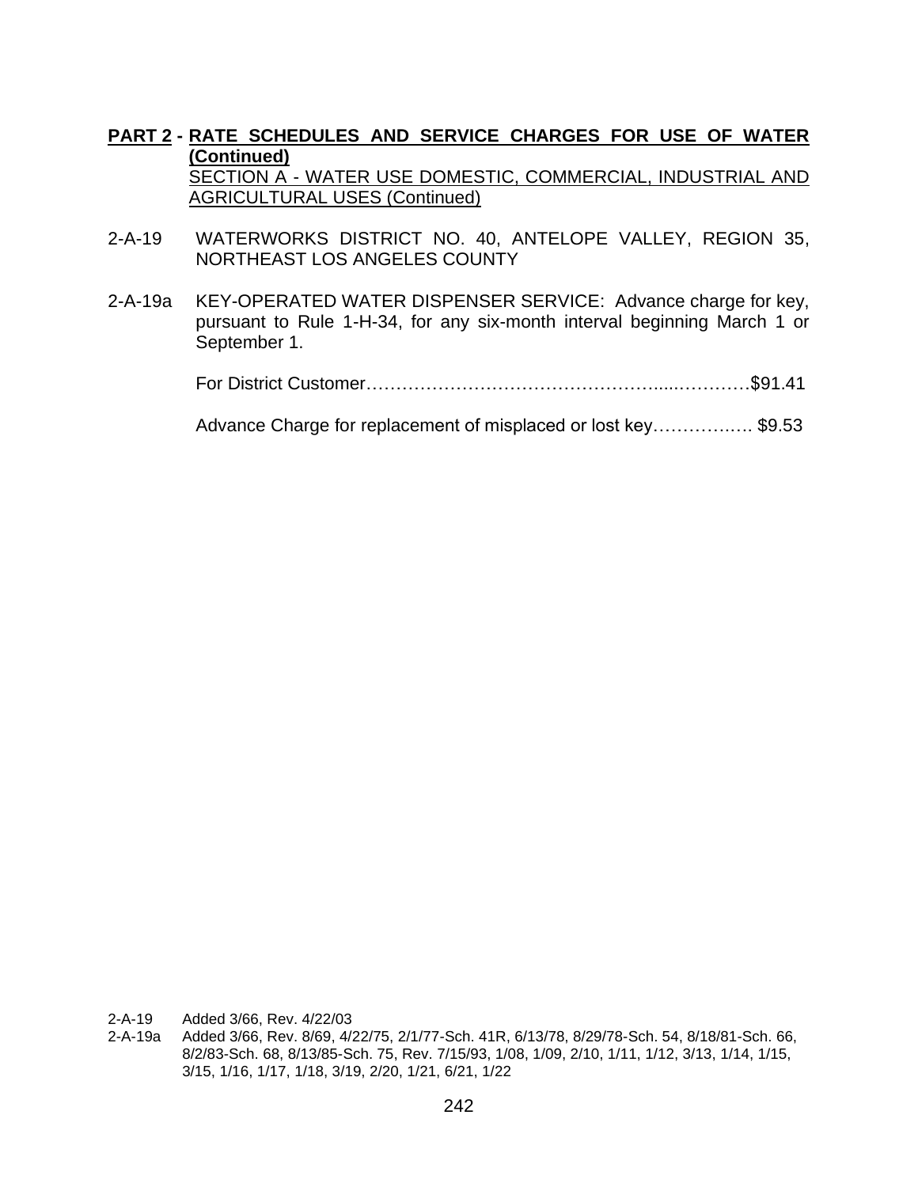**PART 2 - RATE SCHEDULES AND SERVICE CHARGES FOR USE OF WATER (Continued)**

SECTION A - WATER USE DOMESTIC, COMMERCIAL, INDUSTRIAL AND AGRICULTURAL USES (Continued)

2-A-19 WATERWORKS DISTRICT NO. 40, ANTELOPE VALLEY, REGION 35, NORTHEAST LOS ANGELES COUNTY

2-A-19a KEY-OPERATED WATER DISPENSER SERVICE: Advance charge for key, pursuant to Rule 1-H-34, for any six-month interval beginning March 1 or September 1.

For District Customer…………………………………………....…………$91.41

Advance Charge for replacement of misplaced or lost key……………. $9.53

2-A-19 Added 3/66, Rev. 4/22/03

2-A-19a Added 3/66, Rev. 8/69, 4/22/75, 2/1/77-Sch. 41R, 6/13/78, 8/29/78-Sch. 54, 8/18/81-Sch. 66, 8/2/83-Sch. 68, 8/13/85-Sch. 75, Rev. 7/15/93, 1/08, 1/09, 2/10, 1/11, 1/12, 3/13, 1/14, 1/15, 3/15, 1/16, 1/17, 1/18, 3/19, 2/20, 1/21, 6/21, 1/22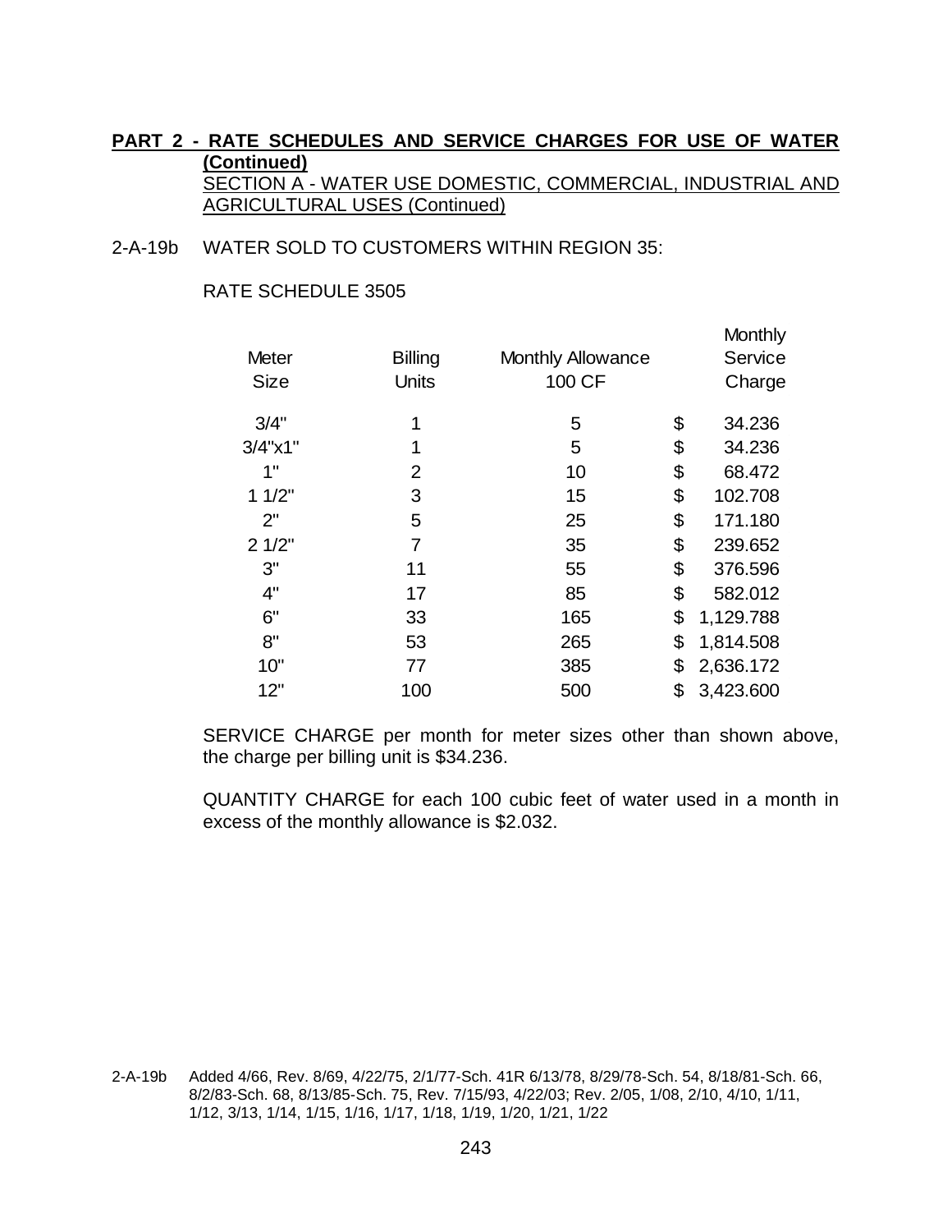**PART 2 - RATE SCHEDULES AND SERVICE CHARGES FOR USE OF WATER (Continued)**

SECTION A - WATER USE DOMESTIC, COMMERCIAL, INDUSTRIAL AND AGRICULTURAL USES (Continued)

2-A-19b WATER SOLD TO CUSTOMERS WITHIN REGION 35:

RATE SCHEDULE 3505

| Meter Size | Billing Units | Monthly Allowance 100 CF | Monthly Service Charge |
|---|---|---|---|
| 3/4" | 1 | 5 | $ 34.236 |
| 3/4"x1" | 1 | 5 | $ 34.236 |
| 1" | 2 | 10 | $ 68.472 |
| 1 1/2" | 3 | 15 | $ 102.708 |
| 2" | 5 | 25 | $ 171.180 |
| 2 1/2" | 7 | 35 | $ 239.652 |
| 3" | 11 | 55 | $ 376.596 |
| 4" | 17 | 85 | $ 582.012 |
| 6" | 33 | 165 | $ 1,129.788 |
| 8" | 53 | 265 | $ 1,814.508 |
| 10" | 77 | 385 | $ 2,636.172 |
| 12" | 100 | 500 | $ 3,423.600 |

SERVICE CHARGE per month for meter sizes other than shown above, the charge per billing unit is $34.236.

QUANTITY CHARGE for each 100 cubic feet of water used in a month in excess of the monthly allowance is $2.032.

2-A-19b Added 4/66, Rev. 8/69, 4/22/75, 2/1/77-Sch. 41R 6/13/78, 8/29/78-Sch. 54, 8/18/81-Sch. 66, 8/2/83-Sch. 68, 8/13/85-Sch. 75, Rev. 7/15/93, 4/22/03; Rev. 2/05, 1/08, 2/10, 4/10, 1/11, 1/12, 3/13, 1/14, 1/15, 1/16, 1/17, 1/18, 1/19, 1/20, 1/21, 1/22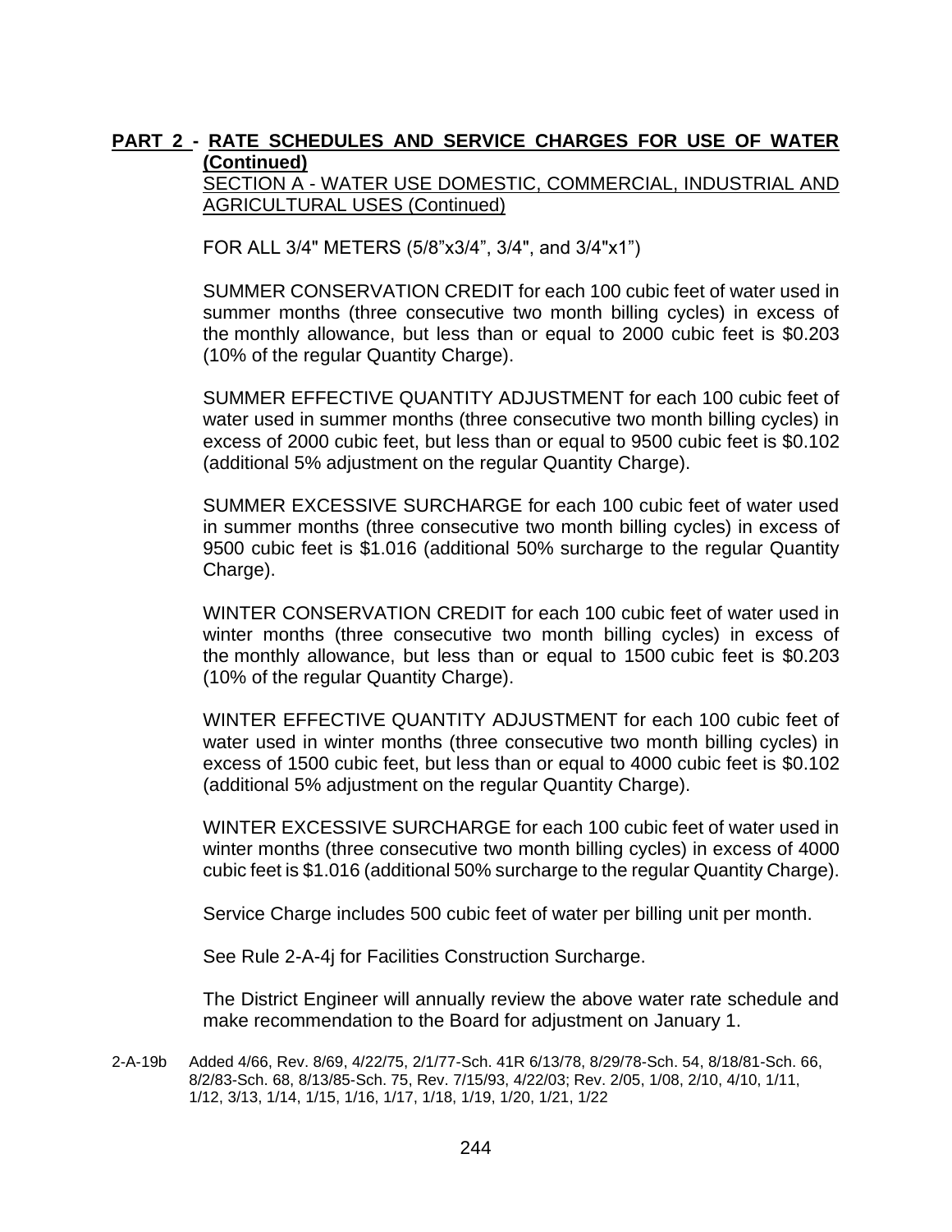**PART 2 - RATE SCHEDULES AND SERVICE CHARGES FOR USE OF WATER (Continued)**

SECTION A - WATER USE DOMESTIC, COMMERCIAL, INDUSTRIAL AND AGRICULTURAL USES (Continued)

FOR ALL 3/4" METERS (5/8”x3/4”, 3/4", and 3/4"x1”)

SUMMER CONSERVATION CREDIT for each 100 cubic feet of water used in summer months (three consecutive two month billing cycles) in excess of the monthly allowance, but less than or equal to 2000 cubic feet is $0.203 (10% of the regular Quantity Charge).

SUMMER EFFECTIVE QUANTITY ADJUSTMENT for each 100 cubic feet of water used in summer months (three consecutive two month billing cycles) in excess of 2000 cubic feet, but less than or equal to 9500 cubic feet is $0.102 (additional 5% adjustment on the regular Quantity Charge).

SUMMER EXCESSIVE SURCHARGE for each 100 cubic feet of water used in summer months (three consecutive two month billing cycles) in excess of 9500 cubic feet is $1.016 (additional 50% surcharge to the regular Quantity Charge).

WINTER CONSERVATION CREDIT for each 100 cubic feet of water used in winter months (three consecutive two month billing cycles) in excess of the monthly allowance, but less than or equal to 1500 cubic feet is $0.203 (10% of the regular Quantity Charge).

WINTER EFFECTIVE QUANTITY ADJUSTMENT for each 100 cubic feet of water used in winter months (three consecutive two month billing cycles) in excess of 1500 cubic feet, but less than or equal to 4000 cubic feet is $0.102 (additional 5% adjustment on the regular Quantity Charge).

WINTER EXCESSIVE SURCHARGE for each 100 cubic feet of water used in winter months (three consecutive two month billing cycles) in excess of 4000 cubic feet is $1.016 (additional 50% surcharge to the regular Quantity Charge).

Service Charge includes 500 cubic feet of water per billing unit per month.

See Rule 2-A-4j for Facilities Construction Surcharge.

The District Engineer will annually review the above water rate schedule and make recommendation to the Board for adjustment on January 1.

2-A-19b Added 4/66, Rev. 8/69, 4/22/75, 2/1/77-Sch. 41R 6/13/78, 8/29/78-Sch. 54, 8/18/81-Sch. 66, 8/2/83-Sch. 68, 8/13/85-Sch. 75, Rev. 7/15/93, 4/22/03; Rev. 2/05, 1/08, 2/10, 4/10, 1/11, 1/12, 3/13, 1/14, 1/15, 1/16, 1/17, 1/18, 1/19, 1/20, 1/21, 1/22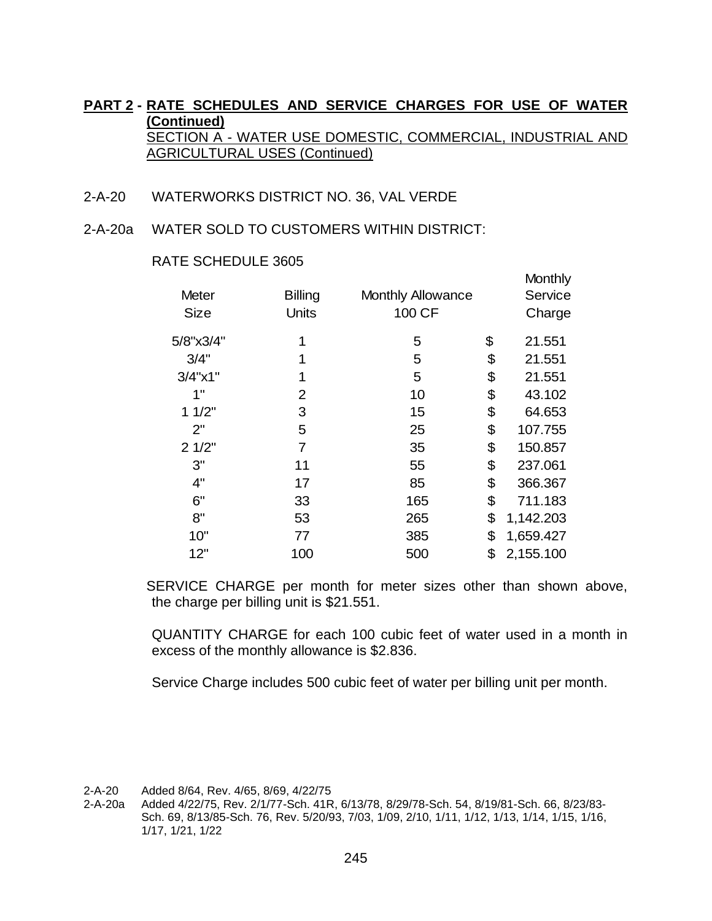**PART 2 - RATE SCHEDULES AND SERVICE CHARGES FOR USE OF WATER (Continued)**

SECTION A - WATER USE DOMESTIC, COMMERCIAL, INDUSTRIAL AND AGRICULTURAL USES (Continued)

2-A-20 WATERWORKS DISTRICT NO. 36, VAL VERDE

2-A-20a WATER SOLD TO CUSTOMERS WITHIN DISTRICT:

RATE SCHEDULE 3605

| Meter Size | Billing Units | Monthly Allowance 100 CF | Monthly Service Charge |
|---|---|---|---|
| 5/8"x3/4" | 1 | 5 | $ 21.551 |
| 3/4" | 1 | 5 | $ 21.551 |
| 3/4"x1" | 1 | 5 | $ 21.551 |
| 1" | 2 | 10 | $ 43.102 |
| 1 1/2" | 3 | 15 | $ 64.653 |
| 2" | 5 | 25 | $ 107.755 |
| 2 1/2" | 7 | 35 | $ 150.857 |
| 3" | 11 | 55 | $ 237.061 |
| 4" | 17 | 85 | $ 366.367 |
| 6" | 33 | 165 | $ 711.183 |
| 8" | 53 | 265 | $ 1,142.203 |
| 10" | 77 | 385 | $ 1,659.427 |
| 12" | 100 | 500 | $ 2,155.100 |

SERVICE CHARGE per month for meter sizes other than shown above, the charge per billing unit is $21.551.

QUANTITY CHARGE for each 100 cubic feet of water used in a month in excess of the monthly allowance is $2.836.

Service Charge includes 500 cubic feet of water per billing unit per month.

2-A-20 Added 8/64, Rev. 4/65, 8/69, 4/22/75

2-A-20a Added 4/22/75, Rev. 2/1/77-Sch. 41R, 6/13/78, 8/29/78-Sch. 54, 8/19/81-Sch. 66, 8/23/83-Sch. 69, 8/13/85-Sch. 76, Rev. 5/20/93, 7/03, 1/09, 2/10, 1/11, 1/12, 1/13, 1/14, 1/15, 1/16, 1/17, 1/21, 1/22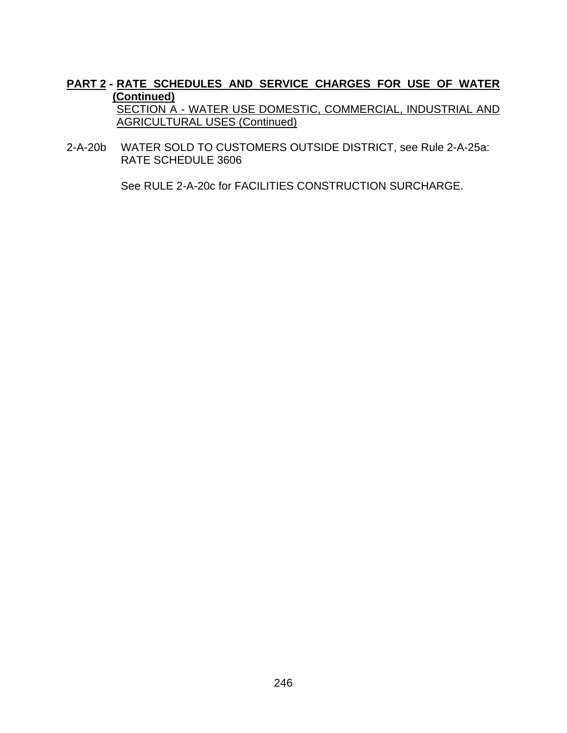**PART 2 - RATE SCHEDULES AND SERVICE CHARGES FOR USE OF WATER (Continued)**

SECTION A - WATER USE DOMESTIC, COMMERCIAL, INDUSTRIAL AND AGRICULTURAL USES (Continued)

2-A-20b WATER SOLD TO CUSTOMERS OUTSIDE DISTRICT, see Rule 2-A-25a: RATE SCHEDULE 3606

See RULE 2-A-20c for FACILITIES CONSTRUCTION SURCHARGE.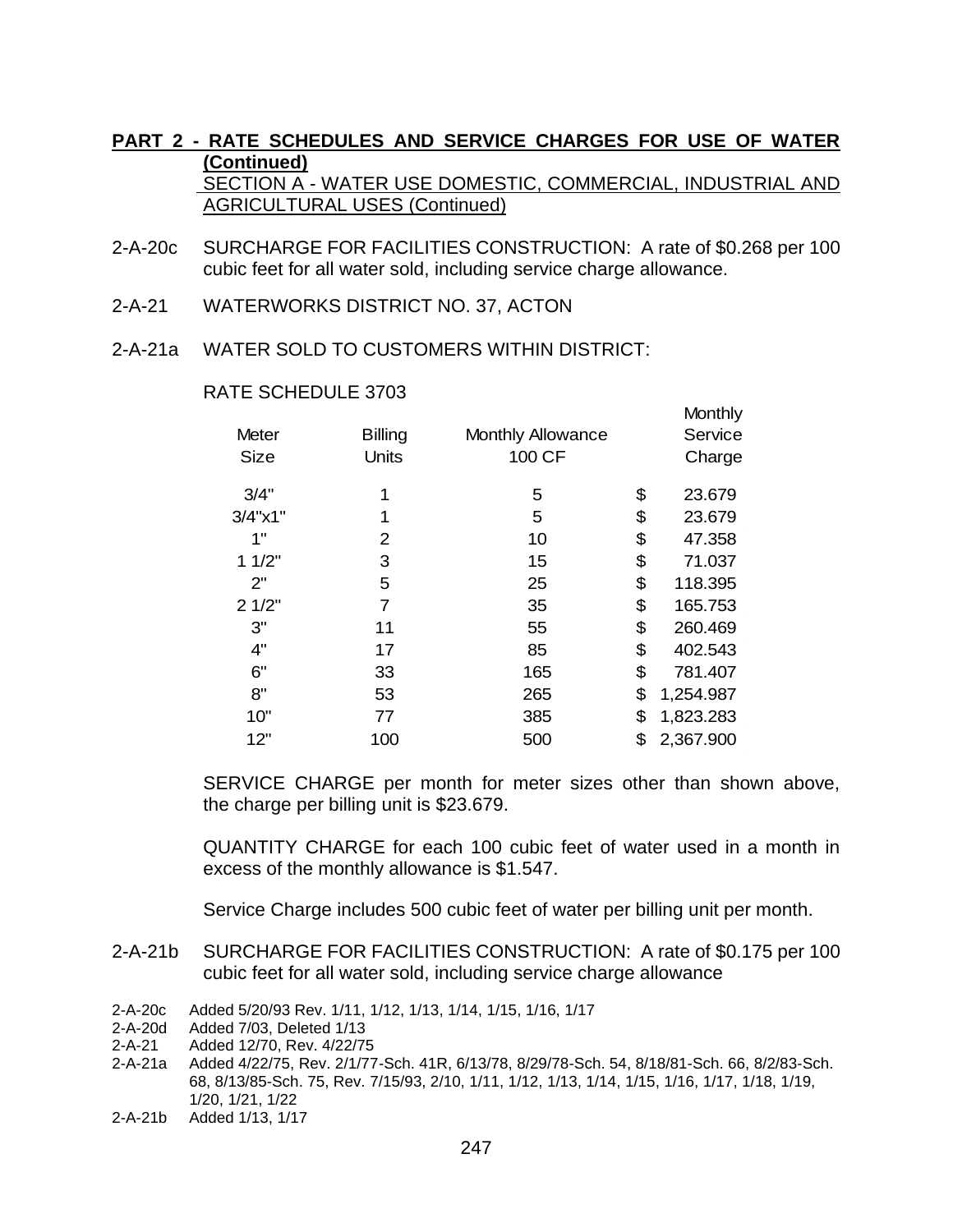**PART 2 - RATE SCHEDULES AND SERVICE CHARGES FOR USE OF WATER (Continued)**

SECTION A - WATER USE DOMESTIC, COMMERCIAL, INDUSTRIAL AND AGRICULTURAL USES (Continued)

2-A-20c SURCHARGE FOR FACILITIES CONSTRUCTION: A rate of $0.268 per 100 cubic feet for all water sold, including service charge allowance.

2-A-21 WATERWORKS DISTRICT NO. 37, ACTON

2-A-21a WATER SOLD TO CUSTOMERS WITHIN DISTRICT:

RATE SCHEDULE 3703

| Meter Size | Billing Units | Monthly Allowance 100 CF | Monthly Service Charge |
|---|---|---|---|
| 3/4" | 1 | 5 | $ 23.679 |
| 3/4"x1" | 1 | 5 | $ 23.679 |
| 1" | 2 | 10 | $ 47.358 |
| 1 1/2" | 3 | 15 | $ 71.037 |
| 2" | 5 | 25 | $ 118.395 |
| 2 1/2" | 7 | 35 | $ 165.753 |
| 3" | 11 | 55 | $ 260.469 |
| 4" | 17 | 85 | $ 402.543 |
| 6" | 33 | 165 | $ 781.407 |
| 8" | 53 | 265 | $ 1,254.987 |
| 10" | 77 | 385 | $ 1,823.283 |
| 12" | 100 | 500 | $ 2,367.900 |

SERVICE CHARGE per month for meter sizes other than shown above, the charge per billing unit is $23.679.

QUANTITY CHARGE for each 100 cubic feet of water used in a month in excess of the monthly allowance is $1.547.

Service Charge includes 500 cubic feet of water per billing unit per month.

2-A-21b SURCHARGE FOR FACILITIES CONSTRUCTION: A rate of $0.175 per 100 cubic feet for all water sold, including service charge allowance

2-A-20c Added 5/20/93 Rev. 1/11, 1/12, 1/13, 1/14, 1/15, 1/16, 1/17
2-A-20d Added 7/03, Deleted 1/13
2-A-21 Added 12/70, Rev. 4/22/75
2-A-21a Added 4/22/75, Rev. 2/1/77-Sch. 41R, 6/13/78, 8/29/78-Sch. 54, 8/18/81-Sch. 66, 8/2/83-Sch. 68, 8/13/85-Sch. 75, Rev. 7/15/93, 2/10, 1/11, 1/12, 1/13, 1/14, 1/15, 1/16, 1/17, 1/18, 1/19, 1/20, 1/21, 1/22
2-A-21b Added 1/13, 1/17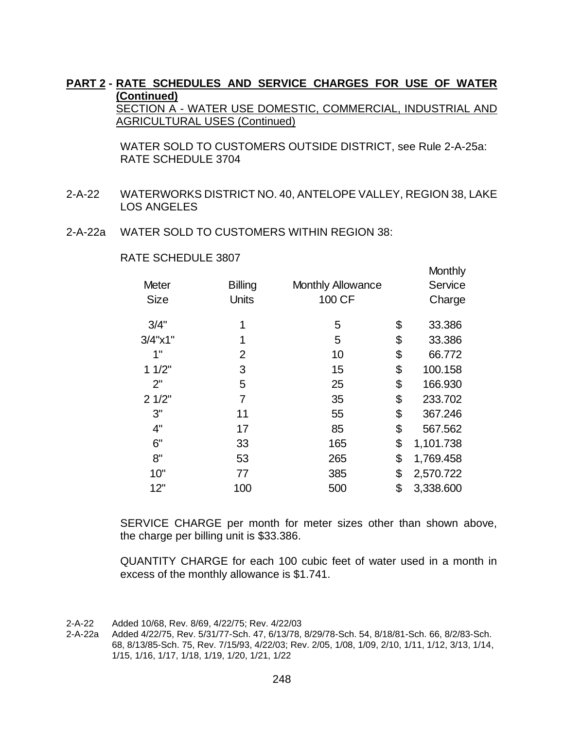**PART 2 - RATE SCHEDULES AND SERVICE CHARGES FOR USE OF WATER (Continued)**

SECTION A - WATER USE DOMESTIC, COMMERCIAL, INDUSTRIAL AND AGRICULTURAL USES (Continued)

WATER SOLD TO CUSTOMERS OUTSIDE DISTRICT, see Rule 2-A-25a: RATE SCHEDULE 3704

2-A-22 WATERWORKS DISTRICT NO. 40, ANTELOPE VALLEY, REGION 38, LAKE LOS ANGELES

2-A-22a WATER SOLD TO CUSTOMERS WITHIN REGION 38:

RATE SCHEDULE 3807

| Meter Size | Billing Units | Monthly Allowance 100 CF | Monthly Service Charge |
|---|---|---|---|
| 3/4" | 1 | 5 | $ 33.386 |
| 3/4"x1" | 1 | 5 | $ 33.386 |
| 1" | 2 | 10 | $ 66.772 |
| 1 1/2" | 3 | 15 | $ 100.158 |
| 2" | 5 | 25 | $ 166.930 |
| 2 1/2" | 7 | 35 | $ 233.702 |
| 3" | 11 | 55 | $ 367.246 |
| 4" | 17 | 85 | $ 567.562 |
| 6" | 33 | 165 | $ 1,101.738 |
| 8" | 53 | 265 | $ 1,769.458 |
| 10" | 77 | 385 | $ 2,570.722 |
| 12" | 100 | 500 | $ 3,338.600 |

SERVICE CHARGE per month for meter sizes other than shown above, the charge per billing unit is $33.386.

QUANTITY CHARGE for each 100 cubic feet of water used in a month in excess of the monthly allowance is $1.741.

2-A-22 Added 10/68, Rev. 8/69, 4/22/75; Rev. 4/22/03

2-A-22a Added 4/22/75, Rev. 5/31/77-Sch. 47, 6/13/78, 8/29/78-Sch. 54, 8/18/81-Sch. 66, 8/2/83-Sch. 68, 8/13/85-Sch. 75, Rev. 7/15/93, 4/22/03; Rev. 2/05, 1/08, 1/09, 2/10, 1/11, 1/12, 3/13, 1/14, 1/15, 1/16, 1/17, 1/18, 1/19, 1/20, 1/21, 1/22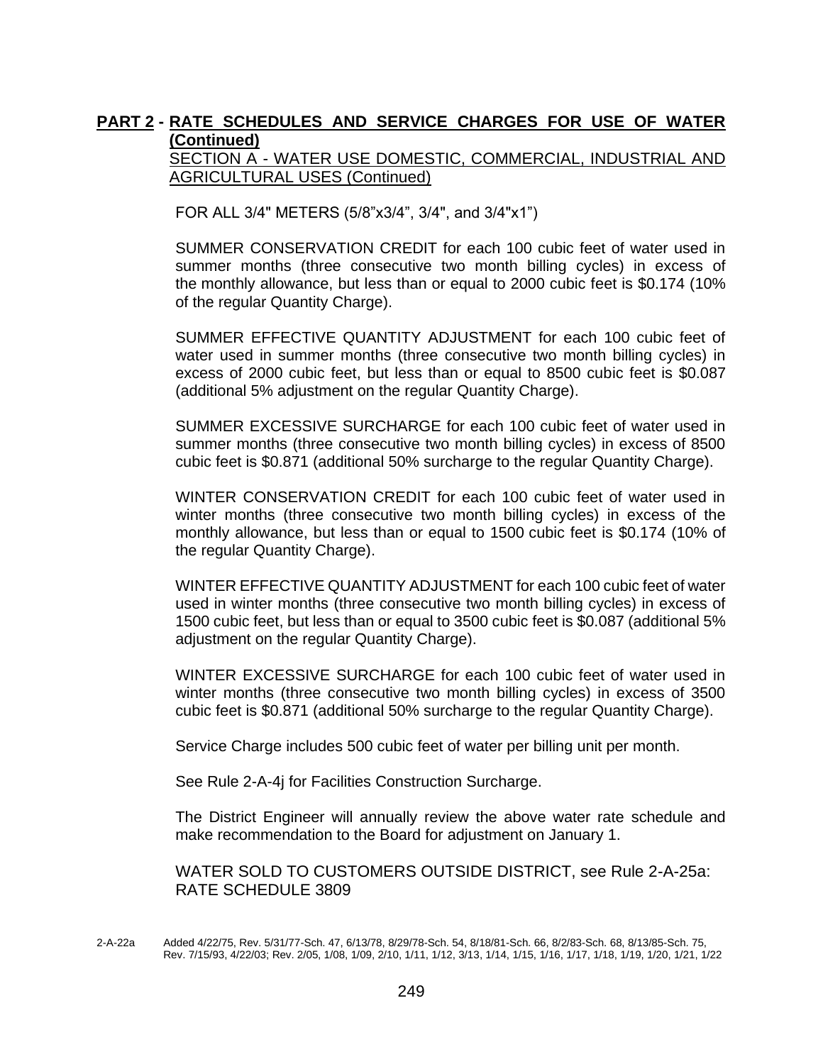## PART 2 - RATE SCHEDULES AND SERVICE CHARGES FOR USE OF WATER (Continued)

SECTION A - WATER USE DOMESTIC, COMMERCIAL, INDUSTRIAL AND AGRICULTURAL USES (Continued)

FOR ALL 3/4" METERS (5/8"x3/4", 3/4", and 3/4"x1")

SUMMER CONSERVATION CREDIT for each 100 cubic feet of water used in summer months (three consecutive two month billing cycles) in excess of the monthly allowance, but less than or equal to 2000 cubic feet is $0.174 (10% of the regular Quantity Charge).

SUMMER EFFECTIVE QUANTITY ADJUSTMENT for each 100 cubic feet of water used in summer months (three consecutive two month billing cycles) in excess of 2000 cubic feet, but less than or equal to 8500 cubic feet is $0.087 (additional 5% adjustment on the regular Quantity Charge).

SUMMER EXCESSIVE SURCHARGE for each 100 cubic feet of water used in summer months (three consecutive two month billing cycles) in excess of 8500 cubic feet is $0.871 (additional 50% surcharge to the regular Quantity Charge).

WINTER CONSERVATION CREDIT for each 100 cubic feet of water used in winter months (three consecutive two month billing cycles) in excess of the monthly allowance, but less than or equal to 1500 cubic feet is $0.174 (10% of the regular Quantity Charge).

WINTER EFFECTIVE QUANTITY ADJUSTMENT for each 100 cubic feet of water used in winter months (three consecutive two month billing cycles) in excess of 1500 cubic feet, but less than or equal to 3500 cubic feet is $0.087 (additional 5% adjustment on the regular Quantity Charge).

WINTER EXCESSIVE SURCHARGE for each 100 cubic feet of water used in winter months (three consecutive two month billing cycles) in excess of 3500 cubic feet is $0.871 (additional 50% surcharge to the regular Quantity Charge).

Service Charge includes 500 cubic feet of water per billing unit per month.

See Rule 2-A-4j for Facilities Construction Surcharge.

The District Engineer will annually review the above water rate schedule and make recommendation to the Board for adjustment on January 1.

WATER SOLD TO CUSTOMERS OUTSIDE DISTRICT, see Rule 2-A-25a: RATE SCHEDULE 3809

2-A-22a Added 4/22/75, Rev. 5/31/77-Sch. 47, 6/13/78, 8/29/78-Sch. 54, 8/18/81-Sch. 66, 8/2/83-Sch. 68, 8/13/85-Sch. 75, Rev. 7/15/93, 4/22/03; Rev. 2/05, 1/08, 1/09, 2/10, 1/11, 1/12, 3/13, 1/14, 1/15, 1/16, 1/17, 1/18, 1/19, 1/20, 1/21, 1/22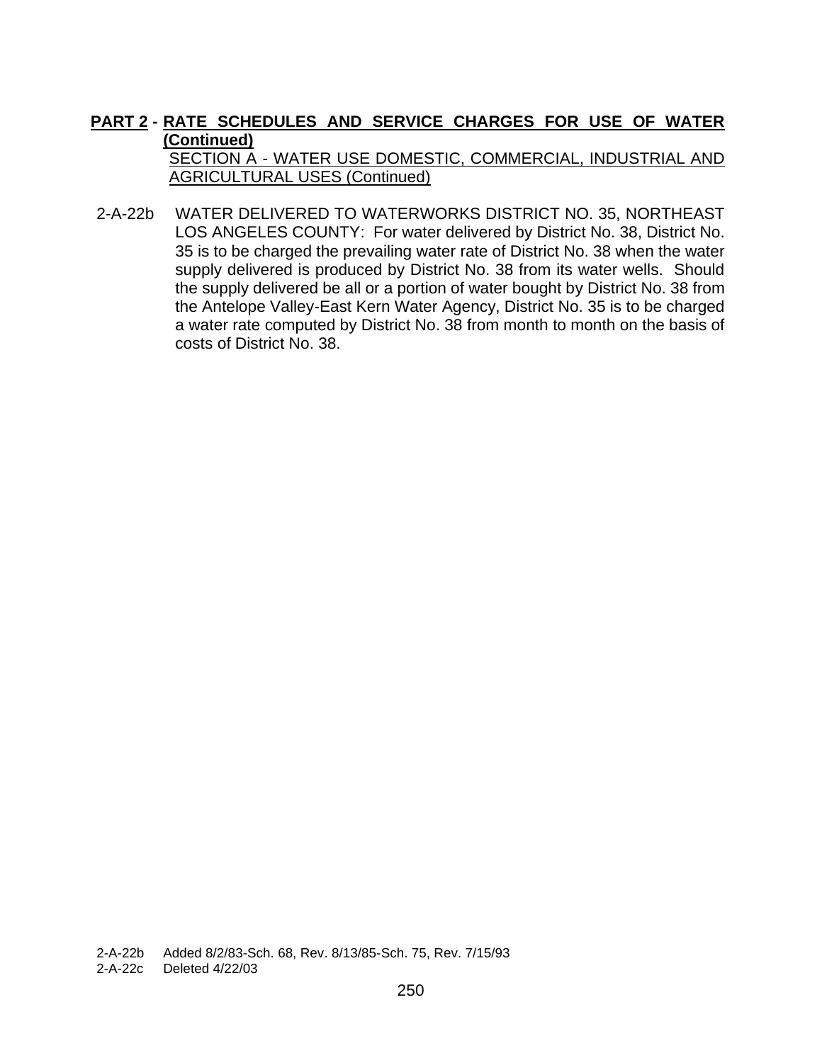**PART 2 - RATE SCHEDULES AND SERVICE CHARGES FOR USE OF WATER (Continued)**

SECTION A - WATER USE DOMESTIC, COMMERCIAL, INDUSTRIAL AND AGRICULTURAL USES (Continued)

2-A-22b WATER DELIVERED TO WATERWORKS DISTRICT NO. 35, NORTHEAST LOS ANGELES COUNTY: For water delivered by District No. 38, District No. 35 is to be charged the prevailing water rate of District No. 38 when the water supply delivered is produced by District No. 38 from its water wells. Should the supply delivered be all or a portion of water bought by District No. 38 from the Antelope Valley-East Kern Water Agency, District No. 35 is to be charged a water rate computed by District No. 38 from month to month on the basis of costs of District No. 38.

2-A-22b Added 8/2/83-Sch. 68, Rev. 8/13/85-Sch. 75, Rev. 7/15/93
2-A-22c Deleted 4/22/03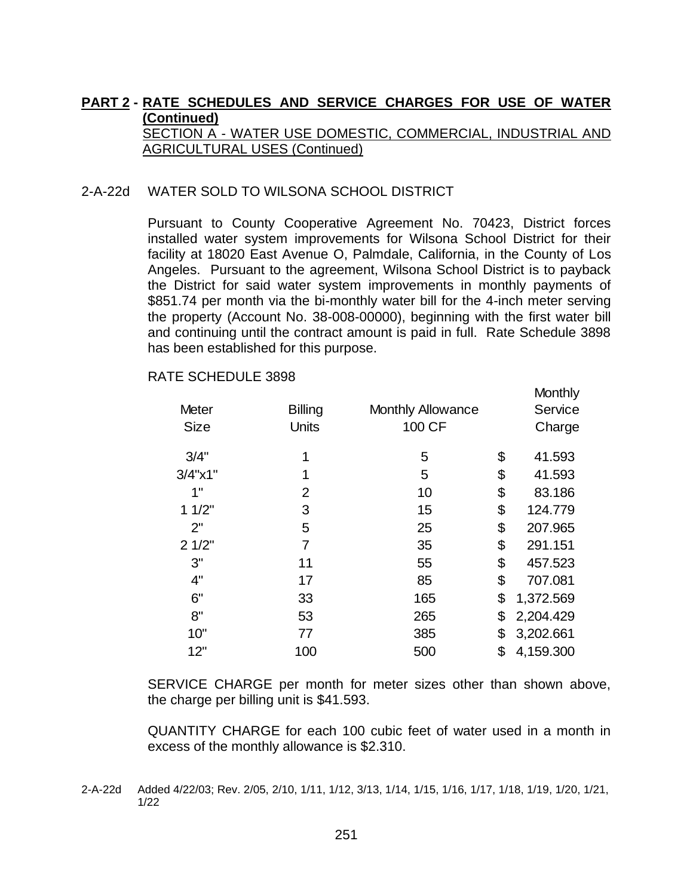**PART 2 - RATE SCHEDULES AND SERVICE CHARGES FOR USE OF WATER (Continued)**

SECTION A - WATER USE DOMESTIC, COMMERCIAL, INDUSTRIAL AND AGRICULTURAL USES (Continued)

2-A-22d WATER SOLD TO WILSONA SCHOOL DISTRICT

Pursuant to County Cooperative Agreement No. 70423, District forces installed water system improvements for Wilsona School District for their facility at 18020 East Avenue O, Palmdale, California, in the County of Los Angeles. Pursuant to the agreement, Wilsona School District is to payback the District for said water system improvements in monthly payments of $851.74 per month via the bi-monthly water bill for the 4-inch meter serving the property (Account No. 38-008-00000), beginning with the first water bill and continuing until the contract amount is paid in full. Rate Schedule 3898 has been established for this purpose.

RATE SCHEDULE 3898

| Meter Size | Billing Units | Monthly Allowance 100 CF | Monthly Service Charge |
|---|---|---|---|
| 3/4" | 1 | 5 | $ 41.593 |
| 3/4"x1" | 1 | 5 | $ 41.593 |
| 1" | 2 | 10 | $ 83.186 |
| 1 1/2" | 3 | 15 | $ 124.779 |
| 2" | 5 | 25 | $ 207.965 |
| 2 1/2" | 7 | 35 | $ 291.151 |
| 3" | 11 | 55 | $ 457.523 |
| 4" | 17 | 85 | $ 707.081 |
| 6" | 33 | 165 | $ 1,372.569 |
| 8" | 53 | 265 | $ 2,204.429 |
| 10" | 77 | 385 | $ 3,202.661 |
| 12" | 100 | 500 | $ 4,159.300 |

SERVICE CHARGE per month for meter sizes other than shown above, the charge per billing unit is $41.593.

QUANTITY CHARGE for each 100 cubic feet of water used in a month in excess of the monthly allowance is $2.310.

2-A-22d Added 4/22/03; Rev. 2/05, 2/10, 1/11, 1/12, 3/13, 1/14, 1/15, 1/16, 1/17, 1/18, 1/19, 1/20, 1/21, 1/22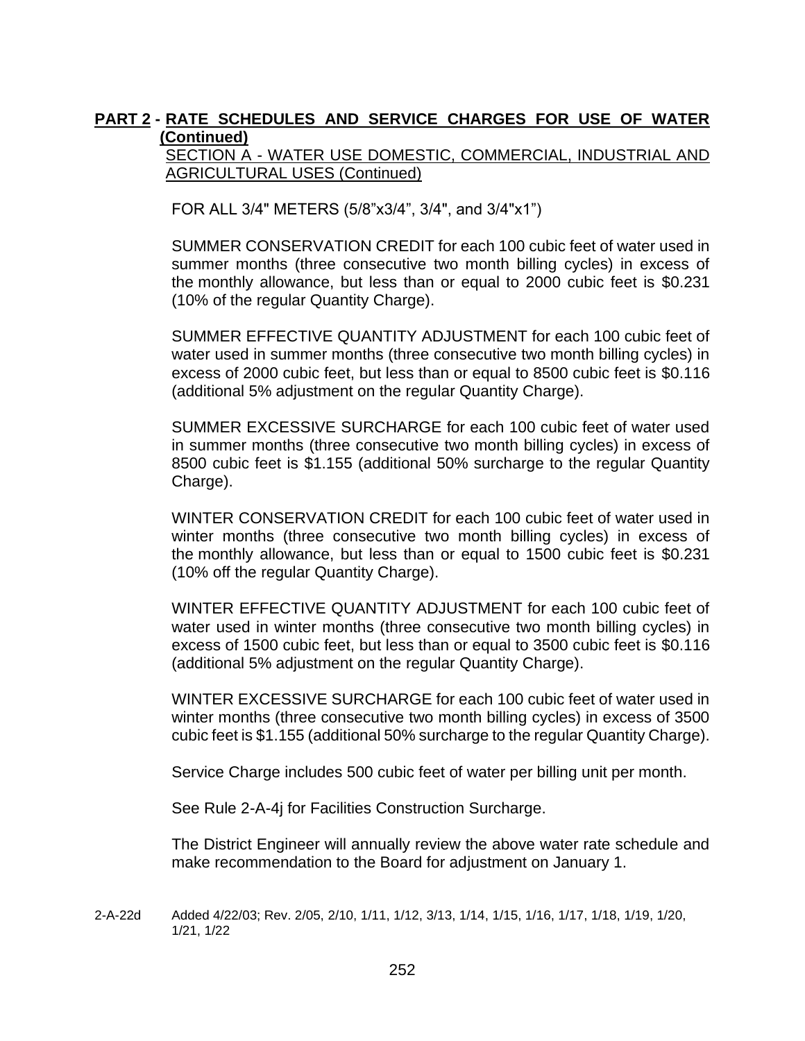**PART 2 - RATE SCHEDULES AND SERVICE CHARGES FOR USE OF WATER (Continued)**

SECTION A - WATER USE DOMESTIC, COMMERCIAL, INDUSTRIAL AND AGRICULTURAL USES (Continued)

FOR ALL 3/4" METERS (5/8"x3/4", 3/4", and 3/4"x1")

SUMMER CONSERVATION CREDIT for each 100 cubic feet of water used in summer months (three consecutive two month billing cycles) in excess of the monthly allowance, but less than or equal to 2000 cubic feet is $0.231 (10% of the regular Quantity Charge).

SUMMER EFFECTIVE QUANTITY ADJUSTMENT for each 100 cubic feet of water used in summer months (three consecutive two month billing cycles) in excess of 2000 cubic feet, but less than or equal to 8500 cubic feet is $0.116 (additional 5% adjustment on the regular Quantity Charge).

SUMMER EXCESSIVE SURCHARGE for each 100 cubic feet of water used in summer months (three consecutive two month billing cycles) in excess of 8500 cubic feet is $1.155 (additional 50% surcharge to the regular Quantity Charge).

WINTER CONSERVATION CREDIT for each 100 cubic feet of water used in winter months (three consecutive two month billing cycles) in excess of the monthly allowance, but less than or equal to 1500 cubic feet is $0.231 (10% off the regular Quantity Charge).

WINTER EFFECTIVE QUANTITY ADJUSTMENT for each 100 cubic feet of water used in winter months (three consecutive two month billing cycles) in excess of 1500 cubic feet, but less than or equal to 3500 cubic feet is $0.116 (additional 5% adjustment on the regular Quantity Charge).

WINTER EXCESSIVE SURCHARGE for each 100 cubic feet of water used in winter months (three consecutive two month billing cycles) in excess of 3500 cubic feet is $1.155 (additional 50% surcharge to the regular Quantity Charge).

Service Charge includes 500 cubic feet of water per billing unit per month.

See Rule 2-A-4j for Facilities Construction Surcharge.

The District Engineer will annually review the above water rate schedule and make recommendation to the Board for adjustment on January 1.

2-A-22d Added 4/22/03; Rev. 2/05, 2/10, 1/11, 1/12, 3/13, 1/14, 1/15, 1/16, 1/17, 1/18, 1/19, 1/20, 1/21, 1/22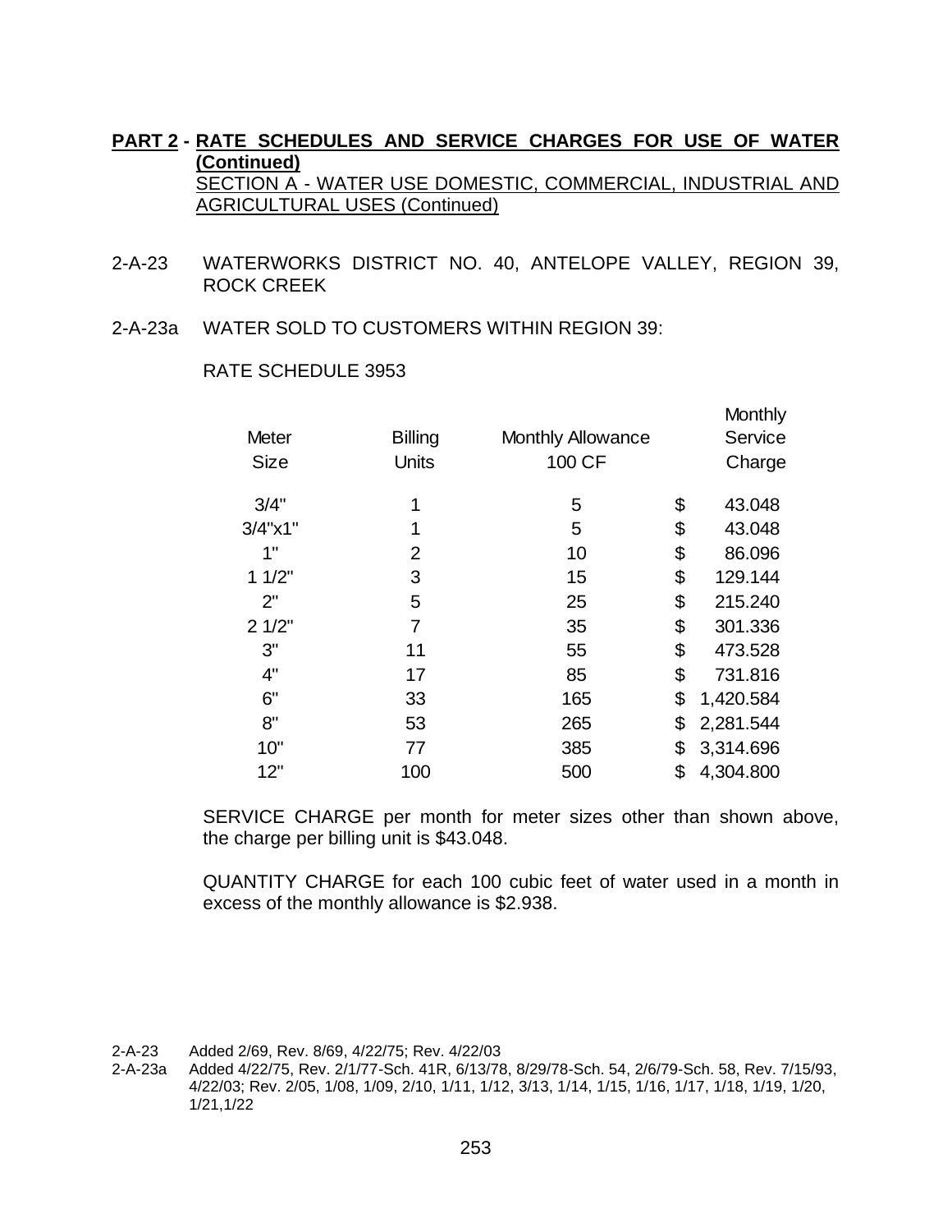**PART 2 - RATE SCHEDULES AND SERVICE CHARGES FOR USE OF WATER (Continued)**

SECTION A - WATER USE DOMESTIC, COMMERCIAL, INDUSTRIAL AND AGRICULTURAL USES (Continued)

2-A-23 WATERWORKS DISTRICT NO. 40, ANTELOPE VALLEY, REGION 39, ROCK CREEK

2-A-23a WATER SOLD TO CUSTOMERS WITHIN REGION 39:

RATE SCHEDULE 3953

| Meter Size | Billing Units | Monthly Allowance 100 CF | Monthly Service Charge |
|---|---|---|---|
| 3/4" | 1 | 5 | $ 43.048 |
| 3/4"x1" | 1 | 5 | $ 43.048 |
| 1" | 2 | 10 | $ 86.096 |
| 1 1/2" | 3 | 15 | $ 129.144 |
| 2" | 5 | 25 | $ 215.240 |
| 2 1/2" | 7 | 35 | $ 301.336 |
| 3" | 11 | 55 | $ 473.528 |
| 4" | 17 | 85 | $ 731.816 |
| 6" | 33 | 165 | $ 1,420.584 |
| 8" | 53 | 265 | $ 2,281.544 |
| 10" | 77 | 385 | $ 3,314.696 |
| 12" | 100 | 500 | $ 4,304.800 |

SERVICE CHARGE per month for meter sizes other than shown above, the charge per billing unit is $43.048.

QUANTITY CHARGE for each 100 cubic feet of water used in a month in excess of the monthly allowance is $2.938.

2-A-23 Added 2/69, Rev. 8/69, 4/22/75; Rev. 4/22/03

2-A-23a Added 4/22/75, Rev. 2/1/77-Sch. 41R, 6/13/78, 8/29/78-Sch. 54, 2/6/79-Sch. 58, Rev. 7/15/93, 4/22/03; Rev. 2/05, 1/08, 1/09, 2/10, 1/11, 1/12, 3/13, 1/14, 1/15, 1/16, 1/17, 1/18, 1/19, 1/20, 1/21,1/22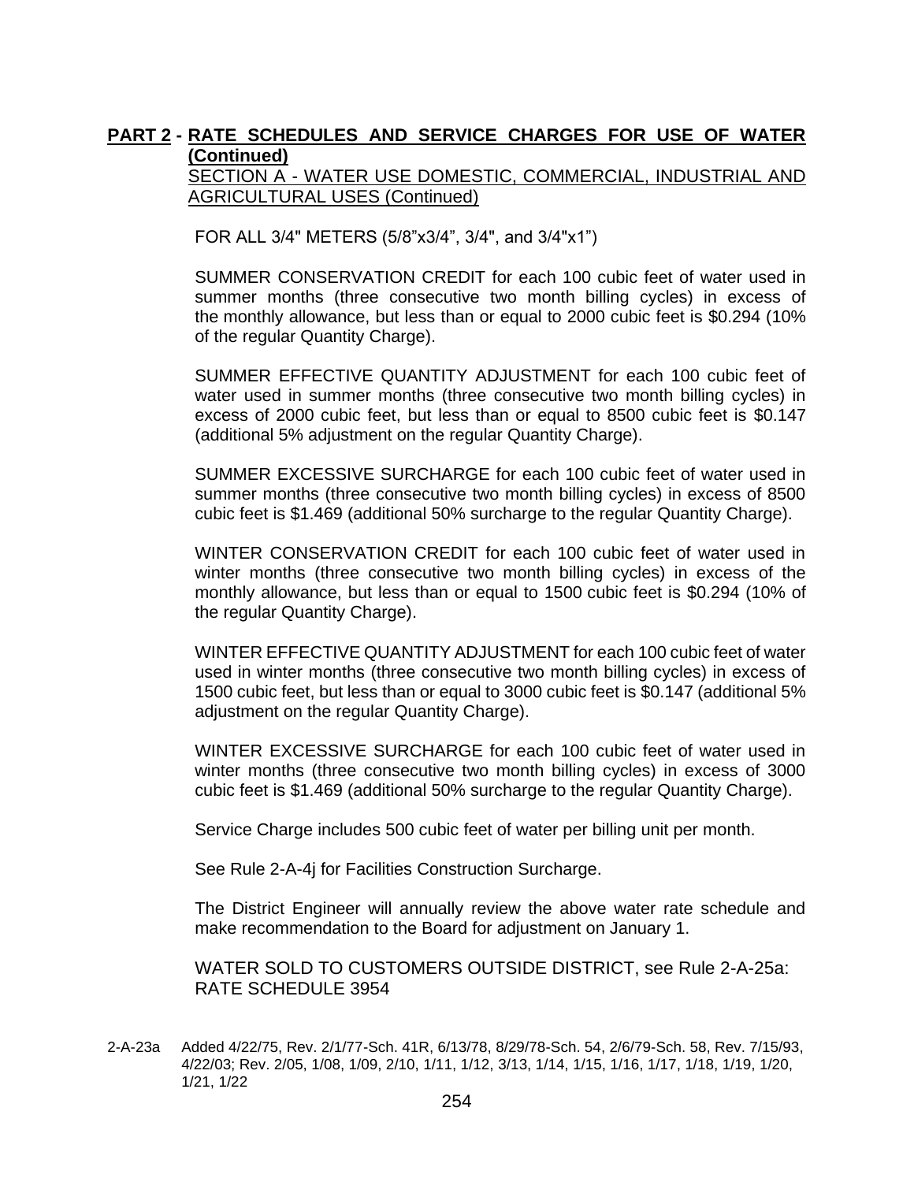**PART 2 - RATE SCHEDULES AND SERVICE CHARGES FOR USE OF WATER (Continued)**

SECTION A - WATER USE DOMESTIC, COMMERCIAL, INDUSTRIAL AND AGRICULTURAL USES (Continued)

FOR ALL 3/4" METERS (5/8"x3/4", 3/4", and 3/4"x1")

SUMMER CONSERVATION CREDIT for each 100 cubic feet of water used in summer months (three consecutive two month billing cycles) in excess of the monthly allowance, but less than or equal to 2000 cubic feet is $0.294 (10% of the regular Quantity Charge).

SUMMER EFFECTIVE QUANTITY ADJUSTMENT for each 100 cubic feet of water used in summer months (three consecutive two month billing cycles) in excess of 2000 cubic feet, but less than or equal to 8500 cubic feet is $0.147 (additional 5% adjustment on the regular Quantity Charge).

SUMMER EXCESSIVE SURCHARGE for each 100 cubic feet of water used in summer months (three consecutive two month billing cycles) in excess of 8500 cubic feet is $1.469 (additional 50% surcharge to the regular Quantity Charge).

WINTER CONSERVATION CREDIT for each 100 cubic feet of water used in winter months (three consecutive two month billing cycles) in excess of the monthly allowance, but less than or equal to 1500 cubic feet is $0.294 (10% of the regular Quantity Charge).

WINTER EFFECTIVE QUANTITY ADJUSTMENT for each 100 cubic feet of water used in winter months (three consecutive two month billing cycles) in excess of 1500 cubic feet, but less than or equal to 3000 cubic feet is $0.147 (additional 5% adjustment on the regular Quantity Charge).

WINTER EXCESSIVE SURCHARGE for each 100 cubic feet of water used in winter months (three consecutive two month billing cycles) in excess of 3000 cubic feet is $1.469 (additional 50% surcharge to the regular Quantity Charge).

Service Charge includes 500 cubic feet of water per billing unit per month.

See Rule 2-A-4j for Facilities Construction Surcharge.

The District Engineer will annually review the above water rate schedule and make recommendation to the Board for adjustment on January 1.

WATER SOLD TO CUSTOMERS OUTSIDE DISTRICT, see Rule 2-A-25a: RATE SCHEDULE 3954

2-A-23a Added 4/22/75, Rev. 2/1/77-Sch. 41R, 6/13/78, 8/29/78-Sch. 54, 2/6/79-Sch. 58, Rev. 7/15/93, 4/22/03; Rev. 2/05, 1/08, 1/09, 2/10, 1/11, 1/12, 3/13, 1/14, 1/15, 1/16, 1/17, 1/18, 1/19, 1/20, 1/21, 1/22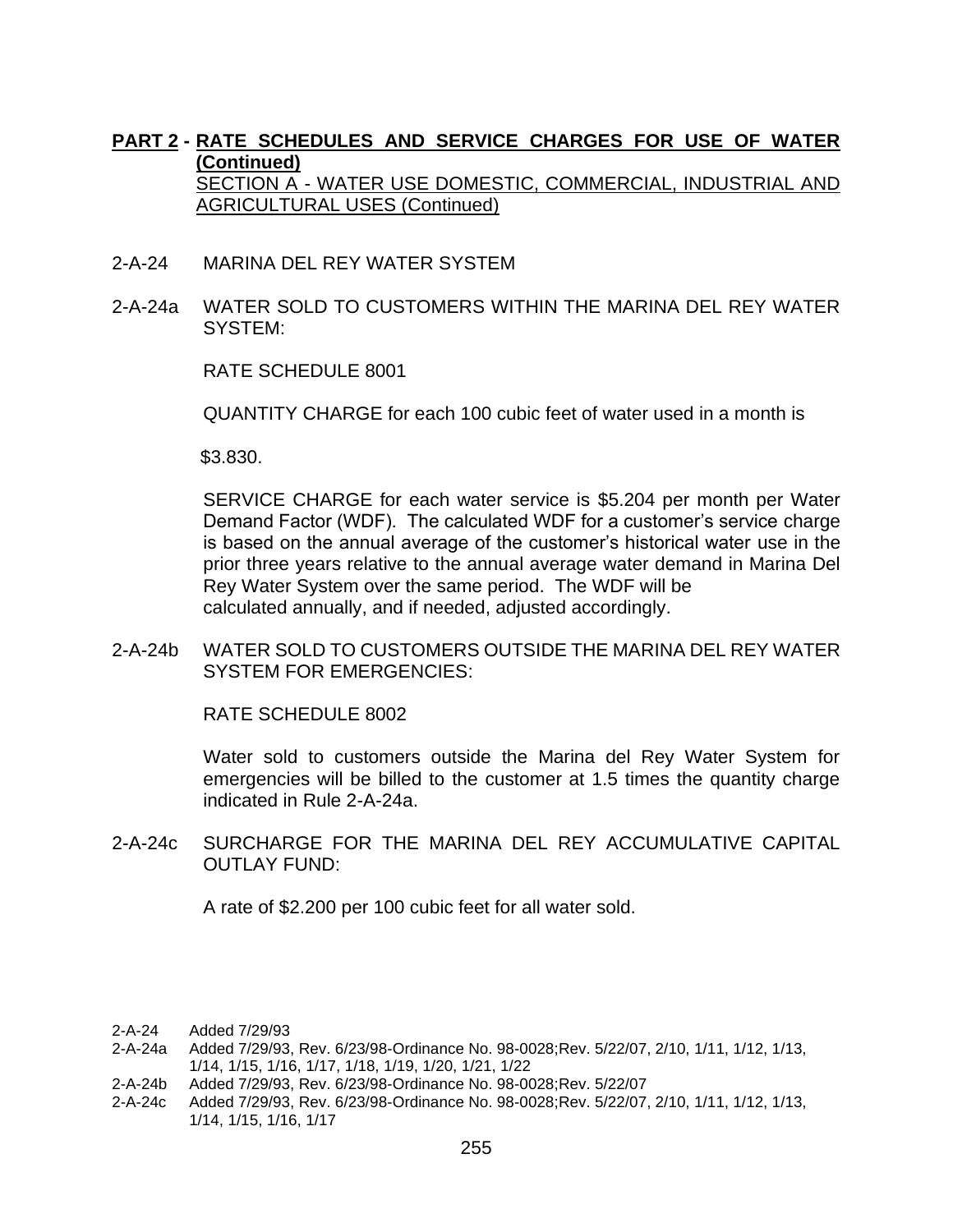**PART 2 - RATE SCHEDULES AND SERVICE CHARGES FOR USE OF WATER (Continued)**
SECTION A - WATER USE DOMESTIC, COMMERCIAL, INDUSTRIAL AND AGRICULTURAL USES (Continued)

2-A-24 MARINA DEL REY WATER SYSTEM

2-A-24a WATER SOLD TO CUSTOMERS WITHIN THE MARINA DEL REY WATER SYSTEM:

RATE SCHEDULE 8001

QUANTITY CHARGE for each 100 cubic feet of water used in a month is

$3.830.

SERVICE CHARGE for each water service is $5.204 per month per Water Demand Factor (WDF). The calculated WDF for a customer's service charge is based on the annual average of the customer's historical water use in the prior three years relative to the annual average water demand in Marina Del Rey Water System over the same period. The WDF will be calculated annually, and if needed, adjusted accordingly.

2-A-24b WATER SOLD TO CUSTOMERS OUTSIDE THE MARINA DEL REY WATER SYSTEM FOR EMERGENCIES:

RATE SCHEDULE 8002

Water sold to customers outside the Marina del Rey Water System for emergencies will be billed to the customer at 1.5 times the quantity charge indicated in Rule 2-A-24a.

2-A-24c SURCHARGE FOR THE MARINA DEL REY ACCUMULATIVE CAPITAL OUTLAY FUND:

A rate of $2.200 per 100 cubic feet for all water sold.

2-A-24 Added 7/29/93
2-A-24a Added 7/29/93, Rev. 6/23/98-Ordinance No. 98-0028;Rev. 5/22/07, 2/10, 1/11, 1/12, 1/13, 1/14, 1/15, 1/16, 1/17, 1/18, 1/19, 1/20, 1/21, 1/22
2-A-24b Added 7/29/93, Rev. 6/23/98-Ordinance No. 98-0028;Rev. 5/22/07
2-A-24c Added 7/29/93, Rev. 6/23/98-Ordinance No. 98-0028;Rev. 5/22/07, 2/10, 1/11, 1/12, 1/13, 1/14, 1/15, 1/16, 1/17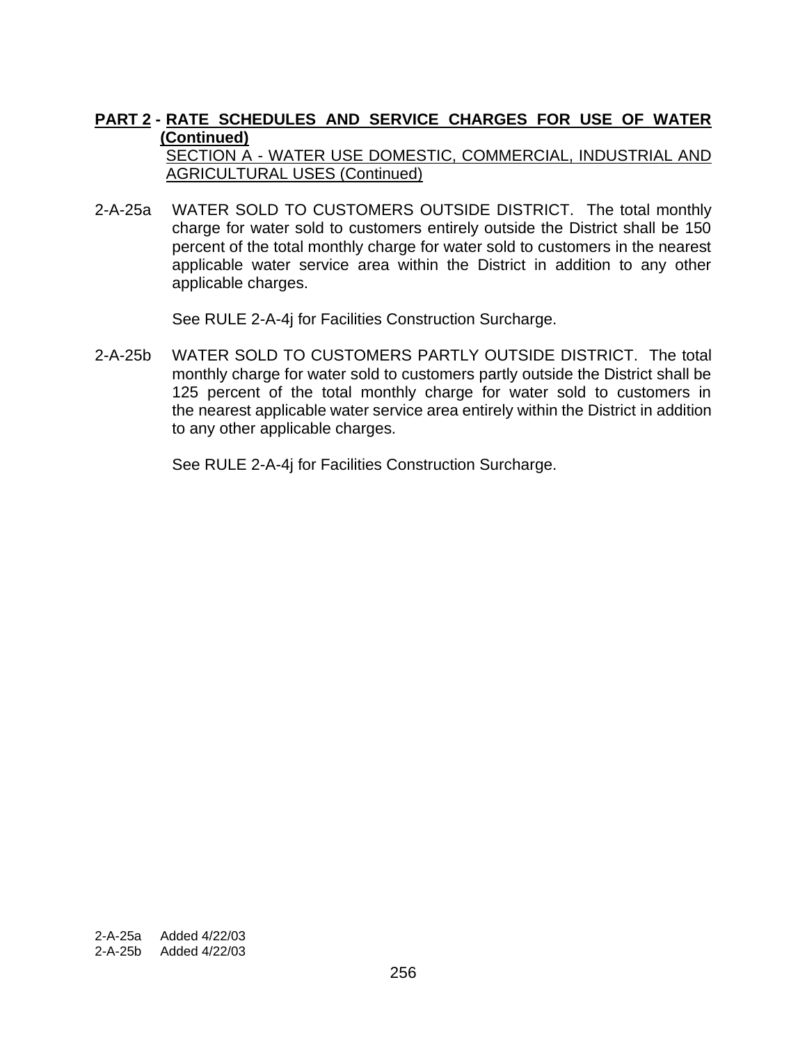**PART 2 - RATE SCHEDULES AND SERVICE CHARGES FOR USE OF WATER (Continued)**

SECTION A - WATER USE DOMESTIC, COMMERCIAL, INDUSTRIAL AND AGRICULTURAL USES (Continued)

2-A-25a WATER SOLD TO CUSTOMERS OUTSIDE DISTRICT. The total monthly charge for water sold to customers entirely outside the District shall be 150 percent of the total monthly charge for water sold to customers in the nearest applicable water service area within the District in addition to any other applicable charges.

See RULE 2-A-4j for Facilities Construction Surcharge.

2-A-25b WATER SOLD TO CUSTOMERS PARTLY OUTSIDE DISTRICT. The total monthly charge for water sold to customers partly outside the District shall be 125 percent of the total monthly charge for water sold to customers in the nearest applicable water service area entirely within the District in addition to any other applicable charges.

See RULE 2-A-4j for Facilities Construction Surcharge.

2-A-25a Added 4/22/03
2-A-25b Added 4/22/03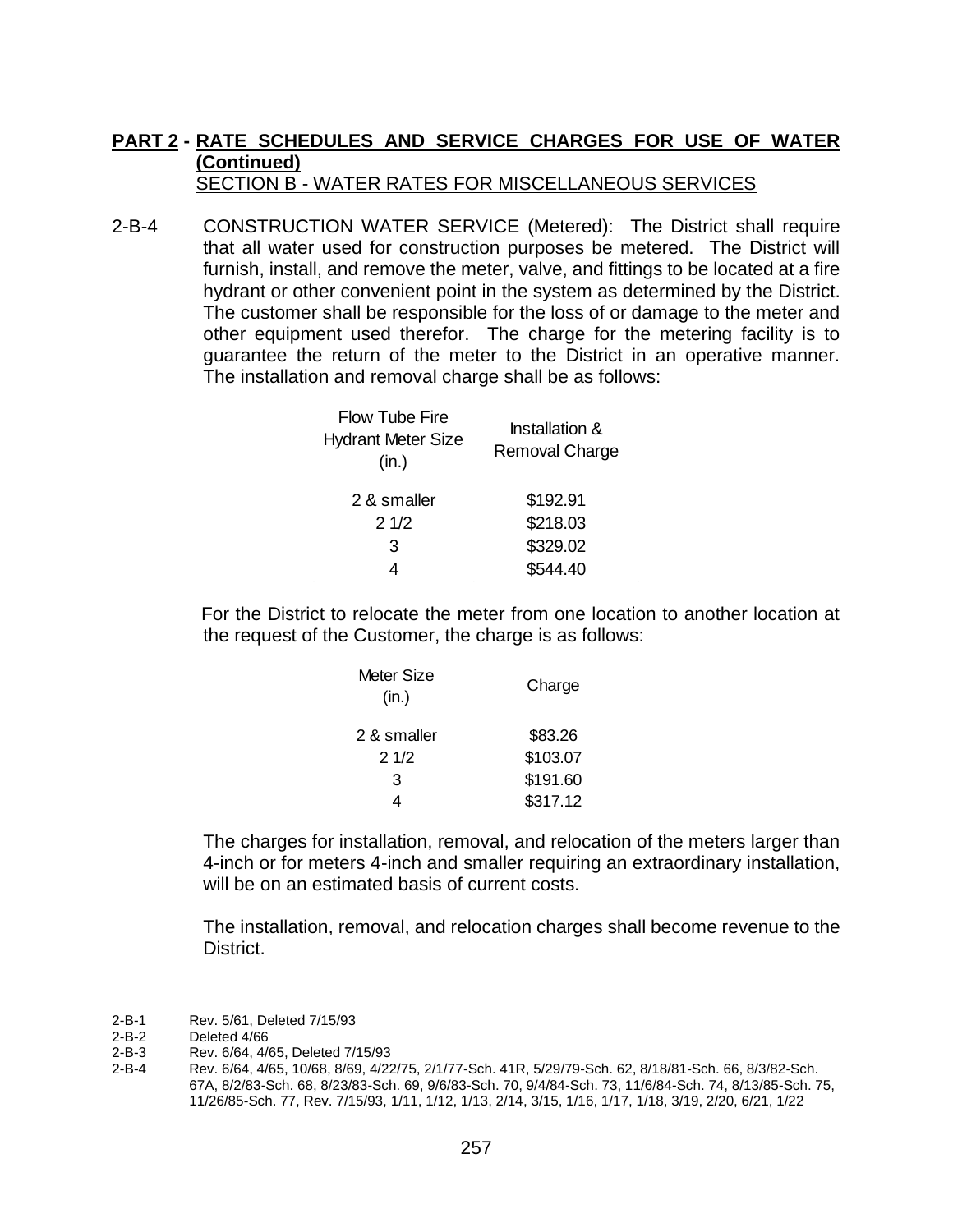**PART 2 - RATE SCHEDULES AND SERVICE CHARGES FOR USE OF WATER (Continued)**
SECTION B - WATER RATES FOR MISCELLANEOUS SERVICES

2-B-4 CONSTRUCTION WATER SERVICE (Metered): The District shall require that all water used for construction purposes be metered. The District will furnish, install, and remove the meter, valve, and fittings to be located at a fire hydrant or other convenient point in the system as determined by the District. The customer shall be responsible for the loss of or damage to the meter and other equipment used therefor. The charge for the metering facility is to guarantee the return of the meter to the District in an operative manner. The installation and removal charge shall be as follows:

| Flow Tube Fire Hydrant Meter Size (in.) | Installation & Removal Charge |
|---|---|
| 2 & smaller | $192.91 |
| 2 1/2 | $218.03 |
| 3 | $329.02 |
| 4 | $544.40 |

For the District to relocate the meter from one location to another location at the request of the Customer, the charge is as follows:

| Meter Size (in.) | Charge |
|---|---|
| 2 & smaller | $83.26 |
| 2 1/2 | $103.07 |
| 3 | $191.60 |
| 4 | $317.12 |

The charges for installation, removal, and relocation of the meters larger than 4-inch or for meters 4-inch and smaller requiring an extraordinary installation, will be on an estimated basis of current costs.

The installation, removal, and relocation charges shall become revenue to the District.

2-B-1 Rev. 5/61, Deleted 7/15/93
2-B-2 Deleted 4/66
2-B-3 Rev. 6/64, 4/65, Deleted 7/15/93
2-B-4 Rev. 6/64, 4/65, 10/68, 8/69, 4/22/75, 2/1/77-Sch. 41R, 5/29/79-Sch. 62, 8/18/81-Sch. 66, 8/3/82-Sch. 67A, 8/2/83-Sch. 68, 8/23/83-Sch. 69, 9/6/83-Sch. 70, 9/4/84-Sch. 73, 11/6/84-Sch. 74, 8/13/85-Sch. 75, 11/26/85-Sch. 77, Rev. 7/15/93, 1/11, 1/12, 1/13, 2/14, 3/15, 1/16, 1/17, 1/18, 3/19, 2/20, 6/21, 1/22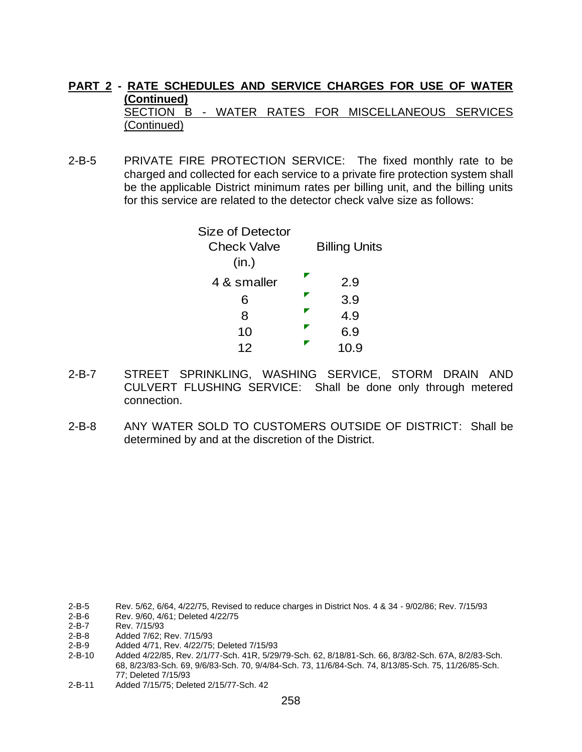**PART 2 - RATE SCHEDULES AND SERVICE CHARGES FOR USE OF WATER (Continued)**

SECTION B - WATER RATES FOR MISCELLANEOUS SERVICES (Continued)

2-B-5 PRIVATE FIRE PROTECTION SERVICE: The fixed monthly rate to be charged and collected for each service to a private fire protection system shall be the applicable District minimum rates per billing unit, and the billing units for this service are related to the detector check valve size as follows:

| Size of Detector Check Valve (in.) | Billing Units |
|---|---|
| 4 & smaller | 2.9 |
| 6 | 3.9 |
| 8 | 4.9 |
| 10 | 6.9 |
| 12 | 10.9 |

2-B-7 STREET SPRINKLING, WASHING SERVICE, STORM DRAIN AND CULVERT FLUSHING SERVICE: Shall be done only through metered connection.

2-B-8 ANY WATER SOLD TO CUSTOMERS OUTSIDE OF DISTRICT: Shall be determined by and at the discretion of the District.

2-B-5 Rev. 5/62, 6/64, 4/22/75, Revised to reduce charges in District Nos. 4 & 34 - 9/02/86; Rev. 7/15/93
2-B-6 Rev. 9/60, 4/61; Deleted 4/22/75
2-B-7 Rev. 7/15/93
2-B-8 Added 7/62; Rev. 7/15/93
2-B-9 Added 4/71, Rev. 4/22/75; Deleted 7/15/93
2-B-10 Added 4/22/85, Rev. 2/1/77-Sch. 41R, 5/29/79-Sch. 62, 8/18/81-Sch. 66, 8/3/82-Sch. 67A, 8/2/83-Sch. 68, 8/23/83-Sch. 69, 9/6/83-Sch. 70, 9/4/84-Sch. 73, 11/6/84-Sch. 74, 8/13/85-Sch. 75, 11/26/85-Sch. 77; Deleted 7/15/93
2-B-11 Added 7/15/75; Deleted 2/15/77-Sch. 42